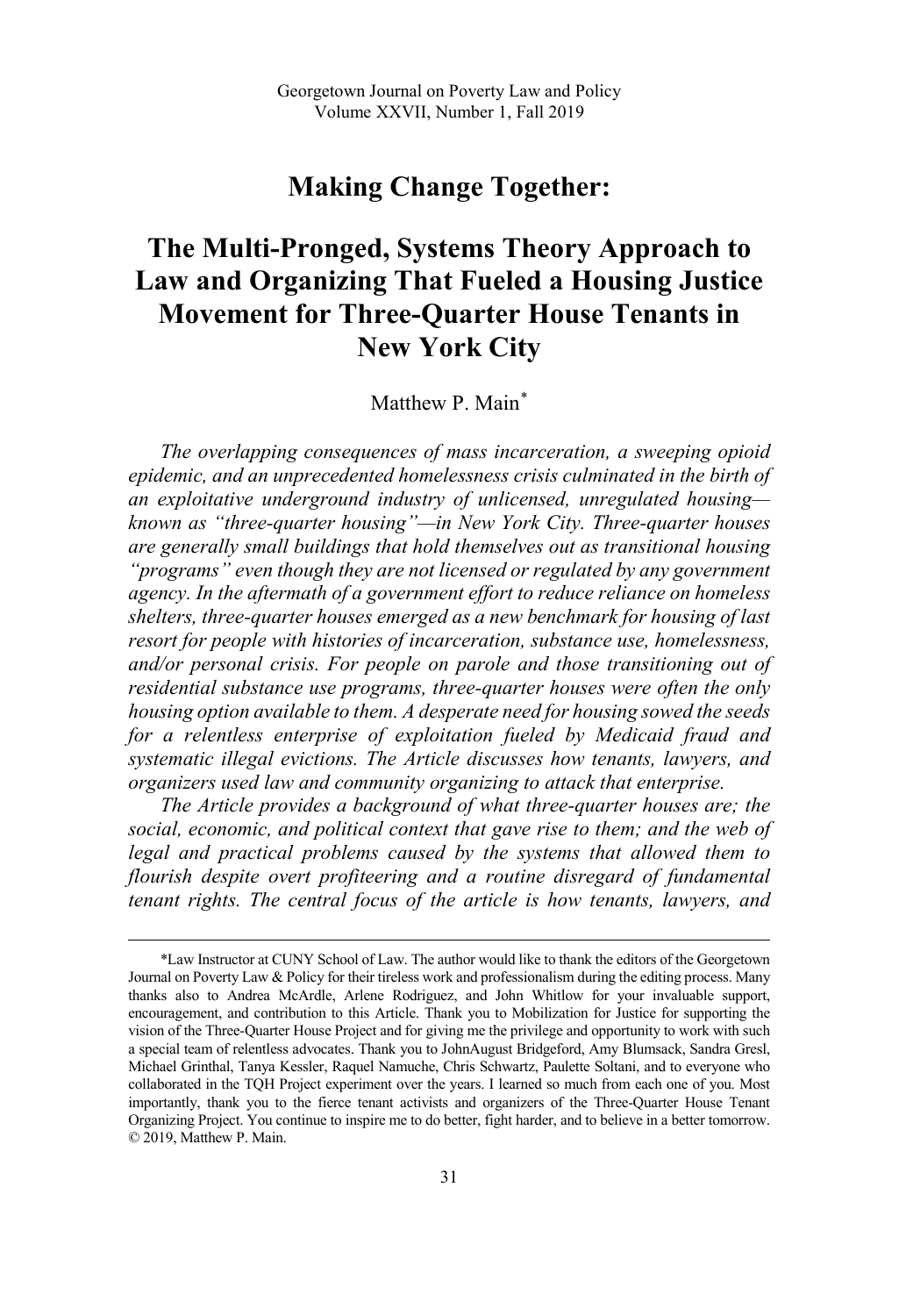# Making Change Together:

# The Multi-Pronged, Systems Theory Approach to Law and Organizing That Fueled a Housing Justice Movement for Three-Quarter House Tenants in New York City

Matthew P. Main*

*The overlapping consequences of mass incarceration, a sweeping opioid epidemic, and an unprecedented homelessness crisis culminated in the birth of an exploitative underground industry of unlicensed, unregulated housing—known as "three-quarter housing"—in New York City. Three-quarter houses are generally small buildings that hold themselves out as transitional housing "programs" even though they are not licensed or regulated by any government agency. In the aftermath of a government effort to reduce reliance on homeless shelters, three-quarter houses emerged as a new benchmark for housing of last resort for people with histories of incarceration, substance use, homelessness, and/or personal crisis. For people on parole and those transitioning out of residential substance use programs, three-quarter houses were often the only housing option available to them. A desperate need for housing sowed the seeds for a relentless enterprise of exploitation fueled by Medicaid fraud and systematic illegal evictions. The Article discusses how tenants, lawyers, and organizers used law and community organizing to attack that enterprise.*

*The Article provides a background of what three-quarter houses are; the social, economic, and political context that gave rise to them; and the web of legal and practical problems caused by the systems that allowed them to flourish despite overt profiteering and a routine disregard of fundamental tenant rights. The central focus of the article is how tenants, lawyers, and*

---

*Law Instructor at CUNY School of Law. The author would like to thank the editors of the Georgetown Journal on Poverty Law & Policy for their tireless work and professionalism during the editing process. Many thanks also to Andrea McArdle, Arlene Rodriguez, and John Whitlow for your invaluable support, encouragement, and contribution to this Article. Thank you to Mobilization for Justice for supporting the vision of the Three-Quarter House Project and for giving me the privilege and opportunity to work with such a special team of relentless advocates. Thank you to JohnAugust Bridgeford, Amy Blumsack, Sandra Gresl, Michael Grinthal, Tanya Kessler, Raquel Namuche, Chris Schwartz, Paulette Soltani, and to everyone who collaborated in the TQH Project experiment over the years. I learned so much from each one of you. Most importantly, thank you to the fierce tenant activists and organizers of the Three-Quarter House Tenant Organizing Project. You continue to inspire me to do better, fight harder, and to believe in a better tomorrow. © 2019, Matthew P. Main.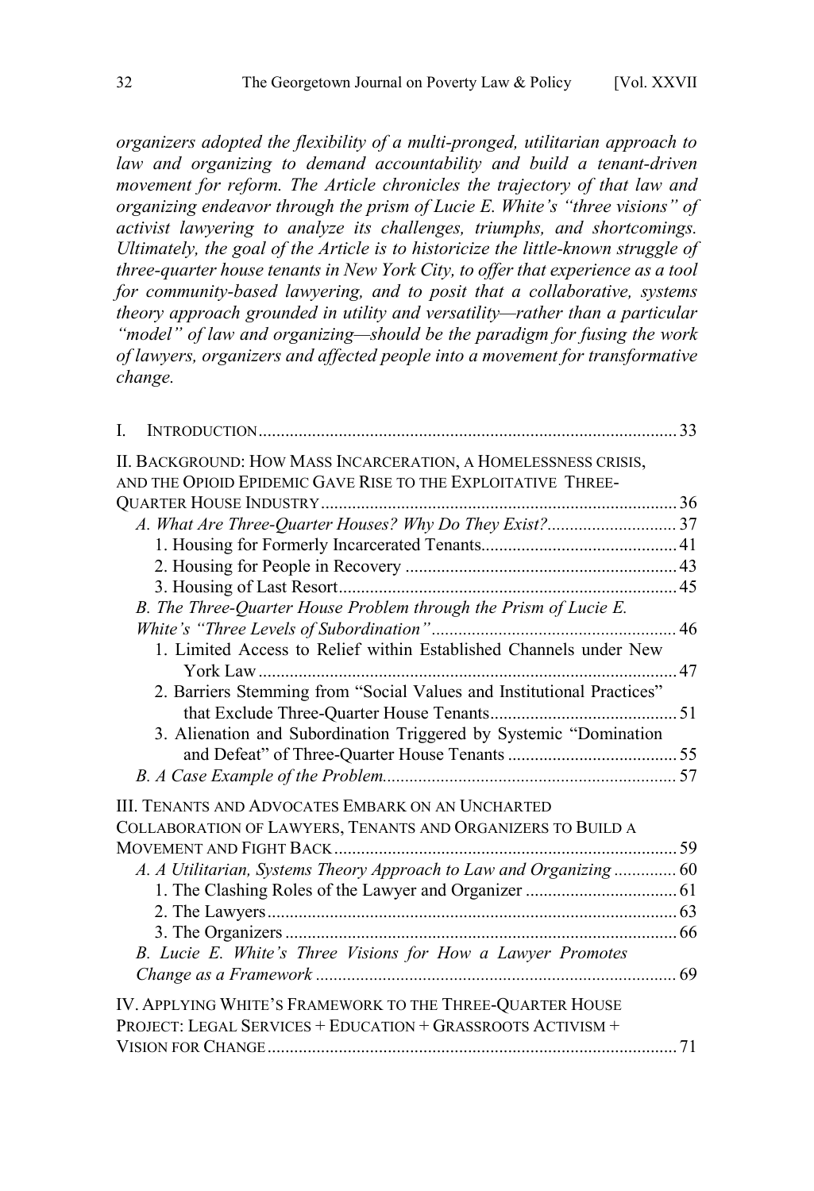*organizers adopted the flexibility of a multi-pronged, utilitarian approach to law and organizing to demand accountability and build a tenant-driven movement for reform. The Article chronicles the trajectory of that law and organizing endeavor through the prism of Lucie E. White's "three visions" of activist lawyering to analyze its challenges, triumphs, and shortcomings. Ultimately, the goal of the Article is to historicize the little-known struggle of three-quarter house tenants in New York City, to offer that experience as a tool for community-based lawyering, and to posit that a collaborative, systems theory approach grounded in utility and versatility—rather than a particular "model" of law and organizing—should be the paradigm for fusing the work of lawyers, organizers and affected people into a movement for transformative change.*

I. INTRODUCTION .......... 33

II. BACKGROUND: HOW MASS INCARCERATION, A HOMELESSNESS CRISIS, AND THE OPIOID EPIDEMIC GAVE RISE TO THE EXPLOITATIVE THREE-QUARTER HOUSE INDUSTRY .......... 36

*A. What Are Three-Quarter Houses? Why Do They Exist?* .......... 37

1. Housing for Formerly Incarcerated Tenants .......... 41
2. Housing for People in Recovery .......... 43
3. Housing of Last Resort .......... 45

*B. The Three-Quarter House Problem through the Prism of Lucie E. White's "Three Levels of Subordination"* .......... 46

1. Limited Access to Relief within Established Channels under New York Law .......... 47
2. Barriers Stemming from "Social Values and Institutional Practices" that Exclude Three-Quarter House Tenants .......... 51
3. Alienation and Subordination Triggered by Systemic "Domination and Defeat" of Three-Quarter House Tenants .......... 55

*B. A Case Example of the Problem* .......... 57

III. TENANTS AND ADVOCATES EMBARK ON AN UNCHARTED COLLABORATION OF LAWYERS, TENANTS AND ORGANIZERS TO BUILD A MOVEMENT AND FIGHT BACK .......... 59

*A. A Utilitarian, Systems Theory Approach to Law and Organizing* .......... 60

1. The Clashing Roles of the Lawyer and Organizer .......... 61
2. The Lawyers .......... 63
3. The Organizers .......... 66

*B. Lucie E. White's Three Visions for How a Lawyer Promotes Change as a Framework* .......... 69

IV. APPLYING WHITE'S FRAMEWORK TO THE THREE-QUARTER HOUSE PROJECT: LEGAL SERVICES + EDUCATION + GRASSROOTS ACTIVISM + VISION FOR CHANGE .......... 71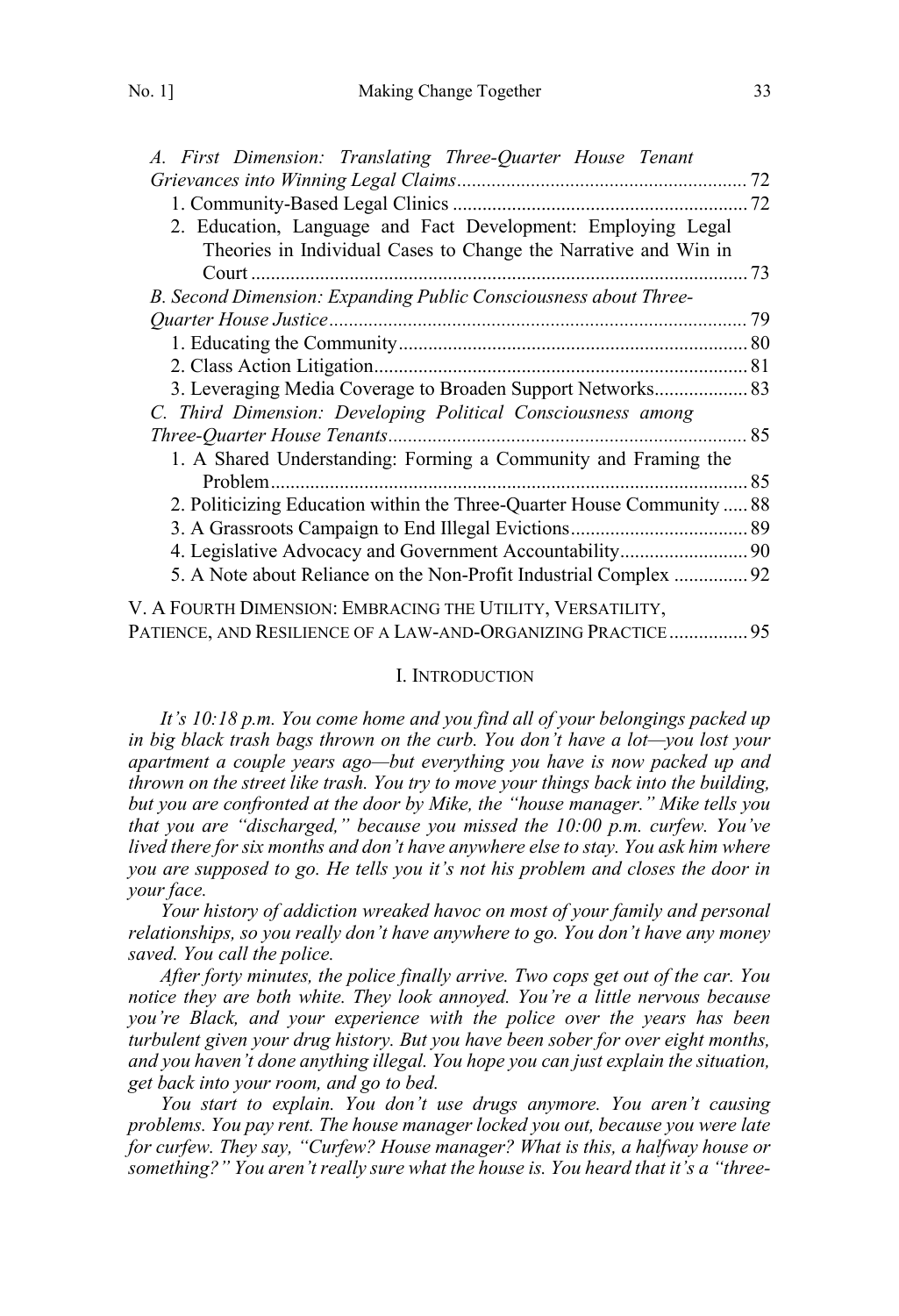*A. First Dimension: Translating Three-Quarter House Tenant Grievances into Winning Legal Claims* ........................................................... 72
- 1. Community-Based Legal Clinics ............................................................. 72
- 2. Education, Language and Fact Development: Employing Legal Theories in Individual Cases to Change the Narrative and Win in Court ..................................................................................................... 73

*B. Second Dimension: Expanding Public Consciousness about Three-Quarter House Justice* ..................................................................................... 79
- 1. Educating the Community ....................................................................... 80
- 2. Class Action Litigation ............................................................................ 81
- 3. Leveraging Media Coverage to Broaden Support Networks .................. 83

*C. Third Dimension: Developing Political Consciousness among Three-Quarter House Tenants* ......................................................................... 85
- 1. A Shared Understanding: Forming a Community and Framing the Problem ................................................................................................. 85
- 2. Politicizing Education within the Three-Quarter House Community ..... 88
- 3. A Grassroots Campaign to End Illegal Evictions .................................... 89
- 4. Legislative Advocacy and Government Accountability .......................... 90
- 5. A Note about Reliance on the Non-Profit Industrial Complex ............... 92

V. A FOURTH DIMENSION: EMBRACING THE UTILITY, VERSATILITY, PATIENCE, AND RESILIENCE OF A LAW-AND-ORGANIZING PRACTICE ................ 95

## I. INTRODUCTION

*It's 10:18 p.m. You come home and you find all of your belongings packed up in big black trash bags thrown on the curb. You don't have a lot—you lost your apartment a couple years ago—but everything you have is now packed up and thrown on the street like trash. You try to move your things back into the building, but you are confronted at the door by Mike, the "house manager." Mike tells you that you are "discharged," because you missed the 10:00 p.m. curfew. You've lived there for six months and don't have anywhere else to stay. You ask him where you are supposed to go. He tells you it's not his problem and closes the door in your face.*

*Your history of addiction wreaked havoc on most of your family and personal relationships, so you really don't have anywhere to go. You don't have any money saved. You call the police.*

*After forty minutes, the police finally arrive. Two cops get out of the car. You notice they are both white. They look annoyed. You're a little nervous because you're Black, and your experience with the police over the years has been turbulent given your drug history. But you have been sober for over eight months, and you haven't done anything illegal. You hope you can just explain the situation, get back into your room, and go to bed.*

*You start to explain. You don't use drugs anymore. You aren't causing problems. You pay rent. The house manager locked you out, because you were late for curfew. They say, "Curfew? House manager? What is this, a halfway house or something?" You aren't really sure what the house is. You heard that it's a "three-*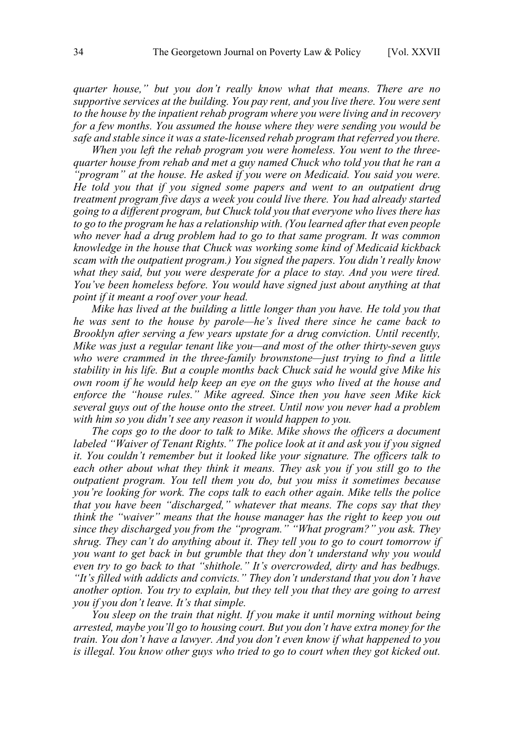*quarter house," but you don't really know what that means. There are no supportive services at the building. You pay rent, and you live there. You were sent to the house by the inpatient rehab program where you were living and in recovery for a few months. You assumed the house where they were sending you would be safe and stable since it was a state-licensed rehab program that referred you there.*

*When you left the rehab program you were homeless. You went to the three-quarter house from rehab and met a guy named Chuck who told you that he ran a "program" at the house. He asked if you were on Medicaid. You said you were. He told you that if you signed some papers and went to an outpatient drug treatment program five days a week you could live there. You had already started going to a different program, but Chuck told you that everyone who lives there has to go to the program he has a relationship with. (You learned after that even people who never had a drug problem had to go to that same program. It was common knowledge in the house that Chuck was working some kind of Medicaid kickback scam with the outpatient program.) You signed the papers. You didn't really know what they said, but you were desperate for a place to stay. And you were tired. You've been homeless before. You would have signed just about anything at that point if it meant a roof over your head.*

*Mike has lived at the building a little longer than you have. He told you that he was sent to the house by parole—he's lived there since he came back to Brooklyn after serving a few years upstate for a drug conviction. Until recently, Mike was just a regular tenant like you—and most of the other thirty-seven guys who were crammed in the three-family brownstone—just trying to find a little stability in his life. But a couple months back Chuck said he would give Mike his own room if he would help keep an eye on the guys who lived at the house and enforce the "house rules." Mike agreed. Since then you have seen Mike kick several guys out of the house onto the street. Until now you never had a problem with him so you didn't see any reason it would happen to you.*

*The cops go to the door to talk to Mike. Mike shows the officers a document labeled "Waiver of Tenant Rights." The police look at it and ask you if you signed it. You couldn't remember but it looked like your signature. The officers talk to each other about what they think it means. They ask you if you still go to the outpatient program. You tell them you do, but you miss it sometimes because you're looking for work. The cops talk to each other again. Mike tells the police that you have been "discharged," whatever that means. The cops say that they think the "waiver" means that the house manager has the right to keep you out since they discharged you from the "program." "What program?" you ask. They shrug. They can't do anything about it. They tell you to go to court tomorrow if you want to get back in but grumble that they don't understand why you would even try to go back to that "shithole." It's overcrowded, dirty and has bedbugs. "It's filled with addicts and convicts." They don't understand that you don't have another option. You try to explain, but they tell you that they are going to arrest you if you don't leave. It's that simple.*

*You sleep on the train that night. If you make it until morning without being arrested, maybe you'll go to housing court. But you don't have extra money for the train. You don't have a lawyer. And you don't even know if what happened to you is illegal. You know other guys who tried to go to court when they got kicked out.*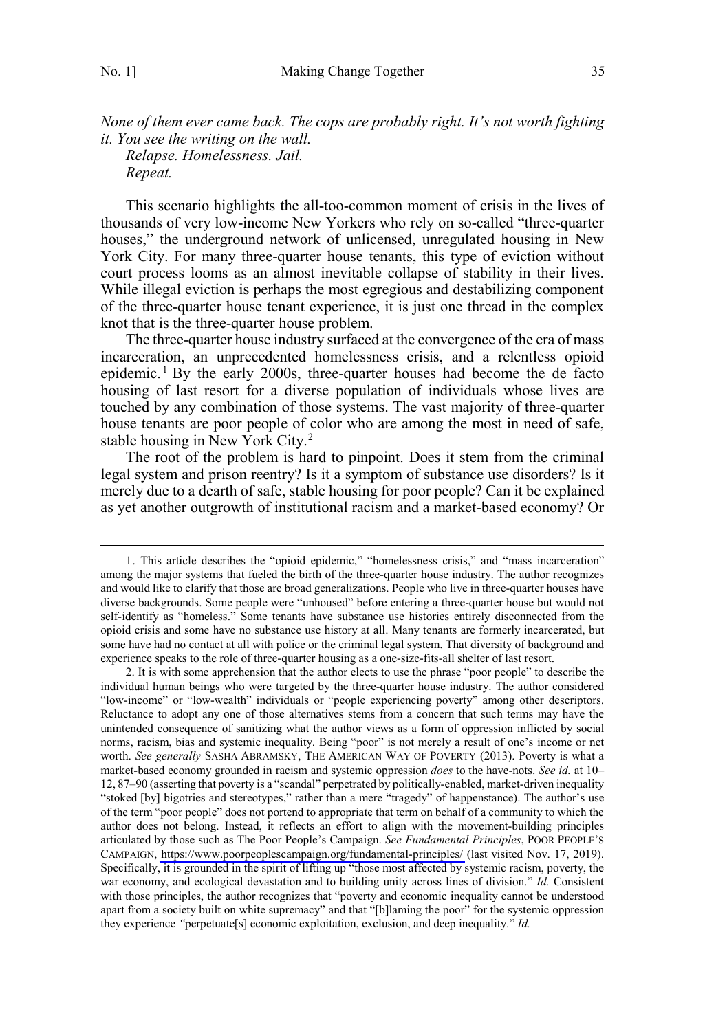*None of them ever came back. The cops are probably right. It's not worth fighting it. You see the writing on the wall.*

*Relapse. Homelessness. Jail.*

*Repeat.*

This scenario highlights the all-too-common moment of crisis in the lives of thousands of very low-income New Yorkers who rely on so-called "three-quarter houses," the underground network of unlicensed, unregulated housing in New York City. For many three-quarter house tenants, this type of eviction without court process looms as an almost inevitable collapse of stability in their lives. While illegal eviction is perhaps the most egregious and destabilizing component of the three-quarter house tenant experience, it is just one thread in the complex knot that is the three-quarter house problem.

The three-quarter house industry surfaced at the convergence of the era of mass incarceration, an unprecedented homelessness crisis, and a relentless opioid epidemic.[1] By the early 2000s, three-quarter houses had become the de facto housing of last resort for a diverse population of individuals whose lives are touched by any combination of those systems. The vast majority of three-quarter house tenants are poor people of color who are among the most in need of safe, stable housing in New York City.[2]

The root of the problem is hard to pinpoint. Does it stem from the criminal legal system and prison reentry? Is it a symptom of substance use disorders? Is it merely due to a dearth of safe, stable housing for poor people? Can it be explained as yet another outgrowth of institutional racism and a market-based economy? Or

---

1. This article describes the "opioid epidemic," "homelessness crisis," and "mass incarceration" among the major systems that fueled the birth of the three-quarter house industry. The author recognizes and would like to clarify that those are broad generalizations. People who live in three-quarter houses have diverse backgrounds. Some people were "unhoused" before entering a three-quarter house but would not self-identify as "homeless." Some tenants have substance use histories entirely disconnected from the opioid crisis and some have no substance use history at all. Many tenants are formerly incarcerated, but some have had no contact at all with police or the criminal legal system. That diversity of background and experience speaks to the role of three-quarter housing as a one-size-fits-all shelter of last resort.

2. It is with some apprehension that the author elects to use the phrase "poor people" to describe the individual human beings who were targeted by the three-quarter house industry. The author considered "low-income" or "low-wealth" individuals or "people experiencing poverty" among other descriptors. Reluctance to adopt any one of those alternatives stems from a concern that such terms may have the unintended consequence of sanitizing what the author views as a form of oppression inflicted by social norms, racism, bias and systemic inequality. Being "poor" is not merely a result of one's income or net worth. *See generally* SASHA ABRAMSKY, THE AMERICAN WAY OF POVERTY (2013). Poverty is what a market-based economy grounded in racism and systemic oppression *does* to the have-nots. *See id.* at 10–12, 87–90 (asserting that poverty is a "scandal" perpetrated by politically-enabled, market-driven inequality "stoked [by] bigotries and stereotypes," rather than a mere "tragedy" of happenstance). The author's use of the term "poor people" does not portend to appropriate that term on behalf of a community to which the author does not belong. Instead, it reflects an effort to align with the movement-building principles articulated by those such as The Poor People's Campaign. *See Fundamental Principles*, POOR PEOPLE'S CAMPAIGN, https://www.poorpeoplescampaign.org/fundamental-principles/ (last visited Nov. 17, 2019). Specifically, it is grounded in the spirit of lifting up "those most affected by systemic racism, poverty, the war economy, and ecological devastation and to building unity across lines of division." *Id.* Consistent with those principles, the author recognizes that "poverty and economic inequality cannot be understood apart from a society built on white supremacy" and that "[b]laming the poor" for the systemic oppression they experience *"*perpetuate[s] economic exploitation, exclusion, and deep inequality." *Id.*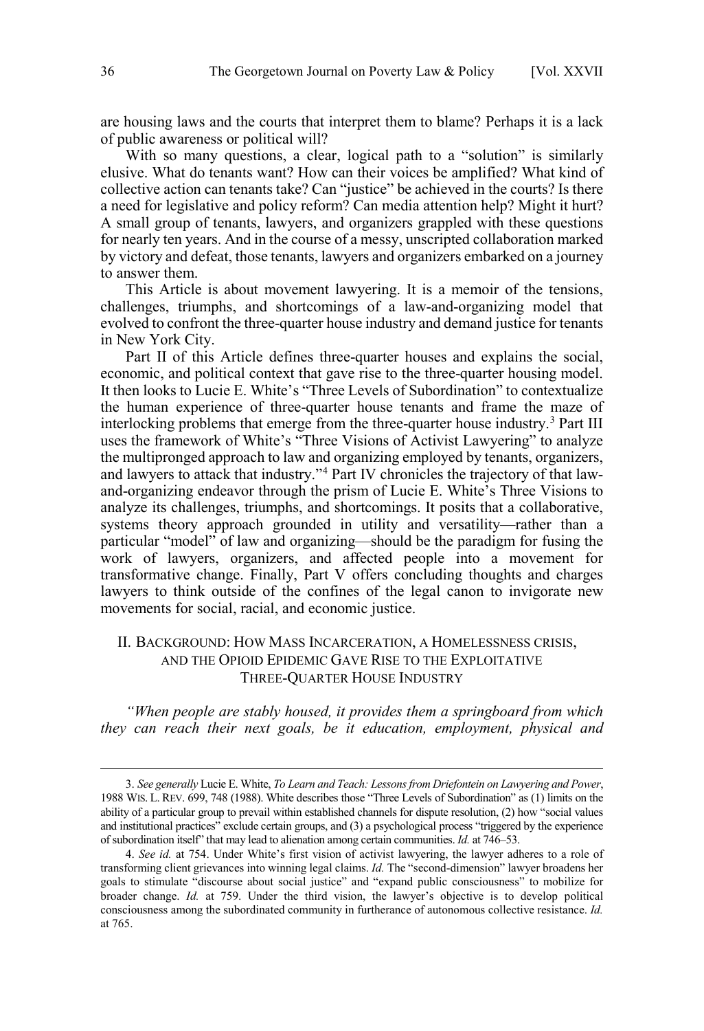are housing laws and the courts that interpret them to blame? Perhaps it is a lack of public awareness or political will?

With so many questions, a clear, logical path to a "solution" is similarly elusive. What do tenants want? How can their voices be amplified? What kind of collective action can tenants take? Can "justice" be achieved in the courts? Is there a need for legislative and policy reform? Can media attention help? Might it hurt? A small group of tenants, lawyers, and organizers grappled with these questions for nearly ten years. And in the course of a messy, unscripted collaboration marked by victory and defeat, those tenants, lawyers and organizers embarked on a journey to answer them.

This Article is about movement lawyering. It is a memoir of the tensions, challenges, triumphs, and shortcomings of a law-and-organizing model that evolved to confront the three-quarter house industry and demand justice for tenants in New York City.

Part II of this Article defines three-quarter houses and explains the social, economic, and political context that gave rise to the three-quarter housing model. It then looks to Lucie E. White's "Three Levels of Subordination" to contextualize the human experience of three-quarter house tenants and frame the maze of interlocking problems that emerge from the three-quarter house industry.[3] Part III uses the framework of White's "Three Visions of Activist Lawyering" to analyze the multipronged approach to law and organizing employed by tenants, organizers, and lawyers to attack that industry."[4] Part IV chronicles the trajectory of that law-and-organizing endeavor through the prism of Lucie E. White's Three Visions to analyze its challenges, triumphs, and shortcomings. It posits that a collaborative, systems theory approach grounded in utility and versatility—rather than a particular "model" of law and organizing—should be the paradigm for fusing the work of lawyers, organizers, and affected people into a movement for transformative change. Finally, Part V offers concluding thoughts and charges lawyers to think outside of the confines of the legal canon to invigorate new movements for social, racial, and economic justice.

## II. Background: How Mass Incarceration, a Homelessness crisis, and the Opioid Epidemic Gave Rise to the Exploitative Three-Quarter House Industry

*"When people are stably housed, it provides them a springboard from which they can reach their next goals, be it education, employment, physical and*

---

3. *See generally* Lucie E. White, *To Learn and Teach: Lessons from Driefontein on Lawyering and Power*, 1988 Wis. L. Rev. 699, 748 (1988). White describes those "Three Levels of Subordination" as (1) limits on the ability of a particular group to prevail within established channels for dispute resolution, (2) how "social values and institutional practices" exclude certain groups, and (3) a psychological process "triggered by the experience of subordination itself" that may lead to alienation among certain communities. *Id.* at 746–53.

4. *See id.* at 754. Under White's first vision of activist lawyering, the lawyer adheres to a role of transforming client grievances into winning legal claims. *Id.* The "second-dimension" lawyer broadens her goals to stimulate "discourse about social justice" and "expand public consciousness" to mobilize for broader change. *Id.* at 759. Under the third vision, the lawyer's objective is to develop political consciousness among the subordinated community in furtherance of autonomous collective resistance. *Id.* at 765.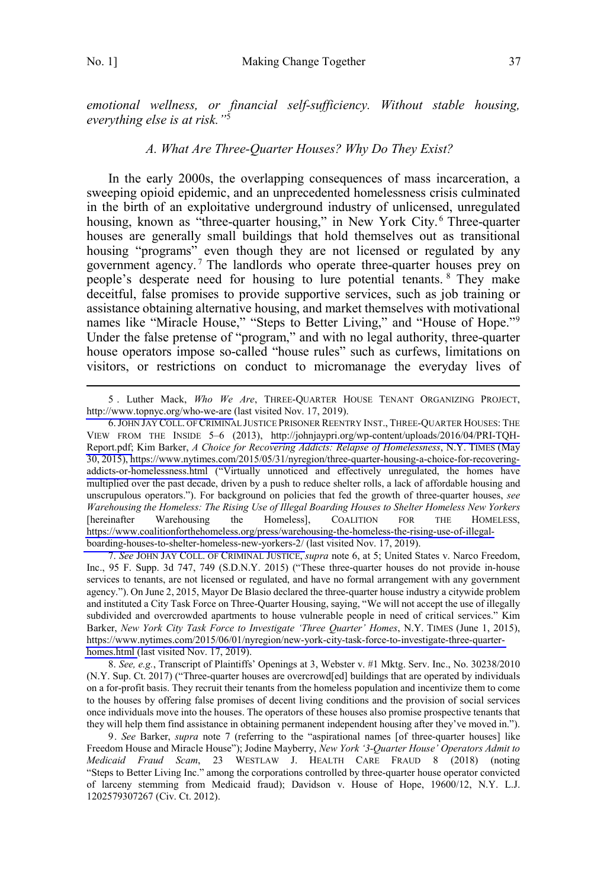*emotional wellness, or financial self-sufficiency. Without stable housing, everything else is at risk."*[5]

### *A. What Are Three-Quarter Houses? Why Do They Exist?*

In the early 2000s, the overlapping consequences of mass incarceration, a sweeping opioid epidemic, and an unprecedented homelessness crisis culminated in the birth of an exploitative underground industry of unlicensed, unregulated housing, known as "three-quarter housing," in New York City.[6] Three-quarter houses are generally small buildings that hold themselves out as transitional housing "programs" even though they are not licensed or regulated by any government agency.[7] The landlords who operate three-quarter houses prey on people's desperate need for housing to lure potential tenants.[8] They make deceitful, false promises to provide supportive services, such as job training or assistance obtaining alternative housing, and market themselves with motivational names like "Miracle House," "Steps to Better Living," and "House of Hope."[9] Under the false pretense of "program," and with no legal authority, three-quarter house operators impose so-called "house rules" such as curfews, limitations on visitors, or restrictions on conduct to micromanage the everyday lives of

---

5. Luther Mack, *Who We Are*, THREE-QUARTER HOUSE TENANT ORGANIZING PROJECT, http://www.topnyc.org/who-we-are (last visited Nov. 17, 2019).

6. JOHN JAY COLL. OF CRIMINAL JUSTICE PRISONER REENTRY INST., THREE-QUARTER HOUSES: THE VIEW FROM THE INSIDE 5–6 (2013), http://johnjaypri.org/wp-content/uploads/2016/04/PRI-TQH-Report.pdf; Kim Barker, *A Choice for Recovering Addicts: Relapse of Homelessness*, N.Y. TIMES (May 30, 2015), https://www.nytimes.com/2015/05/31/nyregion/three-quarter-housing-a-choice-for-recovering-addicts-or-homelessness.html ("Virtually unnoticed and effectively unregulated, the homes have multiplied over the past decade, driven by a push to reduce shelter rolls, a lack of affordable housing and unscrupulous operators."). For background on policies that fed the growth of three-quarter houses, *see Warehousing the Homeless: The Rising Use of Illegal Boarding Houses to Shelter Homeless New Yorkers* [hereinafter Warehousing the Homeless], COALITION FOR THE HOMELESS, https://www.coalitionforthehomeless.org/press/warehousing-the-homeless-the-rising-use-of-illegal-boarding-houses-to-shelter-homeless-new-yorkers-2/ (last visited Nov. 17, 2019).

7. *See* JOHN JAY COLL. OF CRIMINAL JUSTICE, *supra* note 6, at 5; United States v. Narco Freedom, Inc., 95 F. Supp. 3d 747, 749 (S.D.N.Y. 2015) ("These three-quarter houses do not provide in-house services to tenants, are not licensed or regulated, and have no formal arrangement with any government agency."). On June 2, 2015, Mayor De Blasio declared the three-quarter house industry a citywide problem and instituted a City Task Force on Three-Quarter Housing, saying, "We will not accept the use of illegally subdivided and overcrowded apartments to house vulnerable people in need of critical services." Kim Barker, *New York City Task Force to Investigate 'Three Quarter' Homes*, N.Y. TIMES (June 1, 2015), https://www.nytimes.com/2015/06/01/nyregion/new-york-city-task-force-to-investigate-three-quarter-homes.html (last visited Nov. 17, 2019).

8. *See, e.g.*, Transcript of Plaintiffs' Openings at 3, Webster v. #1 Mktg. Serv. Inc., No. 30238/2010 (N.Y. Sup. Ct. 2017) ("Three-quarter houses are overcrowd[ed] buildings that are operated by individuals on a for-profit basis. They recruit their tenants from the homeless population and incentivize them to come to the houses by offering false promises of decent living conditions and the provision of social services once individuals move into the houses. The operators of these houses also promise prospective tenants that they will help them find assistance in obtaining permanent independent housing after they've moved in.").

9. *See* Barker, *supra* note 7 (referring to the "aspirational names [of three-quarter houses] like Freedom House and Miracle House"); Jodine Mayberry, *New York '3-Quarter House' Operators Admit to Medicaid Fraud Scam*, 23 WESTLAW J. HEALTH CARE FRAUD 8 (2018) (noting "Steps to Better Living Inc." among the corporations controlled by three-quarter house operator convicted of larceny stemming from Medicaid fraud); Davidson v. House of Hope, 19600/12, N.Y. L.J. 1202579307267 (Civ. Ct. 2012).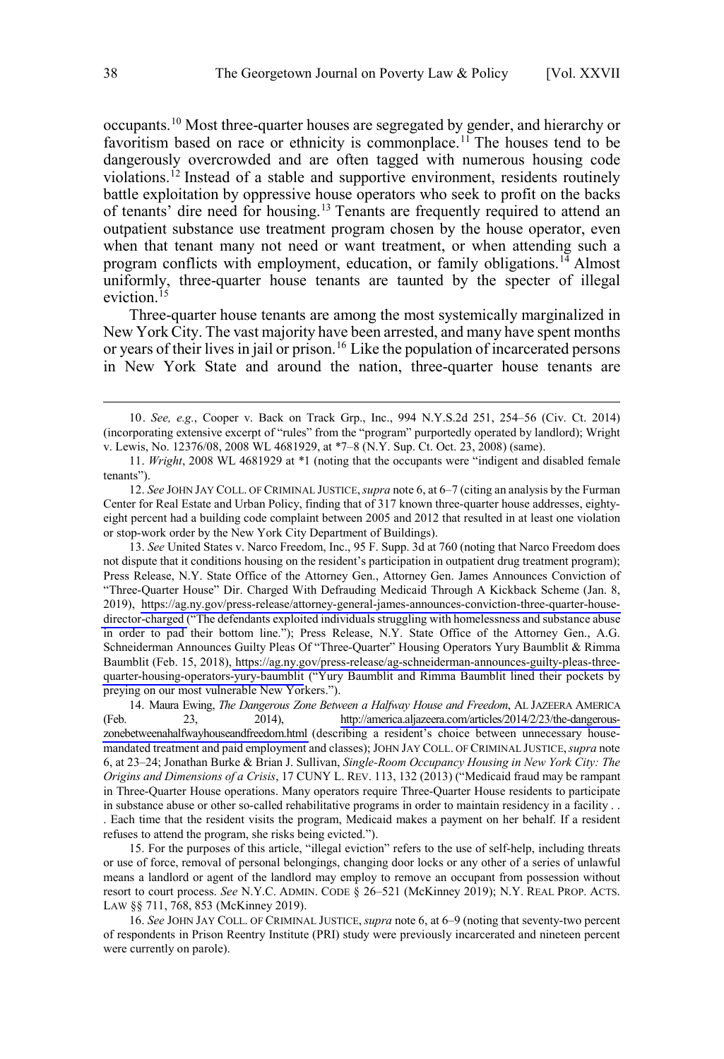occupants.[10] Most three-quarter houses are segregated by gender, and hierarchy or favoritism based on race or ethnicity is commonplace.[11] The houses tend to be dangerously overcrowded and are often tagged with numerous housing code violations.[12] Instead of a stable and supportive environment, residents routinely battle exploitation by oppressive house operators who seek to profit on the backs of tenants' dire need for housing.[13] Tenants are frequently required to attend an outpatient substance use treatment program chosen by the house operator, even when that tenant many not need or want treatment, or when attending such a program conflicts with employment, education, or family obligations.[14] Almost uniformly, three-quarter house tenants are taunted by the specter of illegal eviction.[15]

Three-quarter house tenants are among the most systemically marginalized in New York City. The vast majority have been arrested, and many have spent months or years of their lives in jail or prison.[16] Like the population of incarcerated persons in New York State and around the nation, three-quarter house tenants are

---

10. *See, e.g.*, Cooper v. Back on Track Grp., Inc., 994 N.Y.S.2d 251, 254–56 (Civ. Ct. 2014) (incorporating extensive excerpt of "rules" from the "program" purportedly operated by landlord); Wright v. Lewis, No. 12376/08, 2008 WL 4681929, at *7–8 (N.Y. Sup. Ct. Oct. 23, 2008) (same).

11. *Wright*, 2008 WL 4681929 at *1 (noting that the occupants were "indigent and disabled female tenants").

12. *See* JOHN JAY COLL. OF CRIMINAL JUSTICE, *supra* note 6, at 6–7 (citing an analysis by the Furman Center for Real Estate and Urban Policy, finding that of 317 known three-quarter house addresses, eighty-eight percent had a building code complaint between 2005 and 2012 that resulted in at least one violation or stop-work order by the New York City Department of Buildings).

13. *See* United States v. Narco Freedom, Inc., 95 F. Supp. 3d at 760 (noting that Narco Freedom does not dispute that it conditions housing on the resident's participation in outpatient drug treatment program); Press Release, N.Y. State Office of the Attorney Gen., Attorney Gen. James Announces Conviction of "Three-Quarter House" Dir. Charged With Defrauding Medicaid Through A Kickback Scheme (Jan. 8, 2019), https://ag.ny.gov/press-release/attorney-general-james-announces-conviction-three-quarter-house-director-charged ("The defendants exploited individuals struggling with homelessness and substance abuse in order to pad their bottom line."); Press Release, N.Y. State Office of the Attorney Gen., A.G. Schneiderman Announces Guilty Pleas Of "Three-Quarter" Housing Operators Yury Baumblit & Rimma Baumblit (Feb. 15, 2018), https://ag.ny.gov/press-release/ag-schneiderman-announces-guilty-pleas-three-quarter-housing-operators-yury-baumblit ("Yury Baumblit and Rimma Baumblit lined their pockets by preying on our most vulnerable New Yorkers.").

14. Maura Ewing, *The Dangerous Zone Between a Halfway House and Freedom*, AL JAZEERA AMERICA (Feb. 23, 2014), http://america.aljazeera.com/articles/2014/2/23/the-dangerous-zonebetweenahalfwayhouseandfreedom.html (describing a resident's choice between unnecessary house-mandated treatment and paid employment and classes); JOHN JAY COLL. OF CRIMINAL JUSTICE, *supra* note 6, at 23–24; Jonathan Burke & Brian J. Sullivan, *Single-Room Occupancy Housing in New York City: The Origins and Dimensions of a Crisis*, 17 CUNY L. REV. 113, 132 (2013) ("Medicaid fraud may be rampant in Three-Quarter House operations. Many operators require Three-Quarter House residents to participate in substance abuse or other so-called rehabilitative programs in order to maintain residency in a facility . . . Each time that the resident visits the program, Medicaid makes a payment on her behalf. If a resident refuses to attend the program, she risks being evicted.").

15. For the purposes of this article, "illegal eviction" refers to the use of self-help, including threats or use of force, removal of personal belongings, changing door locks or any other of a series of unlawful means a landlord or agent of the landlord may employ to remove an occupant from possession without resort to court process. *See* N.Y.C. ADMIN. CODE § 26–521 (McKinney 2019); N.Y. REAL PROP. ACTS. LAW §§ 711, 768, 853 (McKinney 2019).

16. *See* JOHN JAY COLL. OF CRIMINAL JUSTICE, *supra* note 6, at 6–9 (noting that seventy-two percent of respondents in Prison Reentry Institute (PRI) study were previously incarcerated and nineteen percent were currently on parole).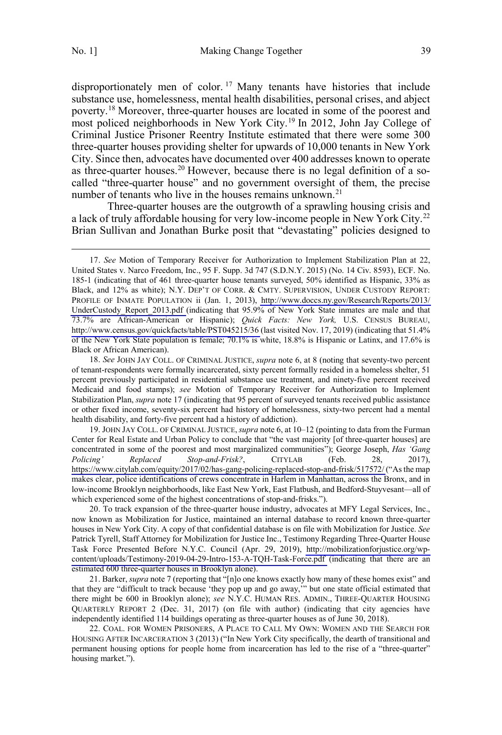disproportionately men of color.[17] Many tenants have histories that include substance use, homelessness, mental health disabilities, personal crises, and abject poverty.[18] Moreover, three-quarter houses are located in some of the poorest and most policed neighborhoods in New York City.[19] In 2012, John Jay College of Criminal Justice Prisoner Reentry Institute estimated that there were some 300 three-quarter houses providing shelter for upwards of 10,000 tenants in New York City. Since then, advocates have documented over 400 addresses known to operate as three-quarter houses.[20] However, because there is no legal definition of a so-called "three-quarter house" and no government oversight of them, the precise number of tenants who live in the houses remains unknown.[21]

Three-quarter houses are the outgrowth of a sprawling housing crisis and a lack of truly affordable housing for very low-income people in New York City.[22] Brian Sullivan and Jonathan Burke posit that "devastating" policies designed to

---

17. *See* Motion of Temporary Receiver for Authorization to Implement Stabilization Plan at 22, United States v. Narco Freedom, Inc., 95 F. Supp. 3d 747 (S.D.N.Y. 2015) (No. 14 Civ. 8593), ECF. No. 185-1 (indicating that of 461 three-quarter house tenants surveyed, 50% identified as Hispanic, 33% as Black, and 12% as white); N.Y. DEP'T OF CORR. & CMTY. SUPERVISION, UNDER CUSTODY REPORT: PROFILE OF INMATE POPULATION ii (Jan. 1, 2013), http://www.doccs.ny.gov/Research/Reports/2013/UnderCustody_Report_2013.pdf (indicating that 95.9% of New York State inmates are male and that 73.7% are African-American or Hispanic); *Quick Facts: New York,* U.S. CENSUS BUREAU, http://www.census.gov/quickfacts/table/PST045215/36 (last visited Nov. 17, 2019) (indicating that 51.4% of the New York State population is female; 70.1% is white, 18.8% is Hispanic or Latinx, and 17.6% is Black or African American).

18. *See* JOHN JAY COLL. OF CRIMINAL JUSTICE, *supra* note 6, at 8 (noting that seventy-two percent of tenant-respondents were formally incarcerated, sixty percent formally resided in a homeless shelter, 51 percent previously participated in residential substance use treatment, and ninety-five percent received Medicaid and food stamps); *see* Motion of Temporary Receiver for Authorization to Implement Stabilization Plan, *supra* note 17 (indicating that 95 percent of surveyed tenants received public assistance or other fixed income, seventy-six percent had history of homelessness, sixty-two percent had a mental health disability, and forty-five percent had a history of addiction).

19. JOHN JAY COLL. OF CRIMINAL JUSTICE, *supra* note 6, at 10–12 (pointing to data from the Furman Center for Real Estate and Urban Policy to conclude that "the vast majority [of three-quarter houses] are concentrated in some of the poorest and most marginalized communities"); George Joseph, *Has 'Gang Policing' Replaced Stop-and-Frisk?*, CITYLAB (Feb. 28, 2017), https://www.citylab.com/equity/2017/02/has-gang-policing-replaced-stop-and-frisk/517572/ ("As the map makes clear, police identifications of crews concentrate in Harlem in Manhattan, across the Bronx, and in low-income Brooklyn neighborhoods, like East New York, East Flatbush, and Bedford-Stuyvesant—all of which experienced some of the highest concentrations of stop-and-frisks.").

20. To track expansion of the three-quarter house industry, advocates at MFY Legal Services, Inc., now known as Mobilization for Justice, maintained an internal database to record known three-quarter houses in New York City. A copy of that confidential database is on file with Mobilization for Justice. *See* Patrick Tyrell, Staff Attorney for Mobilization for Justice Inc., Testimony Regarding Three-Quarter House Task Force Presented Before N.Y.C. Council (Apr. 29, 2019), http://mobilizationforjustice.org/wp-content/uploads/Testimony-2019-04-29-Intro-153-A-TQH-Task-Force.pdf (indicating that there are an estimated 600 three-quarter houses in Brooklyn alone).

21. Barker, *supra* note 7 (reporting that "[n]o one knows exactly how many of these homes exist" and that they are "difficult to track because 'they pop up and go away,'" but one state official estimated that there might be 600 in Brooklyn alone); *see* N.Y.C. HUMAN RES. ADMIN., THREE-QUARTER HOUSING QUARTERLY REPORT 2 (Dec. 31, 2017) (on file with author) (indicating that city agencies have independently identified 114 buildings operating as three-quarter houses as of June 30, 2018).

22. COAL. FOR WOMEN PRISONERS, A PLACE TO CALL MY OWN: WOMEN AND THE SEARCH FOR HOUSING AFTER INCARCERATION 3 (2013) ("In New York City specifically, the dearth of transitional and permanent housing options for people home from incarceration has led to the rise of a "three-quarter" housing market.").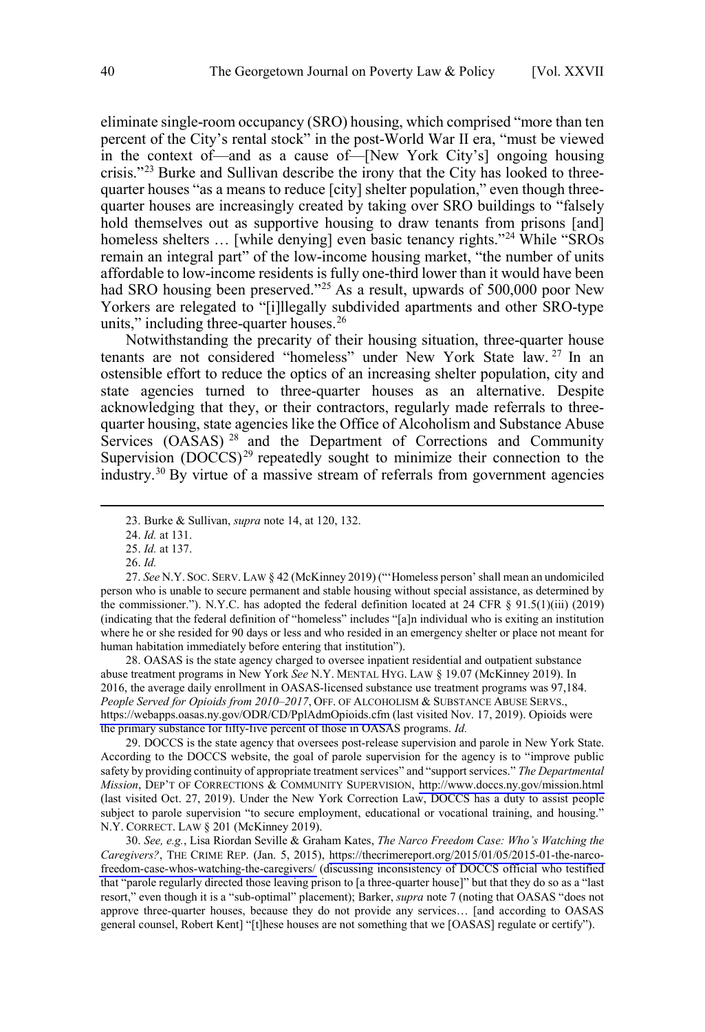eliminate single-room occupancy (SRO) housing, which comprised "more than ten percent of the City's rental stock" in the post-World War II era, "must be viewed in the context of—and as a cause of—[New York City's] ongoing housing crisis."[23] Burke and Sullivan describe the irony that the City has looked to three-quarter houses "as a means to reduce [city] shelter population," even though three-quarter houses are increasingly created by taking over SRO buildings to "falsely hold themselves out as supportive housing to draw tenants from prisons [and] homeless shelters … [while denying] even basic tenancy rights."[24] While "SROs remain an integral part" of the low-income housing market, "the number of units affordable to low-income residents is fully one-third lower than it would have been had SRO housing been preserved."[25] As a result, upwards of 500,000 poor New Yorkers are relegated to "[i]llegally subdivided apartments and other SRO-type units," including three-quarter houses.[26]

Notwithstanding the precarity of their housing situation, three-quarter house tenants are not considered "homeless" under New York State law.[27] In an ostensible effort to reduce the optics of an increasing shelter population, city and state agencies turned to three-quarter houses as an alternative. Despite acknowledging that they, or their contractors, regularly made referrals to three-quarter housing, state agencies like the Office of Alcoholism and Substance Abuse Services (OASAS)[28] and the Department of Corrections and Community Supervision (DOCCS)[29] repeatedly sought to minimize their connection to the industry.[30] By virtue of a massive stream of referrals from government agencies

---

23. Burke & Sullivan, *supra* note 14, at 120, 132.

24. *Id.* at 131.

25. *Id.* at 137.

26. *Id.*

27. *See* N.Y. SOC. SERV. LAW § 42 (McKinney 2019) ("'Homeless person' shall mean an undomiciled person who is unable to secure permanent and stable housing without special assistance, as determined by the commissioner."). N.Y.C. has adopted the federal definition located at 24 CFR § 91.5(1)(iii) (2019) (indicating that the federal definition of "homeless" includes "[a]n individual who is exiting an institution where he or she resided for 90 days or less and who resided in an emergency shelter or place not meant for human habitation immediately before entering that institution").

28. OASAS is the state agency charged to oversee inpatient residential and outpatient substance abuse treatment programs in New York *See* N.Y. MENTAL HYG. LAW § 19.07 (McKinney 2019). In 2016, the average daily enrollment in OASAS-licensed substance use treatment programs was 97,184. *People Served for Opioids from 2010–2017*, OFF. OF ALCOHOLISM & SUBSTANCE ABUSE SERVS., https://webapps.oasas.ny.gov/ODR/CD/PplAdmOpioids.cfm (last visited Nov. 17, 2019). Opioids were the primary substance for fifty-five percent of those in OASAS programs. *Id.*

29. DOCCS is the state agency that oversees post-release supervision and parole in New York State. According to the DOCCS website, the goal of parole supervision for the agency is to "improve public safety by providing continuity of appropriate treatment services" and "support services." *The Departmental Mission*, DEP'T OF CORRECTIONS & COMMUNITY SUPERVISION, http://www.doccs.ny.gov/mission.html (last visited Oct. 27, 2019). Under the New York Correction Law, DOCCS has a duty to assist people subject to parole supervision "to secure employment, educational or vocational training, and housing." N.Y. CORRECT. LAW § 201 (McKinney 2019).

30. *See, e.g.*, Lisa Riordan Seville & Graham Kates, *The Narco Freedom Case: Who's Watching the Caregivers?*, THE CRIME REP. (Jan. 5, 2015), https://thecrimereport.org/2015/01/05/2015-01-the-narco-freedom-case-whos-watching-the-caregivers/ (discussing inconsistency of DOCCS official who testified that "parole regularly directed those leaving prison to [a three-quarter house]" but that they do so as a "last resort," even though it is a "sub-optimal" placement); Barker, *supra* note 7 (noting that OASAS "does not approve three-quarter houses, because they do not provide any services… [and according to OASAS general counsel, Robert Kent] "[t]hese houses are not something that we [OASAS] regulate or certify").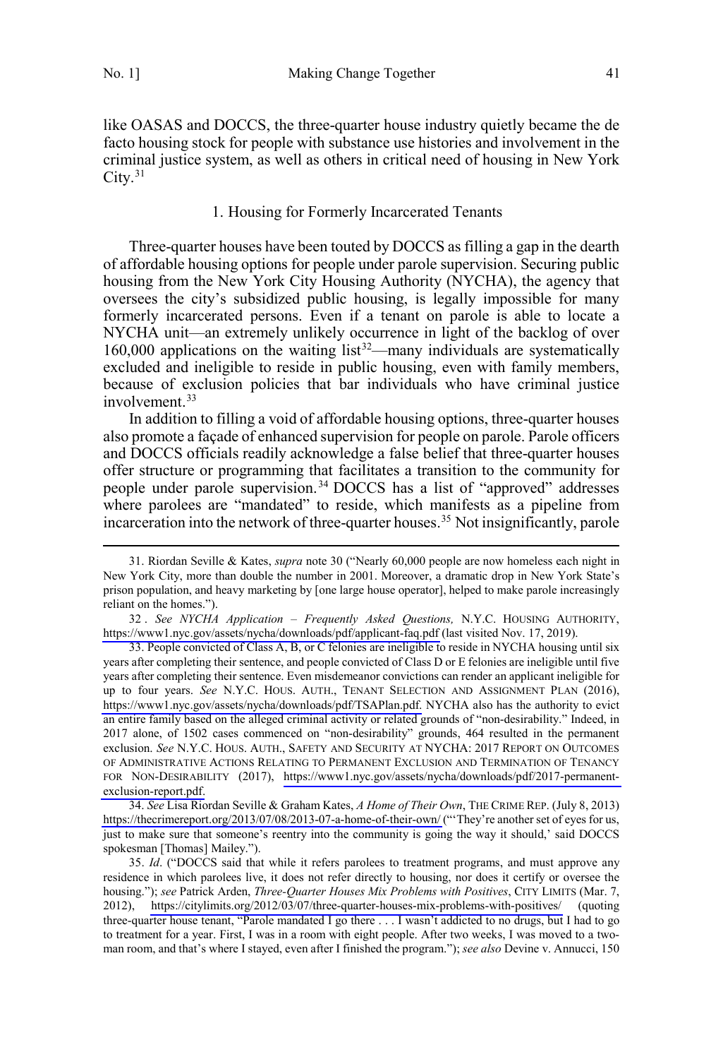like OASAS and DOCCS, the three-quarter house industry quietly became the de facto housing stock for people with substance use histories and involvement in the criminal justice system, as well as others in critical need of housing in New York City.[31]

### 1. Housing for Formerly Incarcerated Tenants

Three-quarter houses have been touted by DOCCS as filling a gap in the dearth of affordable housing options for people under parole supervision. Securing public housing from the New York City Housing Authority (NYCHA), the agency that oversees the city's subsidized public housing, is legally impossible for many formerly incarcerated persons. Even if a tenant on parole is able to locate a NYCHA unit—an extremely unlikely occurrence in light of the backlog of over 160,000 applications on the waiting list[32]—many individuals are systematically excluded and ineligible to reside in public housing, even with family members, because of exclusion policies that bar individuals who have criminal justice involvement.[33]

In addition to filling a void of affordable housing options, three-quarter houses also promote a façade of enhanced supervision for people on parole. Parole officers and DOCCS officials readily acknowledge a false belief that three-quarter houses offer structure or programming that facilitates a transition to the community for people under parole supervision.[34] DOCCS has a list of "approved" addresses where parolees are "mandated" to reside, which manifests as a pipeline from incarceration into the network of three-quarter houses.[35] Not insignificantly, parole

---

31. Riordan Seville & Kates, *supra* note 30 ("Nearly 60,000 people are now homeless each night in New York City, more than double the number in 2001. Moreover, a dramatic drop in New York State's prison population, and heavy marketing by [one large house operator], helped to make parole increasingly reliant on the homes.").

32. *See NYCHA Application – Frequently Asked Questions,* N.Y.C. HOUSING AUTHORITY, https://www1.nyc.gov/assets/nycha/downloads/pdf/applicant-faq.pdf (last visited Nov. 17, 2019).

33. People convicted of Class A, B, or C felonies are ineligible to reside in NYCHA housing until six years after completing their sentence, and people convicted of Class D or E felonies are ineligible until five years after completing their sentence. Even misdemeanor convictions can render an applicant ineligible for up to four years. *See* N.Y.C. HOUS. AUTH., TENANT SELECTION AND ASSIGNMENT PLAN (2016), https://www1.nyc.gov/assets/nycha/downloads/pdf/TSAPlan.pdf. NYCHA also has the authority to evict an entire family based on the alleged criminal activity or related grounds of "non-desirability." Indeed, in 2017 alone, of 1502 cases commenced on "non-desirability" grounds, 464 resulted in the permanent exclusion. *See* N.Y.C. HOUS. AUTH., SAFETY AND SECURITY AT NYCHA: 2017 REPORT ON OUTCOMES OF ADMINISTRATIVE ACTIONS RELATING TO PERMANENT EXCLUSION AND TERMINATION OF TENANCY FOR NON-DESIRABILITY (2017), https://www1.nyc.gov/assets/nycha/downloads/pdf/2017-permanent-exclusion-report.pdf.

34. *See* Lisa Riordan Seville & Graham Kates, *A Home of Their Own*, THE CRIME REP. (July 8, 2013) https://thecrimereport.org/2013/07/08/2013-07-a-home-of-their-own/ ("'They're another set of eyes for us, just to make sure that someone's reentry into the community is going the way it should,' said DOCCS spokesman [Thomas] Mailey.").

35. *Id*. ("DOCCS said that while it refers parolees to treatment programs, and must approve any residence in which parolees live, it does not refer directly to housing, nor does it certify or oversee the housing."); *see* Patrick Arden, *Three-Quarter Houses Mix Problems with Positives*, CITY LIMITS (Mar. 7, 2012), https://citylimits.org/2012/03/07/three-quarter-houses-mix-problems-with-positives/ (quoting three-quarter house tenant, "Parole mandated I go there . . . I wasn't addicted to no drugs, but I had to go to treatment for a year. First, I was in a room with eight people. After two weeks, I was moved to a two-man room, and that's where I stayed, even after I finished the program."); *see also* Devine v. Annucci, 150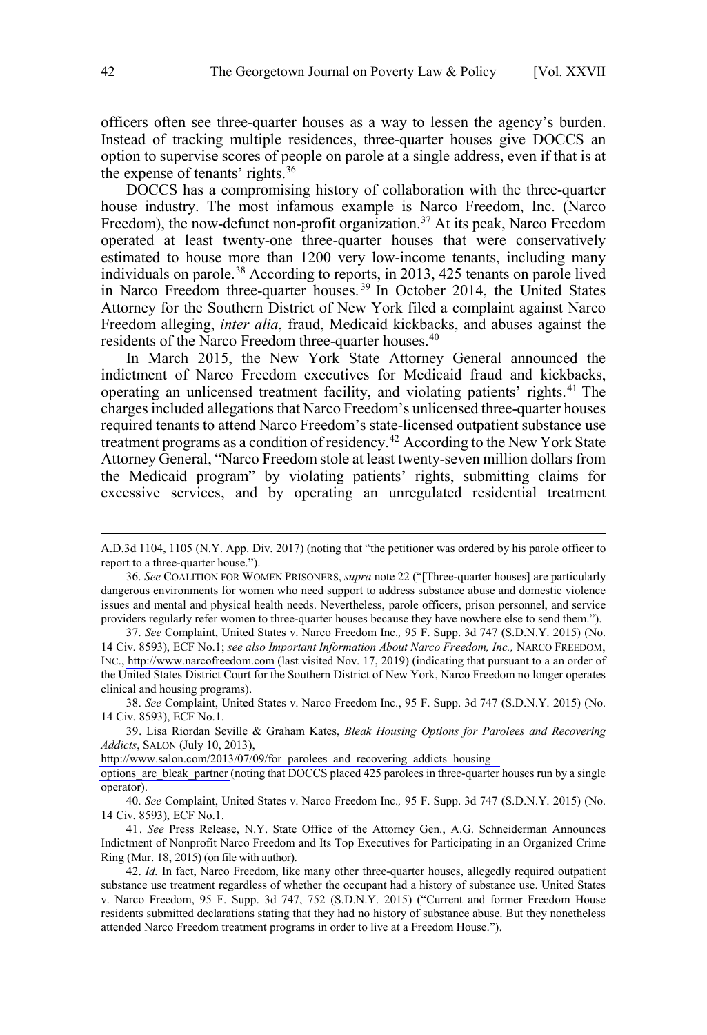officers often see three-quarter houses as a way to lessen the agency's burden. Instead of tracking multiple residences, three-quarter houses give DOCCS an option to supervise scores of people on parole at a single address, even if that is at the expense of tenants' rights.[36]

DOCCS has a compromising history of collaboration with the three-quarter house industry. The most infamous example is Narco Freedom, Inc. (Narco Freedom), the now-defunct non-profit organization.[37] At its peak, Narco Freedom operated at least twenty-one three-quarter houses that were conservatively estimated to house more than 1200 very low-income tenants, including many individuals on parole.[38] According to reports, in 2013, 425 tenants on parole lived in Narco Freedom three-quarter houses.[39] In October 2014, the United States Attorney for the Southern District of New York filed a complaint against Narco Freedom alleging, *inter alia*, fraud, Medicaid kickbacks, and abuses against the residents of the Narco Freedom three-quarter houses.[40]

In March 2015, the New York State Attorney General announced the indictment of Narco Freedom executives for Medicaid fraud and kickbacks, operating an unlicensed treatment facility, and violating patients' rights.[41] The charges included allegations that Narco Freedom's unlicensed three-quarter houses required tenants to attend Narco Freedom's state-licensed outpatient substance use treatment programs as a condition of residency.[42] According to the New York State Attorney General, "Narco Freedom stole at least twenty-seven million dollars from the Medicaid program" by violating patients' rights, submitting claims for excessive services, and by operating an unregulated residential treatment

---

A.D.3d 1104, 1105 (N.Y. App. Div. 2017) (noting that "the petitioner was ordered by his parole officer to report to a three-quarter house.").

36. *See* COALITION FOR WOMEN PRISONERS, *supra* note 22 ("[Three-quarter houses] are particularly dangerous environments for women who need support to address substance abuse and domestic violence issues and mental and physical health needs. Nevertheless, parole officers, prison personnel, and service providers regularly refer women to three-quarter houses because they have nowhere else to send them.").

37. *See* Complaint, United States v. Narco Freedom Inc.*,* 95 F. Supp. 3d 747 (S.D.N.Y. 2015) (No. 14 Civ. 8593), ECF No.1; *see also Important Information About Narco Freedom, Inc.,* NARCO FREEDOM, INC., http://www.narcofreedom.com (last visited Nov. 17, 2019) (indicating that pursuant to a an order of the United States District Court for the Southern District of New York, Narco Freedom no longer operates clinical and housing programs).

38. *See* Complaint, United States v. Narco Freedom Inc., 95 F. Supp. 3d 747 (S.D.N.Y. 2015) (No. 14 Civ. 8593), ECF No.1.

39. Lisa Riordan Seville & Graham Kates, *Bleak Housing Options for Parolees and Recovering Addicts*, SALON (July 10, 2013), http://www.salon.com/2013/07/09/for_parolees_and_recovering_addicts_housing_options_are_bleak_partner (noting that DOCCS placed 425 parolees in three-quarter houses run by a single operator).

40. *See* Complaint, United States v. Narco Freedom Inc.*,* 95 F. Supp. 3d 747 (S.D.N.Y. 2015) (No. 14 Civ. 8593), ECF No.1.

41. *See* Press Release, N.Y. State Office of the Attorney Gen., A.G. Schneiderman Announces Indictment of Nonprofit Narco Freedom and Its Top Executives for Participating in an Organized Crime Ring (Mar. 18, 2015) (on file with author).

42. *Id.* In fact, Narco Freedom, like many other three-quarter houses, allegedly required outpatient substance use treatment regardless of whether the occupant had a history of substance use. United States v. Narco Freedom, 95 F. Supp. 3d 747, 752 (S.D.N.Y. 2015) ("Current and former Freedom House residents submitted declarations stating that they had no history of substance abuse. But they nonetheless attended Narco Freedom treatment programs in order to live at a Freedom House.").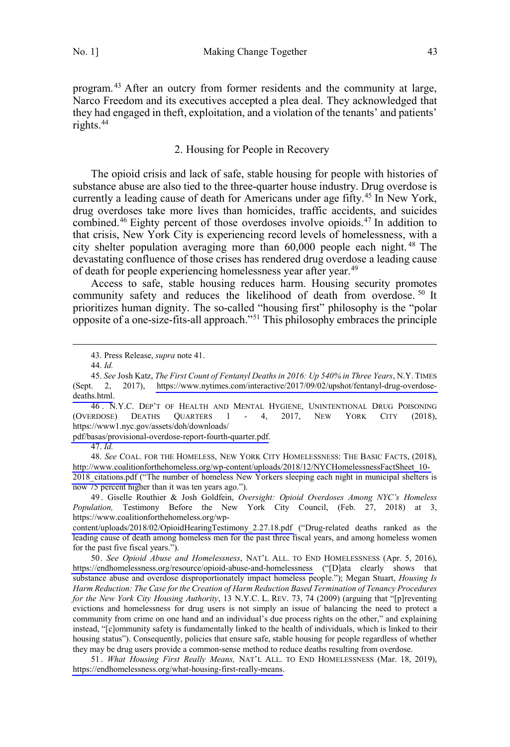program.[43] After an outcry from former residents and the community at large, Narco Freedom and its executives accepted a plea deal. They acknowledged that they had engaged in theft, exploitation, and a violation of the tenants' and patients' rights.[44]

### 2. Housing for People in Recovery

The opioid crisis and lack of safe, stable housing for people with histories of substance abuse are also tied to the three-quarter house industry. Drug overdose is currently a leading cause of death for Americans under age fifty.[45] In New York, drug overdoses take more lives than homicides, traffic accidents, and suicides combined.[46] Eighty percent of those overdoses involve opioids.[47] In addition to that crisis, New York City is experiencing record levels of homelessness, with a city shelter population averaging more than 60,000 people each night.[48] The devastating confluence of those crises has rendered drug overdose a leading cause of death for people experiencing homelessness year after year.[49]

Access to safe, stable housing reduces harm. Housing security promotes community safety and reduces the likelihood of death from overdose.[50] It prioritizes human dignity. The so-called "housing first" philosophy is the "polar opposite of a one-size-fits-all approach."[51] This philosophy embraces the principle

---

43. Press Release, *supra* note 41.

44. *Id.*

45. *See* Josh Katz, *The First Count of Fentanyl Deaths in 2016: Up 540% in Three Years*, N.Y. TIMES (Sept. 2, 2017), https://www.nytimes.com/interactive/2017/09/02/upshot/fentanyl-drug-overdose-deaths.html.

46. N.Y.C. DEP'T OF HEALTH AND MENTAL HYGIENE, UNINTENTIONAL DRUG POISONING (OVERDOSE) DEATHS QUARTERS 1 - 4, 2017, NEW YORK CITY (2018), https://www1.nyc.gov/assets/doh/downloads/pdf/basas/provisional-overdose-report-fourth-quarter.pdf.

47. *Id.*

48. *See* COAL. FOR THE HOMELESS, NEW YORK CITY HOMELESSNESS: THE BASIC FACTS, (2018), http://www.coalitionforthehomeless.org/wp-content/uploads/2018/12/NYCHomelessnessFactSheet_10-2018_citations.pdf ("The number of homeless New Yorkers sleeping each night in municipal shelters is now 75 percent higher than it was ten years ago.").

49. Giselle Routhier & Josh Goldfein, *Oversight: Opioid Overdoses Among NYC's Homeless Population,* Testimony Before the New York City Council, (Feb. 27, 2018) at 3, https://www.coalitionforthehomeless.org/wp-content/uploads/2018/02/OpioidHearingTestimony_2.27.18.pdf ("Drug-related deaths ranked as the leading cause of death among homeless men for the past three fiscal years, and among homeless women for the past five fiscal years.").

50. *See Opioid Abuse and Homelessness*, NAT'L ALL. TO END HOMELESSNESS (Apr. 5, 2016), https://endhomelessness.org/resource/opioid-abuse-and-homelessness ("[D]ata clearly shows that substance abuse and overdose disproportionately impact homeless people."); Megan Stuart, *Housing Is Harm Reduction: The Case for the Creation of Harm Reduction Based Termination of Tenancy Procedures for the New York City Housing Authority*, 13 N.Y.C. L. REV. 73, 74 (2009) (arguing that "[p]reventing evictions and homelessness for drug users is not simply an issue of balancing the need to protect a community from crime on one hand and an individual's due process rights on the other," and explaining instead, "[c]ommunity safety is fundamentally linked to the health of individuals, which is linked to their housing status"). Consequently, policies that ensure safe, stable housing for people regardless of whether they may be drug users provide a common-sense method to reduce deaths resulting from overdose.

51. *What Housing First Really Means,* NAT'L ALL. TO END HOMELESSNESS (Mar. 18, 2019), https://endhomelessness.org/what-housing-first-really-means.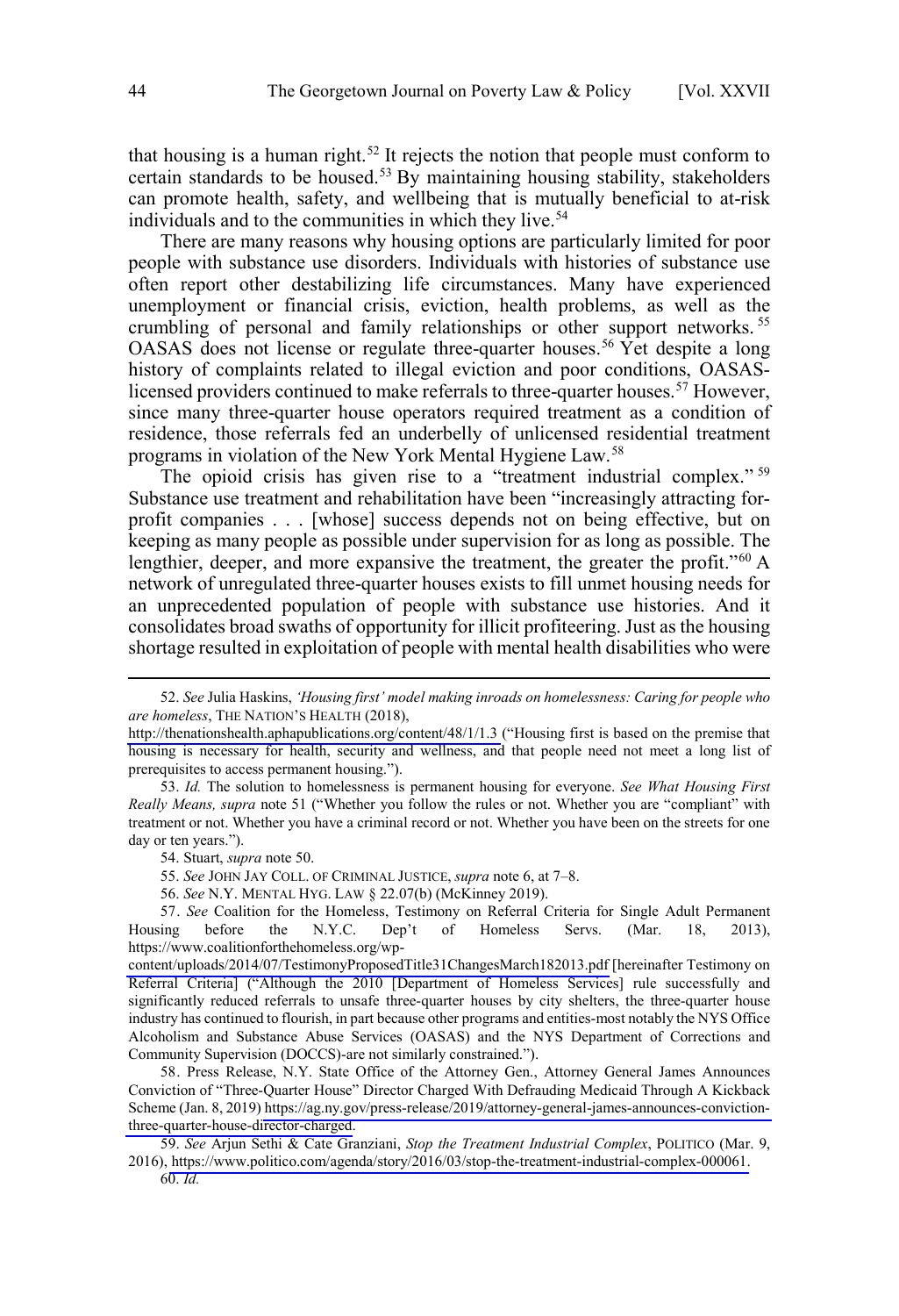that housing is a human right.[52] It rejects the notion that people must conform to certain standards to be housed.[53] By maintaining housing stability, stakeholders can promote health, safety, and wellbeing that is mutually beneficial to at-risk individuals and to the communities in which they live.[54]

There are many reasons why housing options are particularly limited for poor people with substance use disorders. Individuals with histories of substance use often report other destabilizing life circumstances. Many have experienced unemployment or financial crisis, eviction, health problems, as well as the crumbling of personal and family relationships or other support networks.[55] OASAS does not license or regulate three-quarter houses.[56] Yet despite a long history of complaints related to illegal eviction and poor conditions, OASAS-licensed providers continued to make referrals to three-quarter houses.[57] However, since many three-quarter house operators required treatment as a condition of residence, those referrals fed an underbelly of unlicensed residential treatment programs in violation of the New York Mental Hygiene Law.[58]

The opioid crisis has given rise to a "treatment industrial complex."[59] Substance use treatment and rehabilitation have been "increasingly attracting for-profit companies . . . [whose] success depends not on being effective, but on keeping as many people as possible under supervision for as long as possible. The lengthier, deeper, and more expansive the treatment, the greater the profit."[60] A network of unregulated three-quarter houses exists to fill unmet housing needs for an unprecedented population of people with substance use histories. And it consolidates broad swaths of opportunity for illicit profiteering. Just as the housing shortage resulted in exploitation of people with mental health disabilities who were

---

52. *See* Julia Haskins, *'Housing first' model making inroads on homelessness: Caring for people who are homeless*, THE NATION'S HEALTH (2018), http://thenationshealth.aphapublications.org/content/48/1/1.3 ("Housing first is based on the premise that housing is necessary for health, security and wellness, and that people need not meet a long list of prerequisites to access permanent housing.").

53. *Id.* The solution to homelessness is permanent housing for everyone. *See What Housing First Really Means, supra* note 51 ("Whether you follow the rules or not. Whether you are "compliant" with treatment or not. Whether you have a criminal record or not. Whether you have been on the streets for one day or ten years.").

54. Stuart, *supra* note 50.

55. *See* JOHN JAY COLL. OF CRIMINAL JUSTICE, *supra* note 6, at 7–8.

56. *See* N.Y. MENTAL HYG. LAW § 22.07(b) (McKinney 2019).

57. *See* Coalition for the Homeless, Testimony on Referral Criteria for Single Adult Permanent Housing before the N.Y.C. Dep't of Homeless Servs. (Mar. 18, 2013), https://www.coalitionforthehomeless.org/wp-content/uploads/2014/07/TestimonyProposedTitle31ChangesMarch182013.pdf [hereinafter Testimony on Referral Criteria] ("Although the 2010 [Department of Homeless Services] rule successfully and significantly reduced referrals to unsafe three-quarter houses by city shelters, the three-quarter house industry has continued to flourish, in part because other programs and entities-most notably the NYS Office Alcoholism and Substance Abuse Services (OASAS) and the NYS Department of Corrections and Community Supervision (DOCCS)-are not similarly constrained.").

58. Press Release, N.Y. State Office of the Attorney Gen., Attorney General James Announces Conviction of "Three-Quarter House" Director Charged With Defrauding Medicaid Through A Kickback Scheme (Jan. 8, 2019) https://ag.ny.gov/press-release/2019/attorney-general-james-announces-conviction-three-quarter-house-director-charged.

59. *See* Arjun Sethi & Cate Granziani, *Stop the Treatment Industrial Complex*, POLITICO (Mar. 9, 2016), https://www.politico.com/agenda/story/2016/03/stop-the-treatment-industrial-complex-000061.

60. *Id.*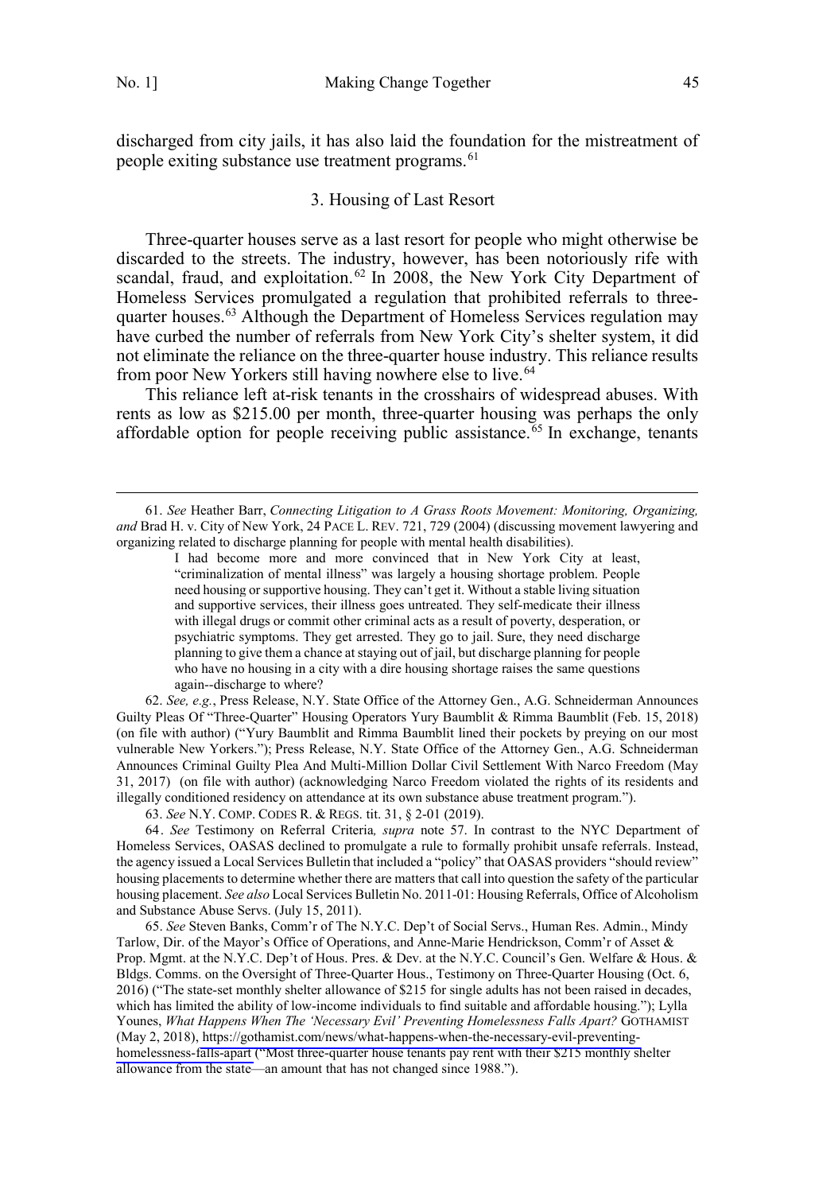discharged from city jails, it has also laid the foundation for the mistreatment of people exiting substance use treatment programs.[61]

### 3. Housing of Last Resort

Three-quarter houses serve as a last resort for people who might otherwise be discarded to the streets. The industry, however, has been notoriously rife with scandal, fraud, and exploitation.[62] In 2008, the New York City Department of Homeless Services promulgated a regulation that prohibited referrals to three-quarter houses.[63] Although the Department of Homeless Services regulation may have curbed the number of referrals from New York City's shelter system, it did not eliminate the reliance on the three-quarter house industry. This reliance results from poor New Yorkers still having nowhere else to live.[64]

This reliance left at-risk tenants in the crosshairs of widespread abuses. With rents as low as $215.00 per month, three-quarter housing was perhaps the only affordable option for people receiving public assistance.[65] In exchange, tenants

---

61. *See* Heather Barr, *Connecting Litigation to A Grass Roots Movement: Monitoring, Organizing, and* Brad H. v. City of New York, 24 PACE L. REV. 721, 729 (2004) (discussing movement lawyering and organizing related to discharge planning for people with mental health disabilities).

> I had become more and more convinced that in New York City at least, "criminalization of mental illness" was largely a housing shortage problem. People need housing or supportive housing. They can't get it. Without a stable living situation and supportive services, their illness goes untreated. They self-medicate their illness with illegal drugs or commit other criminal acts as a result of poverty, desperation, or psychiatric symptoms. They get arrested. They go to jail. Sure, they need discharge planning to give them a chance at staying out of jail, but discharge planning for people who have no housing in a city with a dire housing shortage raises the same questions again--discharge to where?

62. *See, e.g.*, Press Release, N.Y. State Office of the Attorney Gen., A.G. Schneiderman Announces Guilty Pleas Of "Three-Quarter" Housing Operators Yury Baumblit & Rimma Baumblit (Feb. 15, 2018) (on file with author) ("Yury Baumblit and Rimma Baumblit lined their pockets by preying on our most vulnerable New Yorkers."); Press Release, N.Y. State Office of the Attorney Gen., A.G. Schneiderman Announces Criminal Guilty Plea And Multi-Million Dollar Civil Settlement With Narco Freedom (May 31, 2017) (on file with author) (acknowledging Narco Freedom violated the rights of its residents and illegally conditioned residency on attendance at its own substance abuse treatment program.").

63. *See* N.Y. COMP. CODES R. & REGS. tit. 31, § 2-01 (2019).

64. *See* Testimony on Referral Criteria*, supra* note 57. In contrast to the NYC Department of Homeless Services, OASAS declined to promulgate a rule to formally prohibit unsafe referrals. Instead, the agency issued a Local Services Bulletin that included a "policy" that OASAS providers "should review" housing placements to determine whether there are matters that call into question the safety of the particular housing placement. *See also* Local Services Bulletin No. 2011-01: Housing Referrals, Office of Alcoholism and Substance Abuse Servs. (July 15, 2011).

65. *See* Steven Banks, Comm'r of The N.Y.C. Dep't of Social Servs., Human Res. Admin., Mindy Tarlow, Dir. of the Mayor's Office of Operations, and Anne-Marie Hendrickson, Comm'r of Asset & Prop. Mgmt. at the N.Y.C. Dep't of Hous. Pres. & Dev. at the N.Y.C. Council's Gen. Welfare & Hous. & Bldgs. Comms. on the Oversight of Three-Quarter Hous., Testimony on Three-Quarter Housing (Oct. 6, 2016) ("The state-set monthly shelter allowance of $215 for single adults has not been raised in decades, which has limited the ability of low-income individuals to find suitable and affordable housing."); Lylla Younes, *What Happens When The 'Necessary Evil' Preventing Homelessness Falls Apart?* GOTHAMIST (May 2, 2018), https://gothamist.com/news/what-happens-when-the-necessary-evil-preventing-homelessness-falls-apart ("Most three-quarter house tenants pay rent with their $215 monthly shelter allowance from the state—an amount that has not changed since 1988.").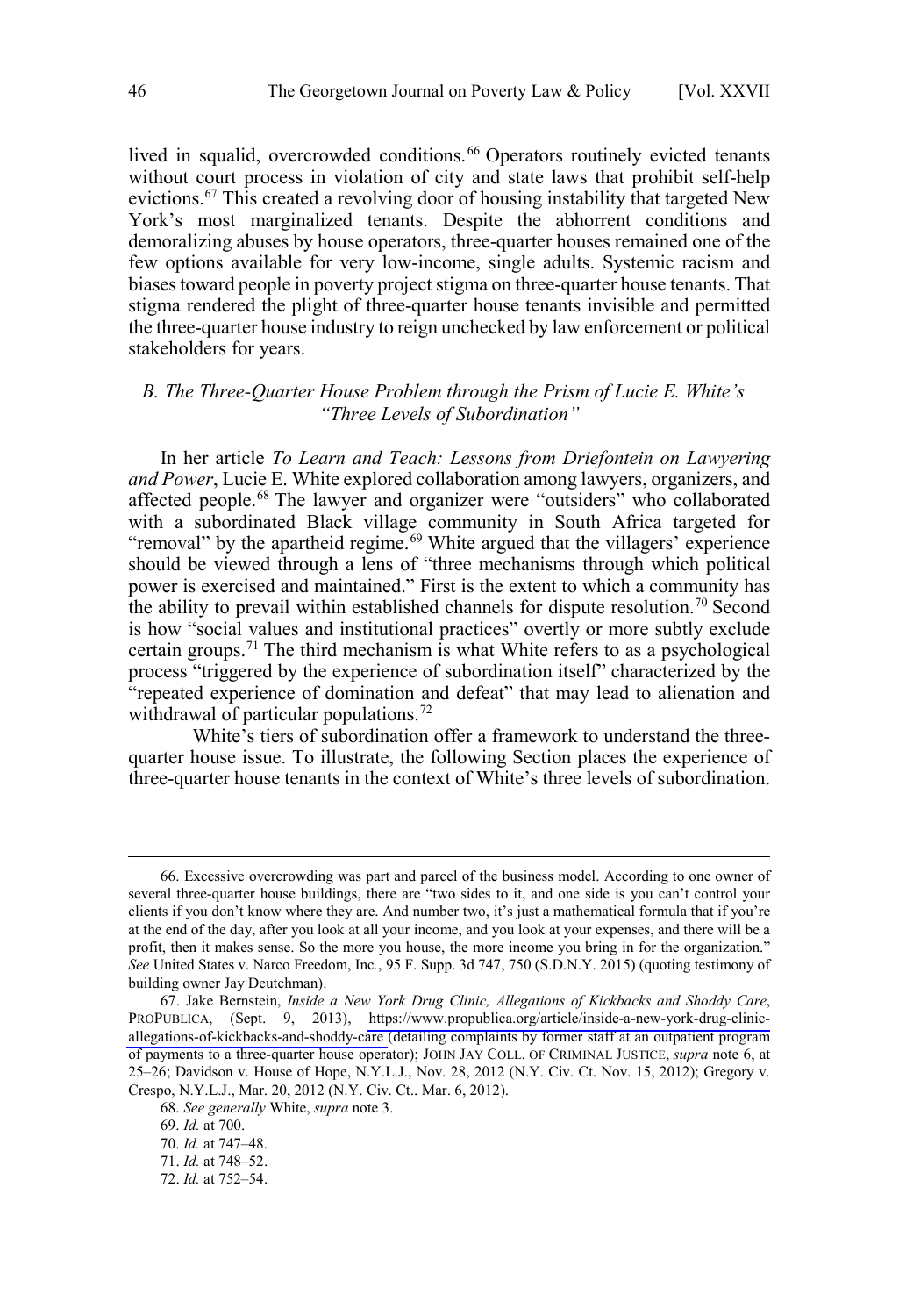lived in squalid, overcrowded conditions.[66] Operators routinely evicted tenants without court process in violation of city and state laws that prohibit self-help evictions.[67] This created a revolving door of housing instability that targeted New York's most marginalized tenants. Despite the abhorrent conditions and demoralizing abuses by house operators, three-quarter houses remained one of the few options available for very low-income, single adults. Systemic racism and biases toward people in poverty project stigma on three-quarter house tenants. That stigma rendered the plight of three-quarter house tenants invisible and permitted the three-quarter house industry to reign unchecked by law enforcement or political stakeholders for years.

### *B. The Three-Quarter House Problem through the Prism of Lucie E. White's "Three Levels of Subordination"*

In her article *To Learn and Teach: Lessons from Driefontein on Lawyering and Power*, Lucie E. White explored collaboration among lawyers, organizers, and affected people.[68] The lawyer and organizer were "outsiders" who collaborated with a subordinated Black village community in South Africa targeted for "removal" by the apartheid regime.[69] White argued that the villagers' experience should be viewed through a lens of "three mechanisms through which political power is exercised and maintained." First is the extent to which a community has the ability to prevail within established channels for dispute resolution.[70] Second is how "social values and institutional practices" overtly or more subtly exclude certain groups.[71] The third mechanism is what White refers to as a psychological process "triggered by the experience of subordination itself" characterized by the "repeated experience of domination and defeat" that may lead to alienation and withdrawal of particular populations.[72]

White's tiers of subordination offer a framework to understand the three-quarter house issue. To illustrate, the following Section places the experience of three-quarter house tenants in the context of White's three levels of subordination.

---

66. Excessive overcrowding was part and parcel of the business model. According to one owner of several three-quarter house buildings, there are "two sides to it, and one side is you can't control your clients if you don't know where they are. And number two, it's just a mathematical formula that if you're at the end of the day, after you look at all your income, and you look at your expenses, and there will be a profit, then it makes sense. So the more you house, the more income you bring in for the organization." *See* United States v. Narco Freedom, Inc., 95 F. Supp. 3d 747, 750 (S.D.N.Y. 2015) (quoting testimony of building owner Jay Deutchman).

67. Jake Bernstein, *Inside a New York Drug Clinic, Allegations of Kickbacks and Shoddy Care*, PROPUBLICA, (Sept. 9, 2013), https://www.propublica.org/article/inside-a-new-york-drug-clinic-allegations-of-kickbacks-and-shoddy-care (detailing complaints by former staff at an outpatient program of payments to a three-quarter house operator); JOHN JAY COLL. OF CRIMINAL JUSTICE, *supra* note 6, at 25–26; Davidson v. House of Hope, N.Y.L.J., Nov. 28, 2012 (N.Y. Civ. Ct. Nov. 15, 2012); Gregory v. Crespo, N.Y.L.J., Mar. 20, 2012 (N.Y. Civ. Ct.. Mar. 6, 2012).

68. *See generally* White, *supra* note 3.

69. *Id.* at 700.

70. *Id.* at 747–48.

71. *Id.* at 748–52.

72. *Id.* at 752–54.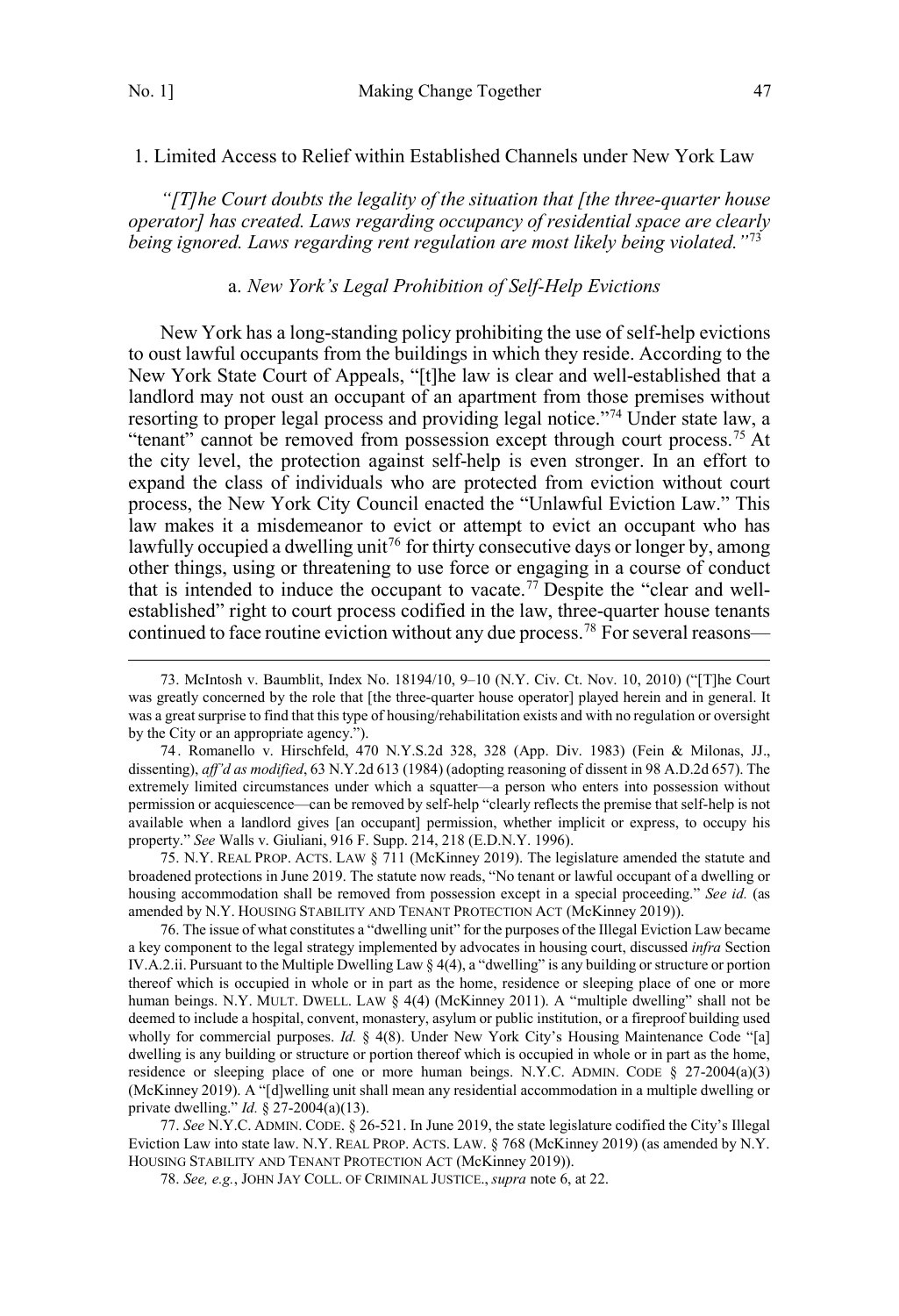### 1. Limited Access to Relief within Established Channels under New York Law

*"[T]he Court doubts the legality of the situation that [the three-quarter house operator] has created. Laws regarding occupancy of residential space are clearly being ignored. Laws regarding rent regulation are most likely being violated."*[73]

#### a. *New York's Legal Prohibition of Self-Help Evictions*

New York has a long-standing policy prohibiting the use of self-help evictions to oust lawful occupants from the buildings in which they reside. According to the New York State Court of Appeals, "[t]he law is clear and well-established that a landlord may not oust an occupant of an apartment from those premises without resorting to proper legal process and providing legal notice."[74] Under state law, a "tenant" cannot be removed from possession except through court process.[75] At the city level, the protection against self-help is even stronger. In an effort to expand the class of individuals who are protected from eviction without court process, the New York City Council enacted the "Unlawful Eviction Law." This law makes it a misdemeanor to evict or attempt to evict an occupant who has lawfully occupied a dwelling unit[76] for thirty consecutive days or longer by, among other things, using or threatening to use force or engaging in a course of conduct that is intended to induce the occupant to vacate.[77] Despite the "clear and well-established" right to court process codified in the law, three-quarter house tenants continued to face routine eviction without any due process.[78] For several reasons—

---

73. McIntosh v. Baumblit, Index No. 18194/10, 9–10 (N.Y. Civ. Ct. Nov. 10, 2010) ("[T]he Court was greatly concerned by the role that [the three-quarter house operator] played herein and in general. It was a great surprise to find that this type of housing/rehabilitation exists and with no regulation or oversight by the City or an appropriate agency.").

74. Romanello v. Hirschfeld, 470 N.Y.S.2d 328, 328 (App. Div. 1983) (Fein & Milonas, JJ., dissenting), *aff'd as modified*, 63 N.Y.2d 613 (1984) (adopting reasoning of dissent in 98 A.D.2d 657). The extremely limited circumstances under which a squatter—a person who enters into possession without permission or acquiescence—can be removed by self-help "clearly reflects the premise that self-help is not available when a landlord gives [an occupant] permission, whether implicit or express, to occupy his property." *See* Walls v. Giuliani, 916 F. Supp. 214, 218 (E.D.N.Y. 1996).

75. N.Y. REAL PROP. ACTS. LAW § 711 (McKinney 2019). The legislature amended the statute and broadened protections in June 2019. The statute now reads, "No tenant or lawful occupant of a dwelling or housing accommodation shall be removed from possession except in a special proceeding." *See id.* (as amended by N.Y. HOUSING STABILITY AND TENANT PROTECTION ACT (McKinney 2019)).

76. The issue of what constitutes a "dwelling unit" for the purposes of the Illegal Eviction Law became a key component to the legal strategy implemented by advocates in housing court, discussed *infra* Section IV.A.2.ii. Pursuant to the Multiple Dwelling Law § 4(4), a "dwelling" is any building or structure or portion thereof which is occupied in whole or in part as the home, residence or sleeping place of one or more human beings. N.Y. MULT. DWELL. LAW § 4(4) (McKinney 2011). A "multiple dwelling" shall not be deemed to include a hospital, convent, monastery, asylum or public institution, or a fireproof building used wholly for commercial purposes. *Id.* § 4(8). Under New York City's Housing Maintenance Code "[a] dwelling is any building or structure or portion thereof which is occupied in whole or in part as the home, residence or sleeping place of one or more human beings. N.Y.C. ADMIN. CODE § 27-2004(a)(3) (McKinney 2019). A "[d]welling unit shall mean any residential accommodation in a multiple dwelling or private dwelling." *Id.* § 27-2004(a)(13).

77. *See* N.Y.C. ADMIN. CODE. § 26-521. In June 2019, the state legislature codified the City's Illegal Eviction Law into state law. N.Y. REAL PROP. ACTS. LAW. § 768 (McKinney 2019) (as amended by N.Y. HOUSING STABILITY AND TENANT PROTECTION ACT (McKinney 2019)).

78. *See, e.g.*, JOHN JAY COLL. OF CRIMINAL JUSTICE., *supra* note 6, at 22.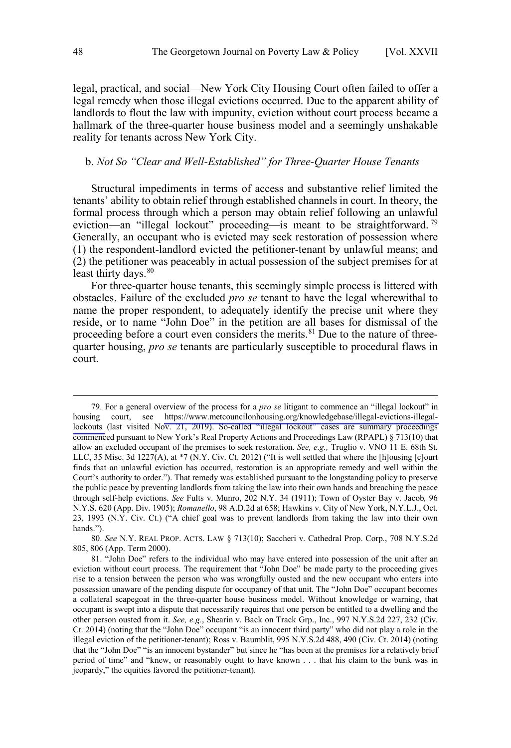legal, practical, and social—New York City Housing Court often failed to offer a legal remedy when those illegal evictions occurred. Due to the apparent ability of landlords to flout the law with impunity, eviction without court process became a hallmark of the three-quarter house business model and a seemingly unshakable reality for tenants across New York City.

### b. *Not So "Clear and Well-Established" for Three-Quarter House Tenants*

Structural impediments in terms of access and substantive relief limited the tenants' ability to obtain relief through established channels in court. In theory, the formal process through which a person may obtain relief following an unlawful eviction—an "illegal lockout" proceeding—is meant to be straightforward.[79] Generally, an occupant who is evicted may seek restoration of possession where (1) the respondent-landlord evicted the petitioner-tenant by unlawful means; and (2) the petitioner was peaceably in actual possession of the subject premises for at least thirty days.[80]

For three-quarter house tenants, this seemingly simple process is littered with obstacles. Failure of the excluded *pro se* tenant to have the legal wherewithal to name the proper respondent, to adequately identify the precise unit where they reside, or to name "John Doe" in the petition are all bases for dismissal of the proceeding before a court even considers the merits.[81] Due to the nature of three-quarter housing, *pro se* tenants are particularly susceptible to procedural flaws in court.

---

79. For a general overview of the process for a *pro se* litigant to commence an "illegal lockout" in housing court, see https://www.metcouncilonhousing.org/knowledgebase/illegal-evictions-illegal-lockouts (last visited Nov. 21, 2019). So-called "illegal lockout" cases are summary proceedings commenced pursuant to New York's Real Property Actions and Proceedings Law (RPAPL) § 713(10) that allow an excluded occupant of the premises to seek restoration. *See, e.g.,* Truglio v. VNO 11 E. 68th St. LLC, 35 Misc. 3d 1227(A), at *7 (N.Y. Civ. Ct. 2012) ("It is well settled that where the [h]ousing [c]ourt finds that an unlawful eviction has occurred, restoration is an appropriate remedy and well within the Court's authority to order."). That remedy was established pursuant to the longstanding policy to preserve the public peace by preventing landlords from taking the law into their own hands and breaching the peace through self-help evictions. *See* Fults v. Munro, 202 N.Y. 34 (1911); Town of Oyster Bay v. Jacob*,* 96 N.Y.S. 620 (App. Div. 1905); *Romanello*, 98 A.D.2d at 658; Hawkins v. City of New York, N.Y.L.J., Oct. 23, 1993 (N.Y. Civ. Ct.) ("A chief goal was to prevent landlords from taking the law into their own hands.").

80. *See* N.Y. REAL PROP. ACTS. LAW § 713(10); Saccheri v. Cathedral Prop. Corp*.*, 708 N.Y.S.2d 805, 806 (App. Term 2000).

81. "John Doe" refers to the individual who may have entered into possession of the unit after an eviction without court process. The requirement that "John Doe" be made party to the proceeding gives rise to a tension between the person who was wrongfully ousted and the new occupant who enters into possession unaware of the pending dispute for occupancy of that unit. The "John Doe" occupant becomes a collateral scapegoat in the three-quarter house business model. Without knowledge or warning, that occupant is swept into a dispute that necessarily requires that one person be entitled to a dwelling and the other person ousted from it. *See, e.g.*, Shearin v. Back on Track Grp., Inc., 997 N.Y.S.2d 227, 232 (Civ. Ct. 2014) (noting that the "John Doe" occupant "is an innocent third party" who did not play a role in the illegal eviction of the petitioner-tenant); Ross v. Baumblit, 995 N.Y.S.2d 488, 490 (Civ. Ct. 2014) (noting that the "John Doe" "is an innocent bystander" but since he "has been at the premises for a relatively brief period of time" and "knew, or reasonably ought to have known . . . that his claim to the bunk was in jeopardy," the equities favored the petitioner-tenant).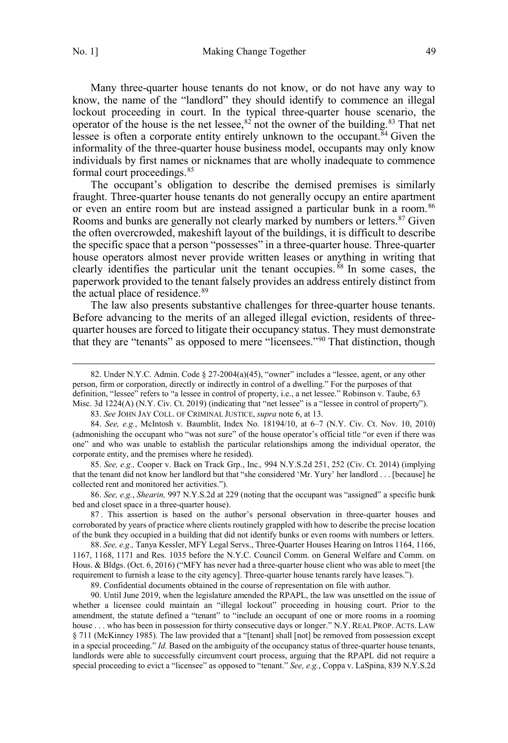Many three-quarter house tenants do not know, or do not have any way to know, the name of the "landlord" they should identify to commence an illegal lockout proceeding in court. In the typical three-quarter house scenario, the operator of the house is the net lessee,[82] not the owner of the building.[83] That net lessee is often a corporate entity entirely unknown to the occupant.[84] Given the informality of the three-quarter house business model, occupants may only know individuals by first names or nicknames that are wholly inadequate to commence formal court proceedings.[85]

The occupant's obligation to describe the demised premises is similarly fraught. Three-quarter house tenants do not generally occupy an entire apartment or even an entire room but are instead assigned a particular bunk in a room.[86] Rooms and bunks are generally not clearly marked by numbers or letters.[87] Given the often overcrowded, makeshift layout of the buildings, it is difficult to describe the specific space that a person "possesses" in a three-quarter house. Three-quarter house operators almost never provide written leases or anything in writing that clearly identifies the particular unit the tenant occupies.[88] In some cases, the paperwork provided to the tenant falsely provides an address entirely distinct from the actual place of residence.[89]

The law also presents substantive challenges for three-quarter house tenants. Before advancing to the merits of an alleged illegal eviction, residents of three-quarter houses are forced to litigate their occupancy status. They must demonstrate that they are "tenants" as opposed to mere "licensees."[90] That distinction, though

---

82. Under N.Y.C. Admin. Code § 27-2004(a)(45), "owner" includes a "lessee, agent, or any other person, firm or corporation, directly or indirectly in control of a dwelling." For the purposes of that definition, "lessee" refers to "a lessee in control of property, i.e., a net lessee." Robinson v. Taube, 63 Misc. 3d 1224(A) (N.Y. Civ. Ct. 2019) (indicating that "net lessee" is a "lessee in control of property").

83. *See* JOHN JAY COLL. OF CRIMINAL JUSTICE, *supra* note 6, at 13.

84. *See, e.g.*, McIntosh v. Baumblit, Index No. 18194/10, at 6–7 (N.Y. Civ. Ct. Nov. 10, 2010) (admonishing the occupant who "was not sure" of the house operator's official title "or even if there was one" and who was unable to establish the particular relationships among the individual operator, the corporate entity, and the premises where he resided).

85. *See, e.g.,* Cooper v. Back on Track Grp., Inc.*,* 994 N.Y.S.2d 251, 252 (Civ. Ct. 2014) (implying that the tenant did not know her landlord but that "she considered 'Mr. Yury' her landlord . . . [because] he collected rent and monitored her activities.").

86. *See, e.g.*, *Shearin,* 997 N.Y.S.2d at 229 (noting that the occupant was "assigned" a specific bunk bed and closet space in a three-quarter house).

87. This assertion is based on the author's personal observation in three-quarter houses and corroborated by years of practice where clients routinely grappled with how to describe the precise location of the bunk they occupied in a building that did not identify bunks or even rooms with numbers or letters.

88. *See, e.g.,* Tanya Kessler, MFY Legal Servs., Three-Quarter Houses Hearing on Intros 1164, 1166, 1167, 1168, 1171 and Res. 1035 before the N.Y.C. Council Comm. on General Welfare and Comm. on Hous. & Bldgs. (Oct. 6, 2016) ("MFY has never had a three-quarter house client who was able to meet [the requirement to furnish a lease to the city agency]. Three-quarter house tenants rarely have leases.").

89. Confidential documents obtained in the course of representation on file with author.

90. Until June 2019, when the legislature amended the RPAPL, the law was unsettled on the issue of whether a licensee could maintain an "illegal lockout" proceeding in housing court. Prior to the amendment, the statute defined a "tenant" to "include an occupant of one or more rooms in a rooming house . . . who has been in possession for thirty consecutive days or longer." N.Y. REAL PROP. ACTS. LAW § 711 (McKinney 1985). The law provided that a "[tenant] shall [not] be removed from possession except in a special proceeding." *Id.* Based on the ambiguity of the occupancy status of three-quarter house tenants, landlords were able to successfully circumvent court process, arguing that the RPAPL did not require a special proceeding to evict a "licensee" as opposed to "tenant." *See, e.g.*, Coppa v. LaSpina, 839 N.Y.S.2d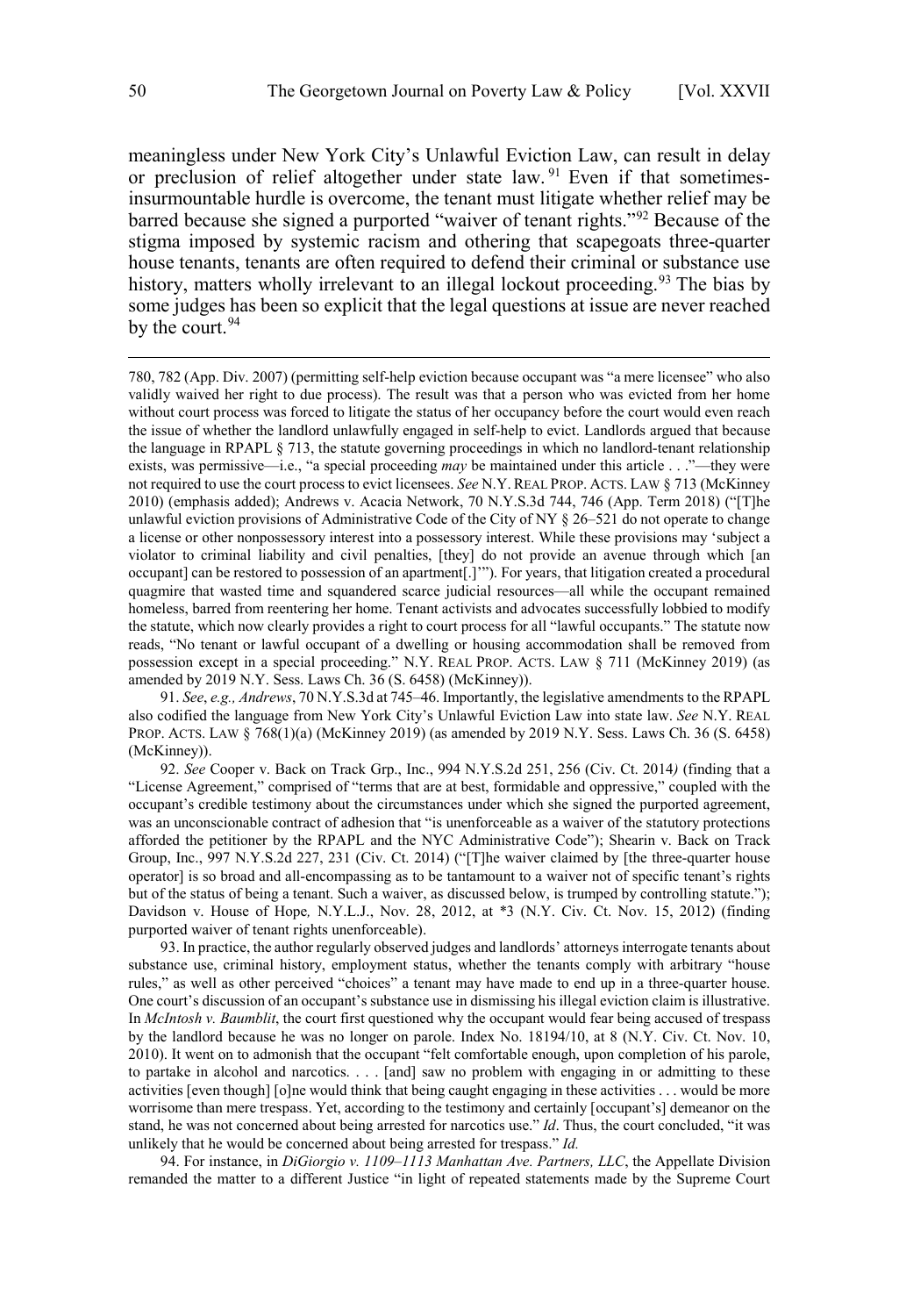meaningless under New York City's Unlawful Eviction Law, can result in delay or preclusion of relief altogether under state law.[91] Even if that sometimes-insurmountable hurdle is overcome, the tenant must litigate whether relief may be barred because she signed a purported "waiver of tenant rights."[92] Because of the stigma imposed by systemic racism and othering that scapegoats three-quarter house tenants, tenants are often required to defend their criminal or substance use history, matters wholly irrelevant to an illegal lockout proceeding.[93] The bias by some judges has been so explicit that the legal questions at issue are never reached by the court.[94]

---

780, 782 (App. Div. 2007) (permitting self-help eviction because occupant was "a mere licensee" who also validly waived her right to due process). The result was that a person who was evicted from her home without court process was forced to litigate the status of her occupancy before the court would even reach the issue of whether the landlord unlawfully engaged in self-help to evict. Landlords argued that because the language in RPAPL § 713, the statute governing proceedings in which no landlord-tenant relationship exists, was permissive—i.e., "a special proceeding *may* be maintained under this article . . ."—they were not required to use the court process to evict licensees. *See* N.Y. REAL PROP. ACTS. LAW § 713 (McKinney 2010) (emphasis added); Andrews v. Acacia Network, 70 N.Y.S.3d 744, 746 (App. Term 2018) ("[T]he unlawful eviction provisions of Administrative Code of the City of NY § 26–521 do not operate to change a license or other nonpossessory interest into a possessory interest. While these provisions may 'subject a violator to criminal liability and civil penalties, [they] do not provide an avenue through which [an occupant] can be restored to possession of an apartment[.]'"). For years, that litigation created a procedural quagmire that wasted time and squandered scarce judicial resources—all while the occupant remained homeless, barred from reentering her home. Tenant activists and advocates successfully lobbied to modify the statute, which now clearly provides a right to court process for all "lawful occupants." The statute now reads, "No tenant or lawful occupant of a dwelling or housing accommodation shall be removed from possession except in a special proceeding." N.Y. REAL PROP. ACTS. LAW § 711 (McKinney 2019) (as amended by 2019 N.Y. Sess. Laws Ch. 36 (S. 6458) (McKinney)).

91. *See*, *e.g., Andrews*, 70 N.Y.S.3d at 745–46. Importantly, the legislative amendments to the RPAPL also codified the language from New York City's Unlawful Eviction Law into state law. *See* N.Y. REAL PROP. ACTS. LAW § 768(1)(a) (McKinney 2019) (as amended by 2019 N.Y. Sess. Laws Ch. 36 (S. 6458) (McKinney)).

92. *See* Cooper v. Back on Track Grp., Inc., 994 N.Y.S.2d 251, 256 (Civ. Ct. 2014) (finding that a "License Agreement," comprised of "terms that are at best, formidable and oppressive," coupled with the occupant's credible testimony about the circumstances under which she signed the purported agreement, was an unconscionable contract of adhesion that "is unenforceable as a waiver of the statutory protections afforded the petitioner by the RPAPL and the NYC Administrative Code"); Shearin v. Back on Track Group, Inc., 997 N.Y.S.2d 227, 231 (Civ. Ct. 2014) ("[T]he waiver claimed by [the three-quarter house operator] is so broad and all-encompassing as to be tantamount to a waiver not of specific tenant's rights but of the status of being a tenant. Such a waiver, as discussed below, is trumped by controlling statute."); Davidson v. House of Hope*,* N.Y.L.J., Nov. 28, 2012, at *3 (N.Y. Civ. Ct. Nov. 15, 2012) (finding purported waiver of tenant rights unenforceable).

93. In practice, the author regularly observed judges and landlords' attorneys interrogate tenants about substance use, criminal history, employment status, whether the tenants comply with arbitrary "house rules," as well as other perceived "choices" a tenant may have made to end up in a three-quarter house. One court's discussion of an occupant's substance use in dismissing his illegal eviction claim is illustrative. In *McIntosh v. Baumblit*, the court first questioned why the occupant would fear being accused of trespass by the landlord because he was no longer on parole. Index No. 18194/10, at 8 (N.Y. Civ. Ct. Nov. 10, 2010). It went on to admonish that the occupant "felt comfortable enough, upon completion of his parole, to partake in alcohol and narcotics. . . . [and] saw no problem with engaging in or admitting to these activities [even though] [o]ne would think that being caught engaging in these activities . . . would be more worrisome than mere trespass. Yet, according to the testimony and certainly [occupant's] demeanor on the stand, he was not concerned about being arrested for narcotics use." *Id*. Thus, the court concluded, "it was unlikely that he would be concerned about being arrested for trespass." *Id.*

94. For instance, in *DiGiorgio v. 1109–1113 Manhattan Ave. Partners, LLC*, the Appellate Division remanded the matter to a different Justice "in light of repeated statements made by the Supreme Court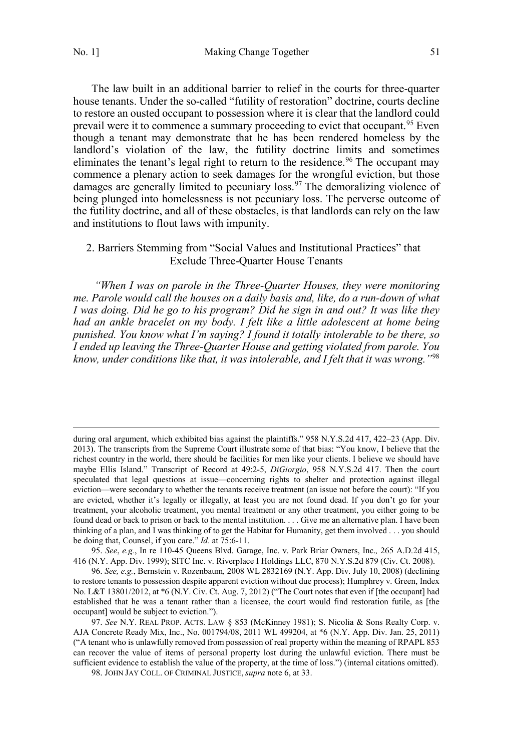The law built in an additional barrier to relief in the courts for three-quarter house tenants. Under the so-called "futility of restoration" doctrine, courts decline to restore an ousted occupant to possession where it is clear that the landlord could prevail were it to commence a summary proceeding to evict that occupant.[95] Even though a tenant may demonstrate that he has been rendered homeless by the landlord's violation of the law, the futility doctrine limits and sometimes eliminates the tenant's legal right to return to the residence.[96] The occupant may commence a plenary action to seek damages for the wrongful eviction, but those damages are generally limited to pecuniary loss.[97] The demoralizing violence of being plunged into homelessness is not pecuniary loss. The perverse outcome of the futility doctrine, and all of these obstacles, is that landlords can rely on the law and institutions to flout laws with impunity.

### 2. Barriers Stemming from "Social Values and Institutional Practices" that Exclude Three-Quarter House Tenants

*"When I was on parole in the Three-Quarter Houses, they were monitoring me. Parole would call the houses on a daily basis and, like, do a run-down of what I was doing. Did he go to his program? Did he sign in and out? It was like they had an ankle bracelet on my body. I felt like a little adolescent at home being punished. You know what I'm saying? I found it totally intolerable to be there, so I ended up leaving the Three-Quarter House and getting violated from parole. You know, under conditions like that, it was intolerable, and I felt that it was wrong."*[98]

---

during oral argument, which exhibited bias against the plaintiffs." 958 N.Y.S.2d 417, 422–23 (App. Div. 2013). The transcripts from the Supreme Court illustrate some of that bias: "You know, I believe that the richest country in the world, there should be facilities for men like your clients. I believe we should have maybe Ellis Island." Transcript of Record at 49:2-5, *DiGiorgio*, 958 N.Y.S.2d 417. Then the court speculated that legal questions at issue—concerning rights to shelter and protection against illegal eviction—were secondary to whether the tenants receive treatment (an issue not before the court): "If you are evicted, whether it's legally or illegally, at least you are not found dead. If you don't go for your treatment, your alcoholic treatment, you mental treatment or any other treatment, you either going to be found dead or back to prison or back to the mental institution. . . . Give me an alternative plan. I have been thinking of a plan, and I was thinking of to get the Habitat for Humanity, get them involved . . . you should be doing that, Counsel, if you care." *Id*. at 75:6-11.

95. *See*, *e.g.*, In re 110-45 Queens Blvd. Garage, Inc. v. Park Briar Owners, Inc.*,* 265 A.D.2d 415, 416 (N.Y. App. Div. 1999); SITC Inc. v. Riverplace I Holdings LLC, 870 N.Y.S.2d 879 (Civ. Ct. 2008).

96. *See, e.g.*, Bernstein v. Rozenbaum*,* 2008 WL 2832169 (N.Y. App. Div. July 10, 2008) (declining to restore tenants to possession despite apparent eviction without due process); Humphrey v. Green, Index No. L&T 13801/2012, at *6 (N.Y. Civ. Ct. Aug. 7, 2012) ("The Court notes that even if [the occupant] had established that he was a tenant rather than a licensee, the court would find restoration futile, as [the occupant] would be subject to eviction.").

97. *See* N.Y. REAL PROP. ACTS. LAW § 853 (McKinney 1981); S. Nicolia & Sons Realty Corp. v. AJA Concrete Ready Mix, Inc., No. 001794/08, 2011 WL 499204, at *6 (N.Y. App. Div. Jan. 25, 2011) ("A tenant who is unlawfully removed from possession of real property within the meaning of RPAPL 853 can recover the value of items of personal property lost during the unlawful eviction. There must be sufficient evidence to establish the value of the property, at the time of loss.") (internal citations omitted).

98. JOHN JAY COLL. OF CRIMINAL JUSTICE, *supra* note 6, at 33.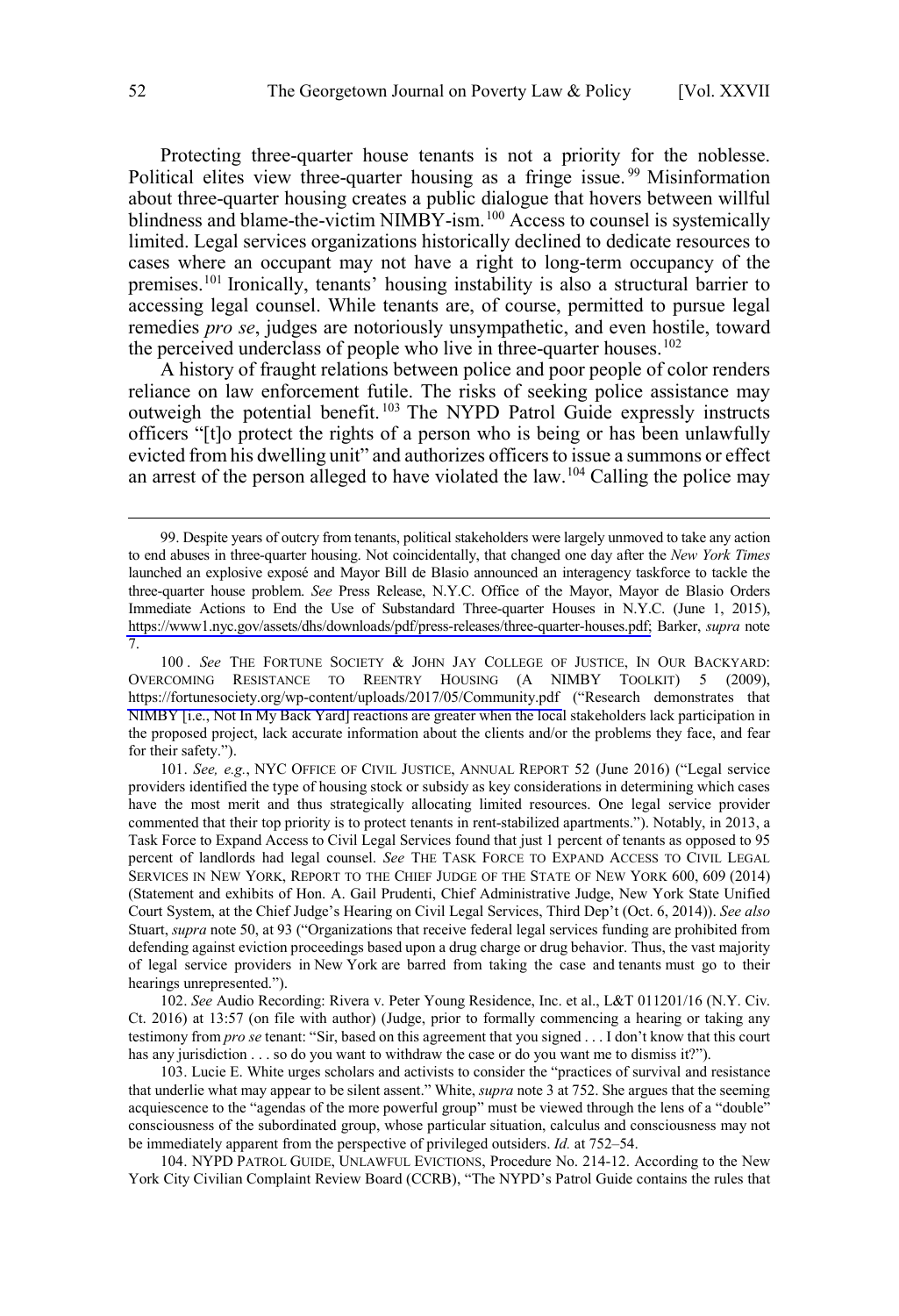Protecting three-quarter house tenants is not a priority for the noblesse. Political elites view three-quarter housing as a fringe issue.[99] Misinformation about three-quarter housing creates a public dialogue that hovers between willful blindness and blame-the-victim NIMBY-ism.[100] Access to counsel is systemically limited. Legal services organizations historically declined to dedicate resources to cases where an occupant may not have a right to long-term occupancy of the premises.[101] Ironically, tenants' housing instability is also a structural barrier to accessing legal counsel. While tenants are, of course, permitted to pursue legal remedies *pro se*, judges are notoriously unsympathetic, and even hostile, toward the perceived underclass of people who live in three-quarter houses.[102]

A history of fraught relations between police and poor people of color renders reliance on law enforcement futile. The risks of seeking police assistance may outweigh the potential benefit.[103] The NYPD Patrol Guide expressly instructs officers "[t]o protect the rights of a person who is being or has been unlawfully evicted from his dwelling unit" and authorizes officers to issue a summons or effect an arrest of the person alleged to have violated the law.[104] Calling the police may

---

99. Despite years of outcry from tenants, political stakeholders were largely unmoved to take any action to end abuses in three-quarter housing. Not coincidentally, that changed one day after the *New York Times* launched an explosive exposé and Mayor Bill de Blasio announced an interagency taskforce to tackle the three-quarter house problem. *See* Press Release, N.Y.C. Office of the Mayor, Mayor de Blasio Orders Immediate Actions to End the Use of Substandard Three-quarter Houses in N.Y.C. (June 1, 2015), https://www1.nyc.gov/assets/dhs/downloads/pdf/press-releases/three-quarter-houses.pdf; Barker, *supra* note 7.

100. *See* THE FORTUNE SOCIETY & JOHN JAY COLLEGE OF JUSTICE, IN OUR BACKYARD: OVERCOMING RESISTANCE TO REENTRY HOUSING (A NIMBY TOOLKIT) 5 (2009), https://fortunesociety.org/wp-content/uploads/2017/05/Community.pdf ("Research demonstrates that NIMBY [i.e., Not In My Back Yard] reactions are greater when the local stakeholders lack participation in the proposed project, lack accurate information about the clients and/or the problems they face, and fear for their safety.").

101. *See, e.g.*, NYC OFFICE OF CIVIL JUSTICE, ANNUAL REPORT 52 (June 2016) ("Legal service providers identified the type of housing stock or subsidy as key considerations in determining which cases have the most merit and thus strategically allocating limited resources. One legal service provider commented that their top priority is to protect tenants in rent-stabilized apartments."). Notably, in 2013, a Task Force to Expand Access to Civil Legal Services found that just 1 percent of tenants as opposed to 95 percent of landlords had legal counsel. *See* THE TASK FORCE TO EXPAND ACCESS TO CIVIL LEGAL SERVICES IN NEW YORK, REPORT TO THE CHIEF JUDGE OF THE STATE OF NEW YORK 600, 609 (2014) (Statement and exhibits of Hon. A. Gail Prudenti, Chief Administrative Judge, New York State Unified Court System, at the Chief Judge's Hearing on Civil Legal Services, Third Dep't (Oct. 6, 2014)). *See also* Stuart, *supra* note 50, at 93 ("Organizations that receive federal legal services funding are prohibited from defending against eviction proceedings based upon a drug charge or drug behavior. Thus, the vast majority of legal service providers in New York are barred from taking the case and tenants must go to their hearings unrepresented.").

102. *See* Audio Recording: Rivera v. Peter Young Residence, Inc. et al., L&T 011201/16 (N.Y. Civ. Ct. 2016) at 13:57 (on file with author) (Judge, prior to formally commencing a hearing or taking any testimony from *pro se* tenant: "Sir, based on this agreement that you signed . . . I don't know that this court has any jurisdiction . . . so do you want to withdraw the case or do you want me to dismiss it?").

103. Lucie E. White urges scholars and activists to consider the "practices of survival and resistance that underlie what may appear to be silent assent." White, *supra* note 3 at 752. She argues that the seeming acquiescence to the "agendas of the more powerful group" must be viewed through the lens of a "double" consciousness of the subordinated group, whose particular situation, calculus and consciousness may not be immediately apparent from the perspective of privileged outsiders. *Id.* at 752–54.

104. NYPD PATROL GUIDE, UNLAWFUL EVICTIONS, Procedure No. 214-12. According to the New York City Civilian Complaint Review Board (CCRB), "The NYPD's Patrol Guide contains the rules that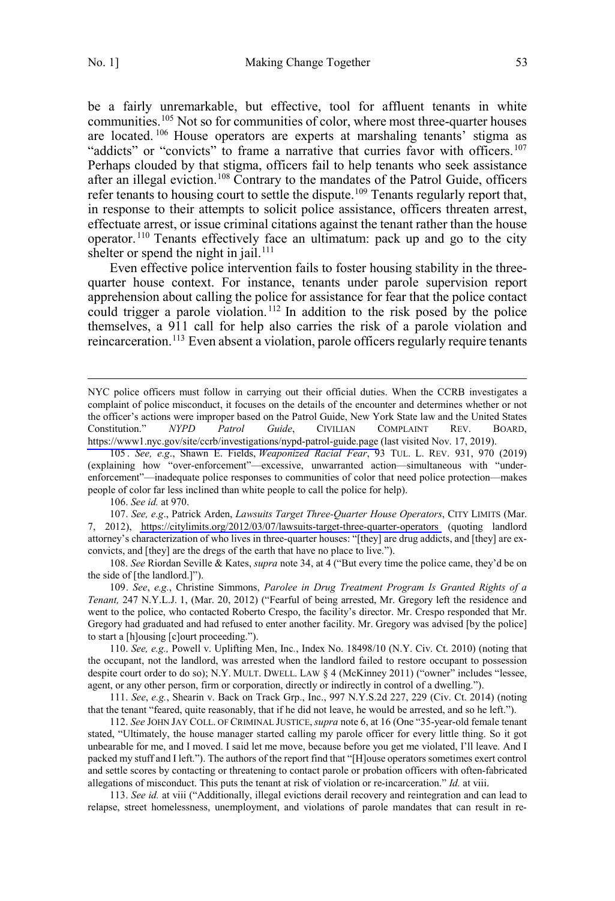be a fairly unremarkable, but effective, tool for affluent tenants in white communities.[105] Not so for communities of color, where most three-quarter houses are located.[106] House operators are experts at marshaling tenants' stigma as "addicts" or "convicts" to frame a narrative that curries favor with officers.[107] Perhaps clouded by that stigma, officers fail to help tenants who seek assistance after an illegal eviction.[108] Contrary to the mandates of the Patrol Guide, officers refer tenants to housing court to settle the dispute.[109] Tenants regularly report that, in response to their attempts to solicit police assistance, officers threaten arrest, effectuate arrest, or issue criminal citations against the tenant rather than the house operator.[110] Tenants effectively face an ultimatum: pack up and go to the city shelter or spend the night in jail.[111]

Even effective police intervention fails to foster housing stability in the three-quarter house context. For instance, tenants under parole supervision report apprehension about calling the police for assistance for fear that the police contact could trigger a parole violation.[112] In addition to the risk posed by the police themselves, a 911 call for help also carries the risk of a parole violation and reincarceration.[113] Even absent a violation, parole officers regularly require tenants

---

NYC police officers must follow in carrying out their official duties. When the CCRB investigates a complaint of police misconduct, it focuses on the details of the encounter and determines whether or not the officer's actions were improper based on the Patrol Guide, New York State law and the United States Constitution." *NYPD Patrol Guide*, CIVILIAN COMPLAINT REV. BOARD, https://www1.nyc.gov/site/ccrb/investigations/nypd-patrol-guide.page (last visited Nov. 17, 2019).

105. *See, e.g.*, Shawn E. Fields, *Weaponized Racial Fear*, 93 TUL. L. REV. 931, 970 (2019) (explaining how "over-enforcement"—excessive, unwarranted action—simultaneous with "under-enforcement"—inadequate police responses to communities of color that need police protection—makes people of color far less inclined than white people to call the police for help).

106. *See id.* at 970.

107. *See, e.g.*, Patrick Arden, *Lawsuits Target Three-Quarter House Operators*, CITY LIMITS (Mar. 7, 2012), https://citylimits.org/2012/03/07/lawsuits-target-three-quarter-operators (quoting landlord attorney's characterization of who lives in three-quarter houses: "[they] are drug addicts, and [they] are ex-convicts, and [they] are the dregs of the earth that have no place to live.").

108. *See* Riordan Seville & Kates, *supra* note 34, at 4 ("But every time the police came, they'd be on the side of [the landlord.]").

109. *See*, *e.g.*, Christine Simmons, *Parolee in Drug Treatment Program Is Granted Rights of a Tenant,* 247 N.Y.L.J. 1, (Mar. 20, 2012) ("Fearful of being arrested, Mr. Gregory left the residence and went to the police, who contacted Roberto Crespo, the facility's director. Mr. Crespo responded that Mr. Gregory had graduated and had refused to enter another facility. Mr. Gregory was advised [by the police] to start a [h]ousing [c]ourt proceeding.").

110. *See, e.g.,* Powell v. Uplifting Men, Inc., Index No. 18498/10 (N.Y. Civ. Ct. 2010) (noting that the occupant, not the landlord, was arrested when the landlord failed to restore occupant to possession despite court order to do so); N.Y. MULT. DWELL. LAW § 4 (McKinney 2011) ("owner" includes "lessee, agent, or any other person, firm or corporation, directly or indirectly in control of a dwelling.").

111. *See*, *e.g.*, Shearin v. Back on Track Grp., Inc., 997 N.Y.S.2d 227, 229 (Civ. Ct. 2014) (noting that the tenant "feared, quite reasonably, that if he did not leave, he would be arrested, and so he left.").

112. *See* JOHN JAY COLL. OF CRIMINAL JUSTICE, *supra* note 6, at 16 (One "35-year-old female tenant stated, "Ultimately, the house manager started calling my parole officer for every little thing. So it got unbearable for me, and I moved. I said let me move, because before you get me violated, I'll leave. And I packed my stuff and I left."). The authors of the report find that "[H]ouse operators sometimes exert control and settle scores by contacting or threatening to contact parole or probation officers with often-fabricated allegations of misconduct. This puts the tenant at risk of violation or re-incarceration." *Id.* at viii.

113. *See id.* at viii ("Additionally, illegal evictions derail recovery and reintegration and can lead to relapse, street homelessness, unemployment, and violations of parole mandates that can result in re-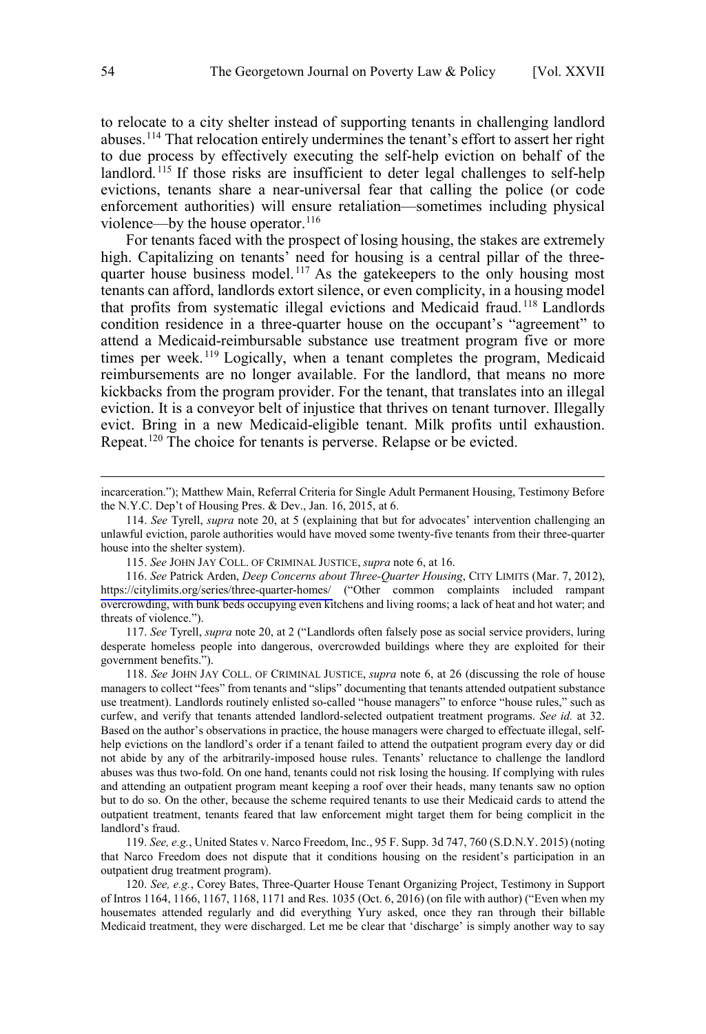to relocate to a city shelter instead of supporting tenants in challenging landlord abuses.[114] That relocation entirely undermines the tenant's effort to assert her right to due process by effectively executing the self-help eviction on behalf of the landlord.[115] If those risks are insufficient to deter legal challenges to self-help evictions, tenants share a near-universal fear that calling the police (or code enforcement authorities) will ensure retaliation—sometimes including physical violence—by the house operator.[116]

For tenants faced with the prospect of losing housing, the stakes are extremely high. Capitalizing on tenants' need for housing is a central pillar of the three-quarter house business model.[117] As the gatekeepers to the only housing most tenants can afford, landlords extort silence, or even complicity, in a housing model that profits from systematic illegal evictions and Medicaid fraud.[118] Landlords condition residence in a three-quarter house on the occupant's "agreement" to attend a Medicaid-reimbursable substance use treatment program five or more times per week.[119] Logically, when a tenant completes the program, Medicaid reimbursements are no longer available. For the landlord, that means no more kickbacks from the program provider. For the tenant, that translates into an illegal eviction. It is a conveyor belt of injustice that thrives on tenant turnover. Illegally evict. Bring in a new Medicaid-eligible tenant. Milk profits until exhaustion. Repeat.[120] The choice for tenants is perverse. Relapse or be evicted.

---

incarceration."); Matthew Main, Referral Criteria for Single Adult Permanent Housing, Testimony Before the N.Y.C. Dep't of Housing Pres. & Dev., Jan. 16, 2015, at 6.

114. *See* Tyrell, *supra* note 20, at 5 (explaining that but for advocates' intervention challenging an unlawful eviction, parole authorities would have moved some twenty-five tenants from their three-quarter house into the shelter system).

115. *See* JOHN JAY COLL. OF CRIMINAL JUSTICE, *supra* note 6, at 16.

116. *See* Patrick Arden, *Deep Concerns about Three-Quarter Housing*, CITY LIMITS (Mar. 7, 2012), https://citylimits.org/series/three-quarter-homes/ ("Other common complaints included rampant overcrowding, with bunk beds occupying even kitchens and living rooms; a lack of heat and hot water; and threats of violence.").

117. *See* Tyrell, *supra* note 20, at 2 ("Landlords often falsely pose as social service providers, luring desperate homeless people into dangerous, overcrowded buildings where they are exploited for their government benefits.").

118. *See* JOHN JAY COLL. OF CRIMINAL JUSTICE, *supra* note 6, at 26 (discussing the role of house managers to collect "fees" from tenants and "slips" documenting that tenants attended outpatient substance use treatment). Landlords routinely enlisted so-called "house managers" to enforce "house rules," such as curfew, and verify that tenants attended landlord-selected outpatient treatment programs. *See id.* at 32. Based on the author's observations in practice, the house managers were charged to effectuate illegal, self-help evictions on the landlord's order if a tenant failed to attend the outpatient program every day or did not abide by any of the arbitrarily-imposed house rules. Tenants' reluctance to challenge the landlord abuses was thus two-fold. On one hand, tenants could not risk losing the housing. If complying with rules and attending an outpatient program meant keeping a roof over their heads, many tenants saw no option but to do so. On the other, because the scheme required tenants to use their Medicaid cards to attend the outpatient treatment, tenants feared that law enforcement might target them for being complicit in the landlord's fraud.

119. *See, e.g.*, United States v. Narco Freedom, Inc., 95 F. Supp. 3d 747, 760 (S.D.N.Y. 2015) (noting that Narco Freedom does not dispute that it conditions housing on the resident's participation in an outpatient drug treatment program).

120. *See, e.g.*, Corey Bates, Three-Quarter House Tenant Organizing Project, Testimony in Support of Intros 1164, 1166, 1167, 1168, 1171 and Res. 1035 (Oct. 6, 2016) (on file with author) ("Even when my housemates attended regularly and did everything Yury asked, once they ran through their billable Medicaid treatment, they were discharged. Let me be clear that 'discharge' is simply another way to say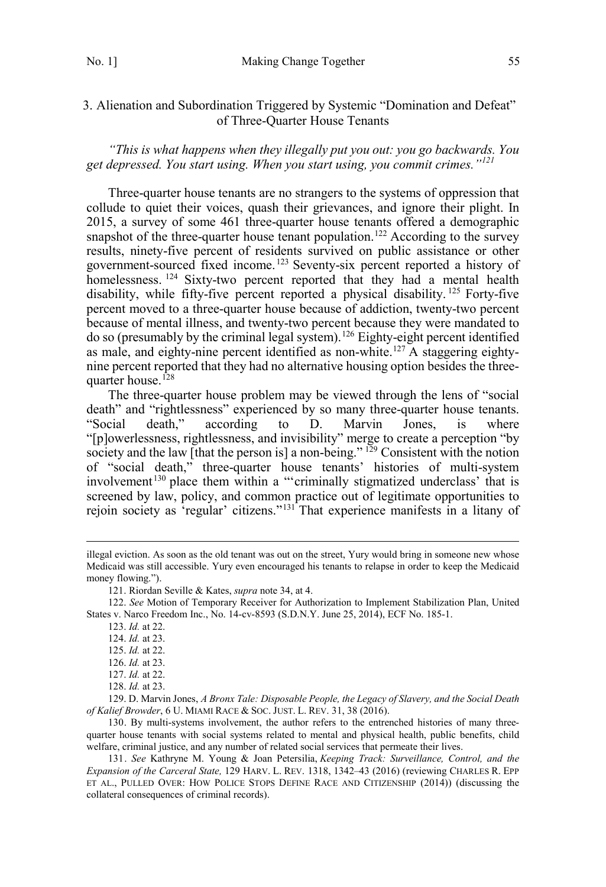### 3. Alienation and Subordination Triggered by Systemic "Domination and Defeat" of Three-Quarter House Tenants

*"This is what happens when they illegally put you out: you go backwards. You get depressed. You start using. When you start using, you commit crimes."*[121]

Three-quarter house tenants are no strangers to the systems of oppression that collude to quiet their voices, quash their grievances, and ignore their plight. In 2015, a survey of some 461 three-quarter house tenants offered a demographic snapshot of the three-quarter house tenant population.[122] According to the survey results, ninety-five percent of residents survived on public assistance or other government-sourced fixed income.[123] Seventy-six percent reported a history of homelessness.[124] Sixty-two percent reported that they had a mental health disability, while fifty-five percent reported a physical disability.[125] Forty-five percent moved to a three-quarter house because of addiction, twenty-two percent because of mental illness, and twenty-two percent because they were mandated to do so (presumably by the criminal legal system).[126] Eighty-eight percent identified as male, and eighty-nine percent identified as non-white.[127] A staggering eighty-nine percent reported that they had no alternative housing option besides the three-quarter house.[128]

The three-quarter house problem may be viewed through the lens of "social death" and "rightlessness" experienced by so many three-quarter house tenants. "Social death," according to D. Marvin Jones, is where "[p]owerlessness, rightlessness, and invisibility" merge to create a perception "by society and the law [that the person is] a non-being."[129] Consistent with the notion of "social death," three-quarter house tenants' histories of multi-system involvement[130] place them within a "'criminally stigmatized underclass' that is screened by law, policy, and common practice out of legitimate opportunities to rejoin society as 'regular' citizens."[131] That experience manifests in a litany of

---

illegal eviction. As soon as the old tenant was out on the street, Yury would bring in someone new whose Medicaid was still accessible. Yury even encouraged his tenants to relapse in order to keep the Medicaid money flowing.").

121. Riordan Seville & Kates, *supra* note 34, at 4.

122. *See* Motion of Temporary Receiver for Authorization to Implement Stabilization Plan, United States v. Narco Freedom Inc., No. 14-cv-8593 (S.D.N.Y. June 25, 2014), ECF No. 185-1.

123. *Id.* at 22.

124. *Id.* at 23.

125. *Id.* at 22.

126. *Id.* at 23.

127. *Id.* at 22.

128. *Id.* at 23.

129. D. Marvin Jones, *A Bronx Tale: Disposable People, the Legacy of Slavery, and the Social Death of Kalief Browder*, 6 U. MIAMI RACE & SOC. JUST. L. REV. 31, 38 (2016).

130. By multi-systems involvement, the author refers to the entrenched histories of many three-quarter house tenants with social systems related to mental and physical health, public benefits, child welfare, criminal justice, and any number of related social services that permeate their lives.

131. *See* Kathryne M. Young & Joan Petersilia, *Keeping Track: Surveillance, Control, and the Expansion of the Carceral State,* 129 HARV. L. REV. 1318, 1342–43 (2016) (reviewing CHARLES R. EPP ET AL., PULLED OVER: HOW POLICE STOPS DEFINE RACE AND CITIZENSHIP (2014)) (discussing the collateral consequences of criminal records).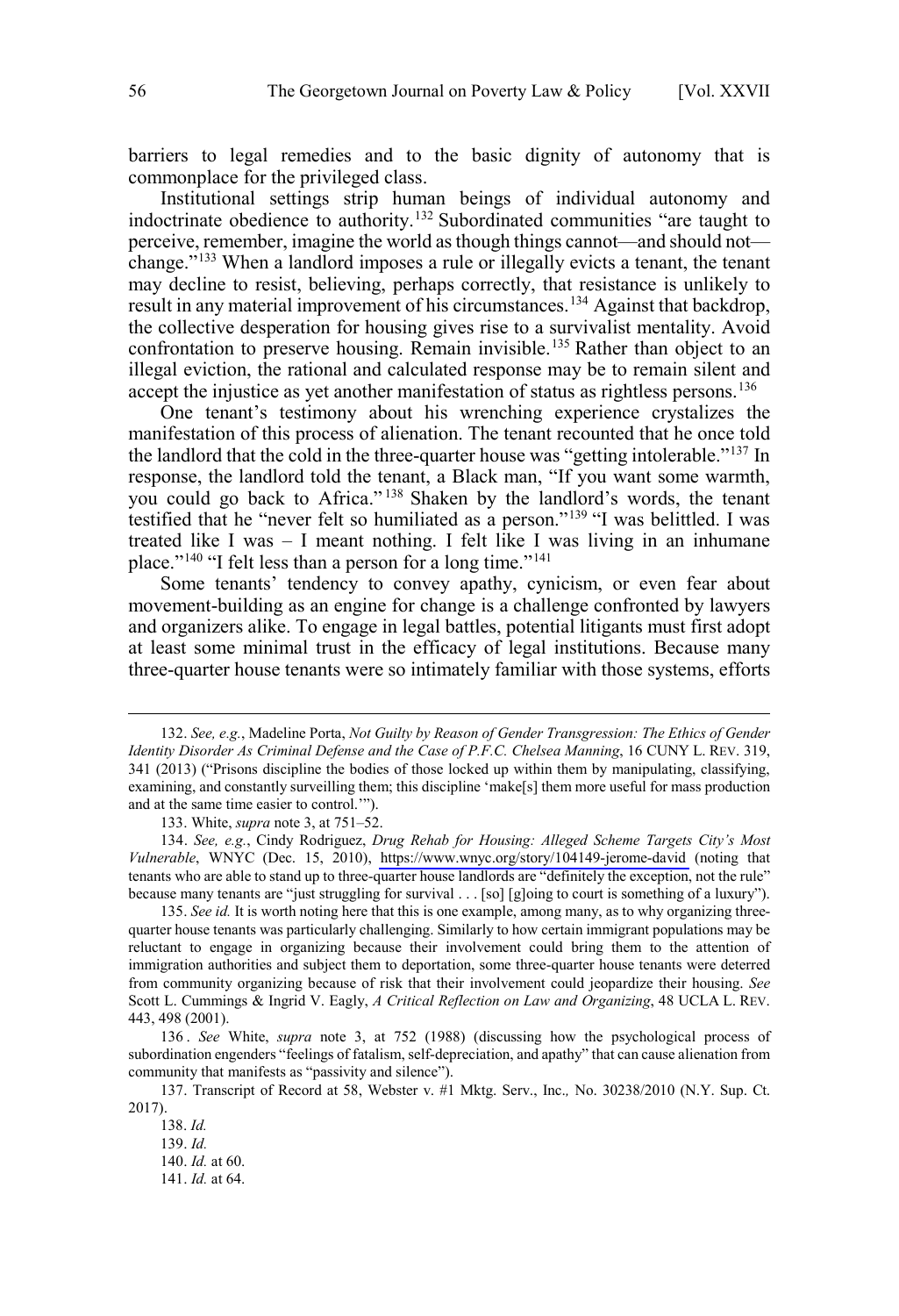barriers to legal remedies and to the basic dignity of autonomy that is commonplace for the privileged class.

Institutional settings strip human beings of individual autonomy and indoctrinate obedience to authority.[132] Subordinated communities "are taught to perceive, remember, imagine the world as though things cannot—and should not—change."[133] When a landlord imposes a rule or illegally evicts a tenant, the tenant may decline to resist, believing, perhaps correctly, that resistance is unlikely to result in any material improvement of his circumstances.[134] Against that backdrop, the collective desperation for housing gives rise to a survivalist mentality. Avoid confrontation to preserve housing. Remain invisible.[135] Rather than object to an illegal eviction, the rational and calculated response may be to remain silent and accept the injustice as yet another manifestation of status as rightless persons.[136]

One tenant's testimony about his wrenching experience crystalizes the manifestation of this process of alienation. The tenant recounted that he once told the landlord that the cold in the three-quarter house was "getting intolerable."[137] In response, the landlord told the tenant, a Black man, "If you want some warmth, you could go back to Africa."[138] Shaken by the landlord's words, the tenant testified that he "never felt so humiliated as a person."[139] "I was belittled. I was treated like I was – I meant nothing. I felt like I was living in an inhumane place."[140] "I felt less than a person for a long time."[141]

Some tenants' tendency to convey apathy, cynicism, or even fear about movement-building as an engine for change is a challenge confronted by lawyers and organizers alike. To engage in legal battles, potential litigants must first adopt at least some minimal trust in the efficacy of legal institutions. Because many three-quarter house tenants were so intimately familiar with those systems, efforts

---

132. *See, e.g.*, Madeline Porta, *Not Guilty by Reason of Gender Transgression: The Ethics of Gender Identity Disorder As Criminal Defense and the Case of P.F.C. Chelsea Manning*, 16 CUNY L. REV. 319, 341 (2013) ("Prisons discipline the bodies of those locked up within them by manipulating, classifying, examining, and constantly surveilling them; this discipline 'make[s] them more useful for mass production and at the same time easier to control.'").

133. White, *supra* note 3, at 751–52.

134. *See, e.g.*, Cindy Rodriguez, *Drug Rehab for Housing: Alleged Scheme Targets City's Most Vulnerable*, WNYC (Dec. 15, 2010), https://www.wnyc.org/story/104149-jerome-david (noting that tenants who are able to stand up to three-quarter house landlords are "definitely the exception, not the rule" because many tenants are "just struggling for survival . . . [so] [g]oing to court is something of a luxury").

135. *See id.* It is worth noting here that this is one example, among many, as to why organizing three-quarter house tenants was particularly challenging. Similarly to how certain immigrant populations may be reluctant to engage in organizing because their involvement could bring them to the attention of immigration authorities and subject them to deportation, some three-quarter house tenants were deterred from community organizing because of risk that their involvement could jeopardize their housing. *See* Scott L. Cummings & Ingrid V. Eagly, *A Critical Reflection on Law and Organizing*, 48 UCLA L. REV. 443, 498 (2001).

136. *See* White, *supra* note 3, at 752 (1988) (discussing how the psychological process of subordination engenders "feelings of fatalism, self-depreciation, and apathy" that can cause alienation from community that manifests as "passivity and silence").

137. Transcript of Record at 58, Webster v. #1 Mktg. Serv., Inc.*,* No. 30238/2010 (N.Y. Sup. Ct. 2017).

138. *Id.*

139. *Id.*

140. *Id.* at 60.

141. *Id.* at 64.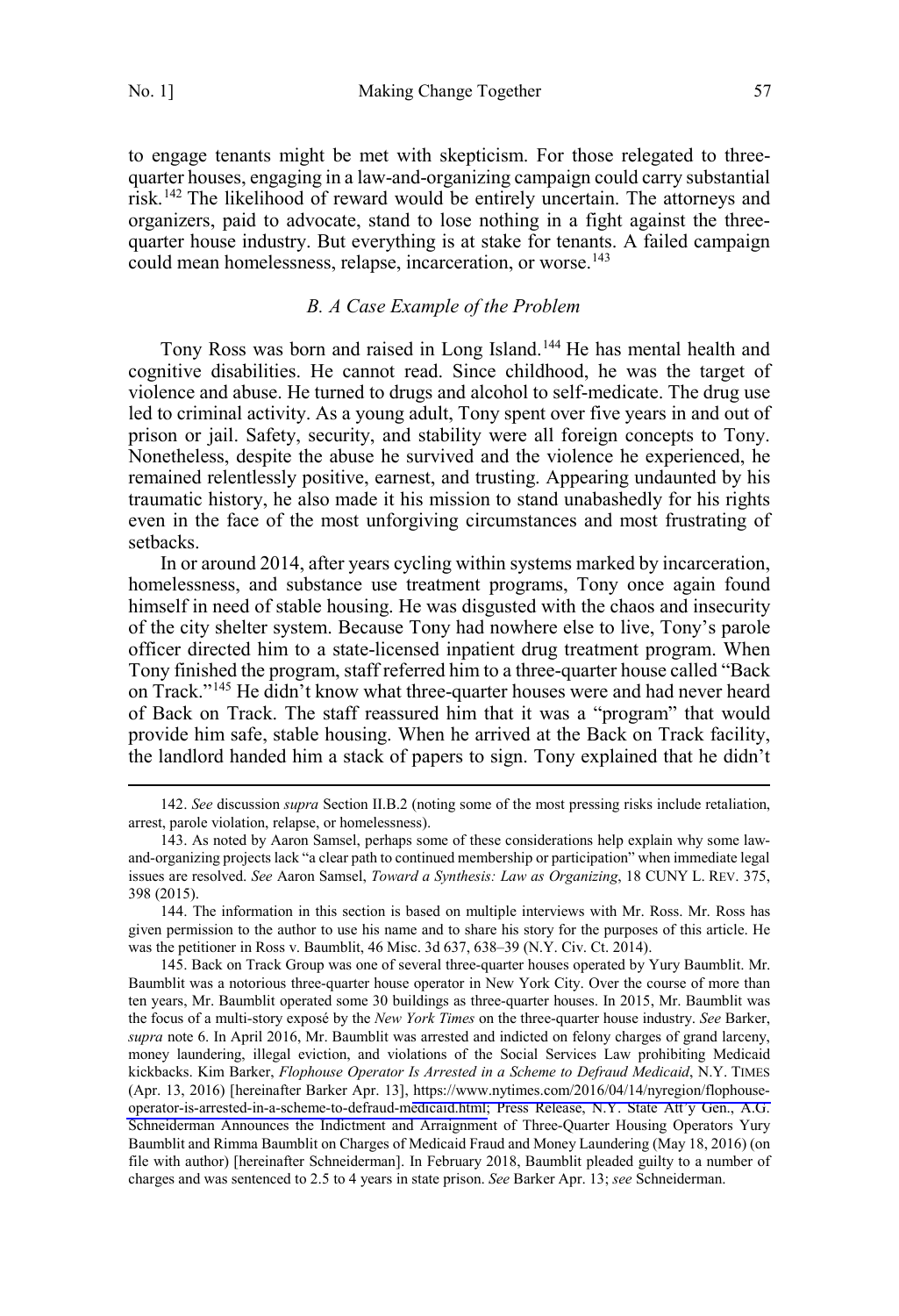to engage tenants might be met with skepticism. For those relegated to three-quarter houses, engaging in a law-and-organizing campaign could carry substantial risk.[142] The likelihood of reward would be entirely uncertain. The attorneys and organizers, paid to advocate, stand to lose nothing in a fight against the three-quarter house industry. But everything is at stake for tenants. A failed campaign could mean homelessness, relapse, incarceration, or worse.[143]

### *B. A Case Example of the Problem*

Tony Ross was born and raised in Long Island.[144] He has mental health and cognitive disabilities. He cannot read. Since childhood, he was the target of violence and abuse. He turned to drugs and alcohol to self-medicate. The drug use led to criminal activity. As a young adult, Tony spent over five years in and out of prison or jail. Safety, security, and stability were all foreign concepts to Tony. Nonetheless, despite the abuse he survived and the violence he experienced, he remained relentlessly positive, earnest, and trusting. Appearing undaunted by his traumatic history, he also made it his mission to stand unabashedly for his rights even in the face of the most unforgiving circumstances and most frustrating of setbacks.

In or around 2014, after years cycling within systems marked by incarceration, homelessness, and substance use treatment programs, Tony once again found himself in need of stable housing. He was disgusted with the chaos and insecurity of the city shelter system. Because Tony had nowhere else to live, Tony's parole officer directed him to a state-licensed inpatient drug treatment program. When Tony finished the program, staff referred him to a three-quarter house called "Back on Track."[145] He didn't know what three-quarter houses were and had never heard of Back on Track. The staff reassured him that it was a "program" that would provide him safe, stable housing. When he arrived at the Back on Track facility, the landlord handed him a stack of papers to sign. Tony explained that he didn't

---

142. *See* discussion *supra* Section II.B.2 (noting some of the most pressing risks include retaliation, arrest, parole violation, relapse, or homelessness).

143. As noted by Aaron Samsel, perhaps some of these considerations help explain why some law-and-organizing projects lack "a clear path to continued membership or participation" when immediate legal issues are resolved. *See* Aaron Samsel, *Toward a Synthesis: Law as Organizing*, 18 CUNY L. REV. 375, 398 (2015).

144. The information in this section is based on multiple interviews with Mr. Ross. Mr. Ross has given permission to the author to use his name and to share his story for the purposes of this article. He was the petitioner in Ross v. Baumblit, 46 Misc. 3d 637, 638–39 (N.Y. Civ. Ct. 2014).

145. Back on Track Group was one of several three-quarter houses operated by Yury Baumblit. Mr. Baumblit was a notorious three-quarter house operator in New York City. Over the course of more than ten years, Mr. Baumblit operated some 30 buildings as three-quarter houses. In 2015, Mr. Baumblit was the focus of a multi-story exposé by the *New York Times* on the three-quarter house industry. *See* Barker, *supra* note 6. In April 2016, Mr. Baumblit was arrested and indicted on felony charges of grand larceny, money laundering, illegal eviction, and violations of the Social Services Law prohibiting Medicaid kickbacks. Kim Barker, *Flophouse Operator Is Arrested in a Scheme to Defraud Medicaid*, N.Y. TIMES (Apr. 13, 2016) [hereinafter Barker Apr. 13], https://www.nytimes.com/2016/04/14/nyregion/flophouse-operator-is-arrested-in-a-scheme-to-defraud-medicaid.html; Press Release, N.Y. State Att'y Gen., A.G. Schneiderman Announces the Indictment and Arraignment of Three-Quarter Housing Operators Yury Baumblit and Rimma Baumblit on Charges of Medicaid Fraud and Money Laundering (May 18, 2016) (on file with author) [hereinafter Schneiderman]. In February 2018, Baumblit pleaded guilty to a number of charges and was sentenced to 2.5 to 4 years in state prison. *See* Barker Apr. 13; *see* Schneiderman.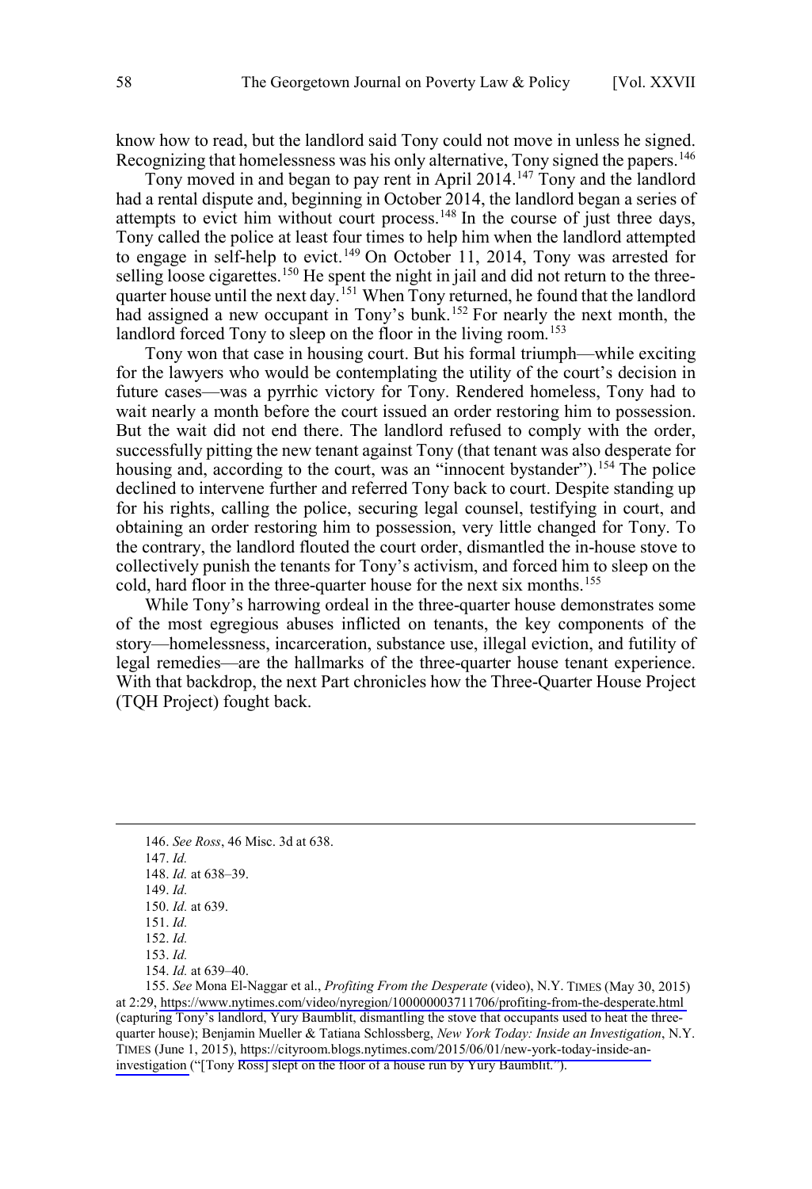know how to read, but the landlord said Tony could not move in unless he signed. Recognizing that homelessness was his only alternative, Tony signed the papers.[146]

Tony moved in and began to pay rent in April 2014.[147] Tony and the landlord had a rental dispute and, beginning in October 2014, the landlord began a series of attempts to evict him without court process.[148] In the course of just three days, Tony called the police at least four times to help him when the landlord attempted to engage in self-help to evict.[149] On October 11, 2014, Tony was arrested for selling loose cigarettes.[150] He spent the night in jail and did not return to the three-quarter house until the next day.[151] When Tony returned, he found that the landlord had assigned a new occupant in Tony's bunk.[152] For nearly the next month, the landlord forced Tony to sleep on the floor in the living room.[153]

Tony won that case in housing court. But his formal triumph—while exciting for the lawyers who would be contemplating the utility of the court's decision in future cases—was a pyrrhic victory for Tony. Rendered homeless, Tony had to wait nearly a month before the court issued an order restoring him to possession. But the wait did not end there. The landlord refused to comply with the order, successfully pitting the new tenant against Tony (that tenant was also desperate for housing and, according to the court, was an "innocent bystander").[154] The police declined to intervene further and referred Tony back to court. Despite standing up for his rights, calling the police, securing legal counsel, testifying in court, and obtaining an order restoring him to possession, very little changed for Tony. To the contrary, the landlord flouted the court order, dismantled the in-house stove to collectively punish the tenants for Tony's activism, and forced him to sleep on the cold, hard floor in the three-quarter house for the next six months.[155]

While Tony's harrowing ordeal in the three-quarter house demonstrates some of the most egregious abuses inflicted on tenants, the key components of the story—homelessness, incarceration, substance use, illegal eviction, and futility of legal remedies—are the hallmarks of the three-quarter house tenant experience. With that backdrop, the next Part chronicles how the Three-Quarter House Project (TQH Project) fought back.

---

146. *See Ross*, 46 Misc. 3d at 638.

147. *Id.*

148. *Id.* at 638–39.

149. *Id.*

150. *Id.* at 639.

151. *Id.*

152. *Id.*

153. *Id.*

154. *Id.* at 639–40.

155. *See* Mona El-Naggar et al., *Profiting From the Desperate* (video), N.Y. TIMES (May 30, 2015) at 2:29, https://www.nytimes.com/video/nyregion/100000003711706/profiting-from-the-desperate.html (capturing Tony's landlord, Yury Baumblit, dismantling the stove that occupants used to heat the three-quarter house); Benjamin Mueller & Tatiana Schlossberg, *New York Today: Inside an Investigation*, N.Y. TIMES (June 1, 2015), https://cityroom.blogs.nytimes.com/2015/06/01/new-york-today-inside-an-investigation ("[Tony Ross] slept on the floor of a house run by Yury Baumblit.").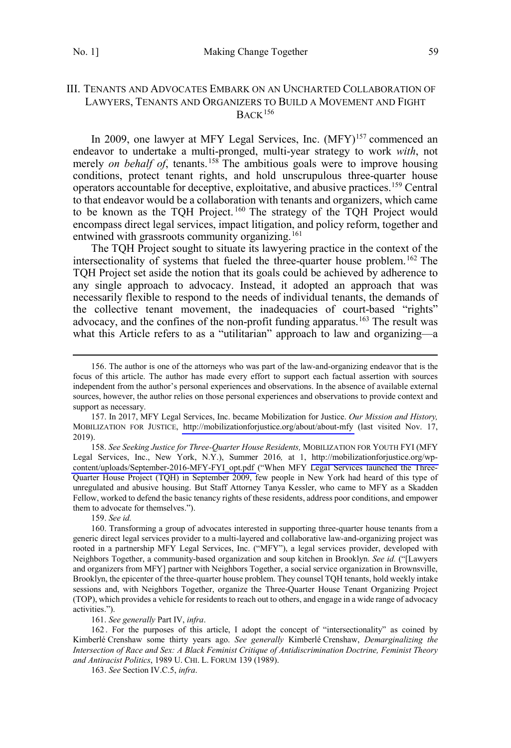## III. TENANTS AND ADVOCATES EMBARK ON AN UNCHARTED COLLABORATION OF LAWYERS, TENANTS AND ORGANIZERS TO BUILD A MOVEMENT AND FIGHT BACK[156]

In 2009, one lawyer at MFY Legal Services, Inc. (MFY)[157] commenced an endeavor to undertake a multi-pronged, multi-year strategy to work *with*, not merely *on behalf of*, tenants.[158] The ambitious goals were to improve housing conditions, protect tenant rights, and hold unscrupulous three-quarter house operators accountable for deceptive, exploitative, and abusive practices.[159] Central to that endeavor would be a collaboration with tenants and organizers, which came to be known as the TQH Project.[160] The strategy of the TQH Project would encompass direct legal services, impact litigation, and policy reform, together and entwined with grassroots community organizing.[161]

The TQH Project sought to situate its lawyering practice in the context of the intersectionality of systems that fueled the three-quarter house problem.[162] The TQH Project set aside the notion that its goals could be achieved by adherence to any single approach to advocacy. Instead, it adopted an approach that was necessarily flexible to respond to the needs of individual tenants, the demands of the collective tenant movement, the inadequacies of court-based "rights" advocacy, and the confines of the non-profit funding apparatus.[163] The result was what this Article refers to as a "utilitarian" approach to law and organizing—a

---

156. The author is one of the attorneys who was part of the law-and-organizing endeavor that is the focus of this article. The author has made every effort to support each factual assertion with sources independent from the author's personal experiences and observations. In the absence of available external sources, however, the author relies on those personal experiences and observations to provide context and support as necessary.

157. In 2017, MFY Legal Services, Inc. became Mobilization for Justice. *Our Mission and History,* MOBILIZATION FOR JUSTICE, http://mobilizationforjustice.org/about/about-mfy (last visited Nov. 17, 2019).

158. *See Seeking Justice for Three-Quarter House Residents,* MOBILIZATION FOR YOUTH FYI (MFY Legal Services, Inc., New York, N.Y.), Summer 2016*,* at 1, http://mobilizationforjustice.org/wp-content/uploads/September-2016-MFY-FYI_opt.pdf ("When MFY Legal Services launched the Three-Quarter House Project (TQH) in September 2009, few people in New York had heard of this type of unregulated and abusive housing. But Staff Attorney Tanya Kessler, who came to MFY as a Skadden Fellow, worked to defend the basic tenancy rights of these residents, address poor conditions, and empower them to advocate for themselves.").

159. *See id.*

160. Transforming a group of advocates interested in supporting three-quarter house tenants from a generic direct legal services provider to a multi-layered and collaborative law-and-organizing project was rooted in a partnership MFY Legal Services, Inc. ("MFY"), a legal services provider, developed with Neighbors Together, a community-based organization and soup kitchen in Brooklyn. *See id.* ("[Lawyers and organizers from MFY] partner with Neighbors Together, a social service organization in Brownsville, Brooklyn, the epicenter of the three-quarter house problem. They counsel TQH tenants, hold weekly intake sessions and, with Neighbors Together, organize the Three-Quarter House Tenant Organizing Project (TOP), which provides a vehicle for residents to reach out to others, and engage in a wide range of advocacy activities.").

161. *See generally* Part IV, *infra*.

162. For the purposes of this article, I adopt the concept of "intersectionality" as coined by Kimberlé Crenshaw some thirty years ago. *See generally* Kimberlé Crenshaw, *Demarginalizing the Intersection of Race and Sex: A Black Feminist Critique of Antidiscrimination Doctrine, Feminist Theory and Antiracist Politics*, 1989 U. CHI. L. FORUM 139 (1989).

163. *See* Section IV.C.5, *infra*.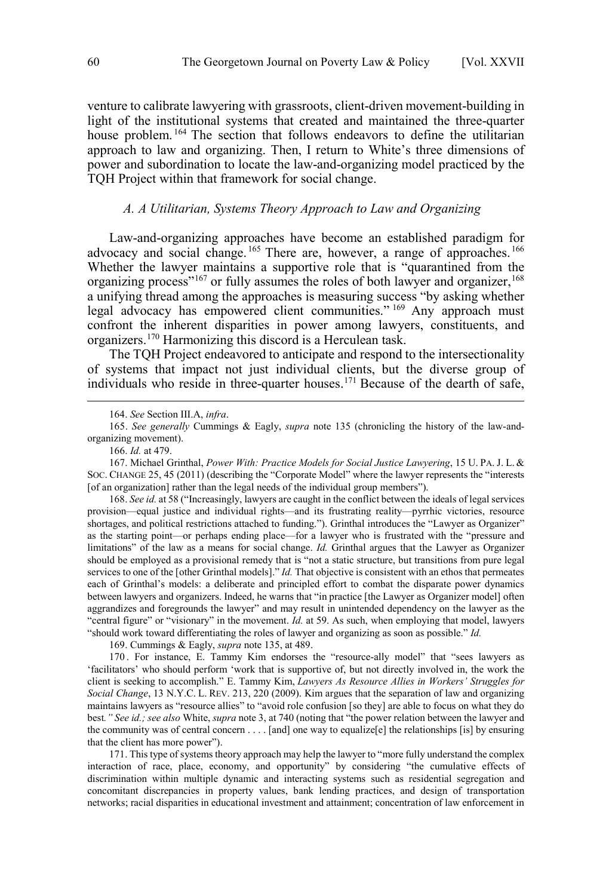venture to calibrate lawyering with grassroots, client-driven movement-building in light of the institutional systems that created and maintained the three-quarter house problem.[164] The section that follows endeavors to define the utilitarian approach to law and organizing. Then, I return to White's three dimensions of power and subordination to locate the law-and-organizing model practiced by the TQH Project within that framework for social change.

### *A. A Utilitarian, Systems Theory Approach to Law and Organizing*

Law-and-organizing approaches have become an established paradigm for advocacy and social change.[165] There are, however, a range of approaches.[166] Whether the lawyer maintains a supportive role that is "quarantined from the organizing process"[167] or fully assumes the roles of both lawyer and organizer,[168] a unifying thread among the approaches is measuring success "by asking whether legal advocacy has empowered client communities."[169] Any approach must confront the inherent disparities in power among lawyers, constituents, and organizers.[170] Harmonizing this discord is a Herculean task.

The TQH Project endeavored to anticipate and respond to the intersectionality of systems that impact not just individual clients, but the diverse group of individuals who reside in three-quarter houses.[171] Because of the dearth of safe,

---

164. *See* Section III.A, *infra*.

165. *See generally* Cummings & Eagly, *supra* note 135 (chronicling the history of the law-and-organizing movement).

166. *Id.* at 479.

167. Michael Grinthal, *Power With: Practice Models for Social Justice Lawyering*, 15 U. PA. J. L. & SOC. CHANGE 25, 45 (2011) (describing the "Corporate Model" where the lawyer represents the "interests [of an organization] rather than the legal needs of the individual group members").

168. *See id.* at 58 ("Increasingly, lawyers are caught in the conflict between the ideals of legal services provision—equal justice and individual rights—and its frustrating reality—pyrrhic victories, resource shortages, and political restrictions attached to funding."). Grinthal introduces the "Lawyer as Organizer" as the starting point—or perhaps ending place—for a lawyer who is frustrated with the "pressure and limitations" of the law as a means for social change. *Id.* Grinthal argues that the Lawyer as Organizer should be employed as a provisional remedy that is "not a static structure, but transitions from pure legal services to one of the [other Grinthal models]." *Id.* That objective is consistent with an ethos that permeates each of Grinthal's models: a deliberate and principled effort to combat the disparate power dynamics between lawyers and organizers. Indeed, he warns that "in practice [the Lawyer as Organizer model] often aggrandizes and foregrounds the lawyer" and may result in unintended dependency on the lawyer as the "central figure" or "visionary" in the movement. *Id.* at 59. As such, when employing that model, lawyers "should work toward differentiating the roles of lawyer and organizing as soon as possible." *Id.*

169. Cummings & Eagly, *supra* note 135, at 489.

170. For instance, E. Tammy Kim endorses the "resource-ally model" that "sees lawyers as 'facilitators' who should perform 'work that is supportive of, but not directly involved in, the work the client is seeking to accomplish." E. Tammy Kim, *Lawyers As Resource Allies in Workers' Struggles for Social Change*, 13 N.Y.C. L. REV. 213, 220 (2009). Kim argues that the separation of law and organizing maintains lawyers as "resource allies" to "avoid role confusion [so they] are able to focus on what they do best*." See id.; see also* White, *supra* note 3, at 740 (noting that "the power relation between the lawyer and the community was of central concern . . . . [and] one way to equalize[e] the relationships [is] by ensuring that the client has more power").

171. This type of systems theory approach may help the lawyer to "more fully understand the complex interaction of race, place, economy, and opportunity" by considering "the cumulative effects of discrimination within multiple dynamic and interacting systems such as residential segregation and concomitant discrepancies in property values, bank lending practices, and design of transportation networks; racial disparities in educational investment and attainment; concentration of law enforcement in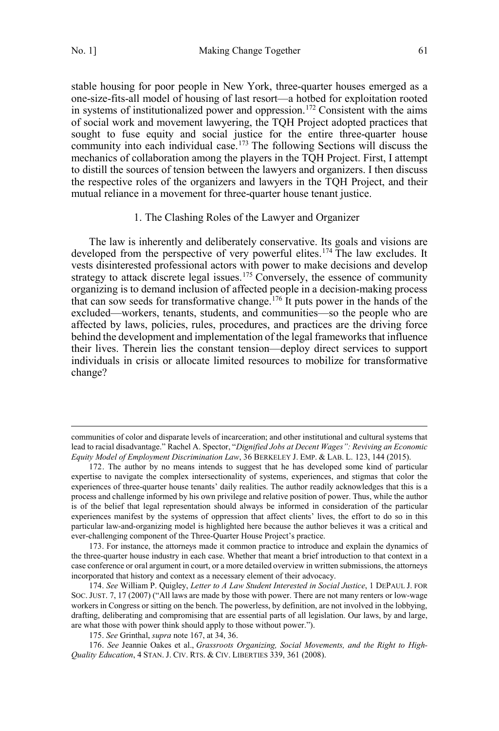stable housing for poor people in New York, three-quarter houses emerged as a one-size-fits-all model of housing of last resort—a hotbed for exploitation rooted in systems of institutionalized power and oppression.[172] Consistent with the aims of social work and movement lawyering, the TQH Project adopted practices that sought to fuse equity and social justice for the entire three-quarter house community into each individual case.[173] The following Sections will discuss the mechanics of collaboration among the players in the TQH Project. First, I attempt to distill the sources of tension between the lawyers and organizers. I then discuss the respective roles of the organizers and lawyers in the TQH Project, and their mutual reliance in a movement for three-quarter house tenant justice.

### 1. The Clashing Roles of the Lawyer and Organizer

The law is inherently and deliberately conservative. Its goals and visions are developed from the perspective of very powerful elites.[174] The law excludes. It vests disinterested professional actors with power to make decisions and develop strategy to attack discrete legal issues.[175] Conversely, the essence of community organizing is to demand inclusion of affected people in a decision-making process that can sow seeds for transformative change.[176] It puts power in the hands of the excluded—workers, tenants, students, and communities—so the people who are affected by laws, policies, rules, procedures, and practices are the driving force behind the development and implementation of the legal frameworks that influence their lives. Therein lies the constant tension—deploy direct services to support individuals in crisis or allocate limited resources to mobilize for transformative change?

---

communities of color and disparate levels of incarceration; and other institutional and cultural systems that lead to racial disadvantage." Rachel A. Spector, "*Dignified Jobs at Decent Wages": Reviving an Economic Equity Model of Employment Discrimination Law*, 36 BERKELEY J. EMP. & LAB. L. 123, 144 (2015).

172. The author by no means intends to suggest that he has developed some kind of particular expertise to navigate the complex intersectionality of systems, experiences, and stigmas that color the experiences of three-quarter house tenants' daily realities. The author readily acknowledges that this is a process and challenge informed by his own privilege and relative position of power. Thus, while the author is of the belief that legal representation should always be informed in consideration of the particular experiences manifest by the systems of oppression that affect clients' lives, the effort to do so in this particular law-and-organizing model is highlighted here because the author believes it was a critical and ever-challenging component of the Three-Quarter House Project's practice.

173. For instance, the attorneys made it common practice to introduce and explain the dynamics of the three-quarter house industry in each case. Whether that meant a brief introduction to that context in a case conference or oral argument in court, or a more detailed overview in written submissions, the attorneys incorporated that history and context as a necessary element of their advocacy.

174. *See* William P. Quigley, *Letter to A Law Student Interested in Social Justice*, 1 DEPAUL J. FOR SOC. JUST. 7, 17 (2007) ("All laws are made by those with power. There are not many renters or low-wage workers in Congress or sitting on the bench. The powerless, by definition, are not involved in the lobbying, drafting, deliberating and compromising that are essential parts of all legislation. Our laws, by and large, are what those with power think should apply to those without power.").

175. *See* Grinthal, *supra* note 167, at 34, 36.

176. *See* Jeannie Oakes et al., *Grassroots Organizing, Social Movements, and the Right to High-Quality Education*, 4 STAN. J. CIV. RTS. & CIV. LIBERTIES 339, 361 (2008).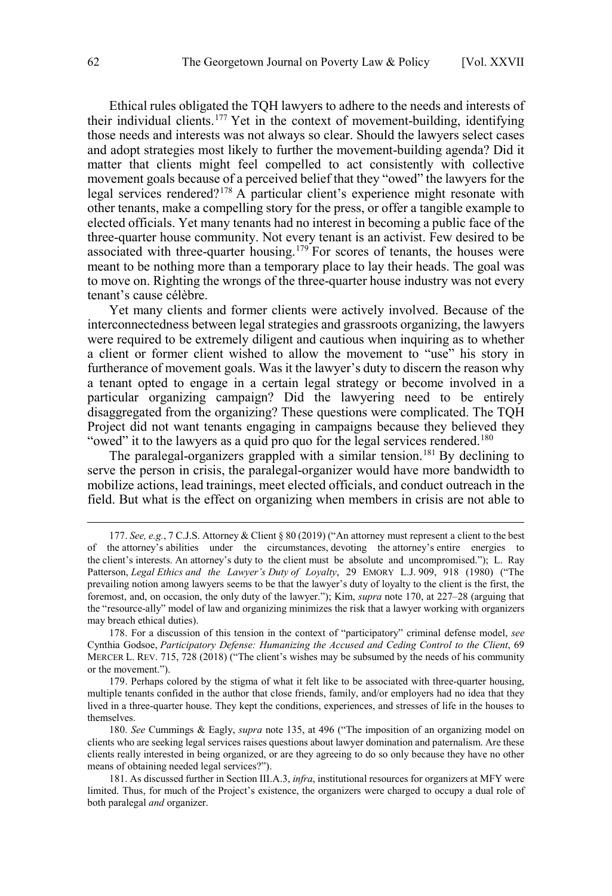Ethical rules obligated the TQH lawyers to adhere to the needs and interests of their individual clients.[177] Yet in the context of movement-building, identifying those needs and interests was not always so clear. Should the lawyers select cases and adopt strategies most likely to further the movement-building agenda? Did it matter that clients might feel compelled to act consistently with collective movement goals because of a perceived belief that they "owed" the lawyers for the legal services rendered?[178] A particular client's experience might resonate with other tenants, make a compelling story for the press, or offer a tangible example to elected officials. Yet many tenants had no interest in becoming a public face of the three-quarter house community. Not every tenant is an activist. Few desired to be associated with three-quarter housing.[179] For scores of tenants, the houses were meant to be nothing more than a temporary place to lay their heads. The goal was to move on. Righting the wrongs of the three-quarter house industry was not every tenant's cause célèbre.

Yet many clients and former clients were actively involved. Because of the interconnectedness between legal strategies and grassroots organizing, the lawyers were required to be extremely diligent and cautious when inquiring as to whether a client or former client wished to allow the movement to "use" his story in furtherance of movement goals. Was it the lawyer's duty to discern the reason why a tenant opted to engage in a certain legal strategy or become involved in a particular organizing campaign? Did the lawyering need to be entirely disaggregated from the organizing? These questions were complicated. The TQH Project did not want tenants engaging in campaigns because they believed they "owed" it to the lawyers as a quid pro quo for the legal services rendered.[180]

The paralegal-organizers grappled with a similar tension.[181] By declining to serve the person in crisis, the paralegal-organizer would have more bandwidth to mobilize actions, lead trainings, meet elected officials, and conduct outreach in the field. But what is the effect on organizing when members in crisis are not able to

---

177. *See, e.g.*, 7 C.J.S. Attorney & Client § 80 (2019) ("An attorney must represent a client to the best of the attorney's abilities under the circumstances, devoting the attorney's entire energies to the client's interests. An attorney's duty to the client must be absolute and uncompromised."); L. Ray Patterson, *Legal Ethics and the Lawyer's Duty of Loyalty*, 29 EMORY L.J. 909, 918 (1980) ("The prevailing notion among lawyers seems to be that the lawyer's duty of loyalty to the client is the first, the foremost, and, on occasion, the only duty of the lawyer."); Kim, *supra* note 170, at 227–28 (arguing that the "resource-ally" model of law and organizing minimizes the risk that a lawyer working with organizers may breach ethical duties).

178. For a discussion of this tension in the context of "participatory" criminal defense model, *see* Cynthia Godsoe, *Participatory Defense: Humanizing the Accused and Ceding Control to the Client*, 69 MERCER L. REV. 715, 728 (2018) ("The client's wishes may be subsumed by the needs of his community or the movement.").

179. Perhaps colored by the stigma of what it felt like to be associated with three-quarter housing, multiple tenants confided in the author that close friends, family, and/or employers had no idea that they lived in a three-quarter house. They kept the conditions, experiences, and stresses of life in the houses to themselves.

180. *See* Cummings & Eagly, *supra* note 135, at 496 ("The imposition of an organizing model on clients who are seeking legal services raises questions about lawyer domination and paternalism. Are these clients really interested in being organized, or are they agreeing to do so only because they have no other means of obtaining needed legal services?").

181. As discussed further in Section III.A.3, *infra*, institutional resources for organizers at MFY were limited. Thus, for much of the Project's existence, the organizers were charged to occupy a dual role of both paralegal *and* organizer.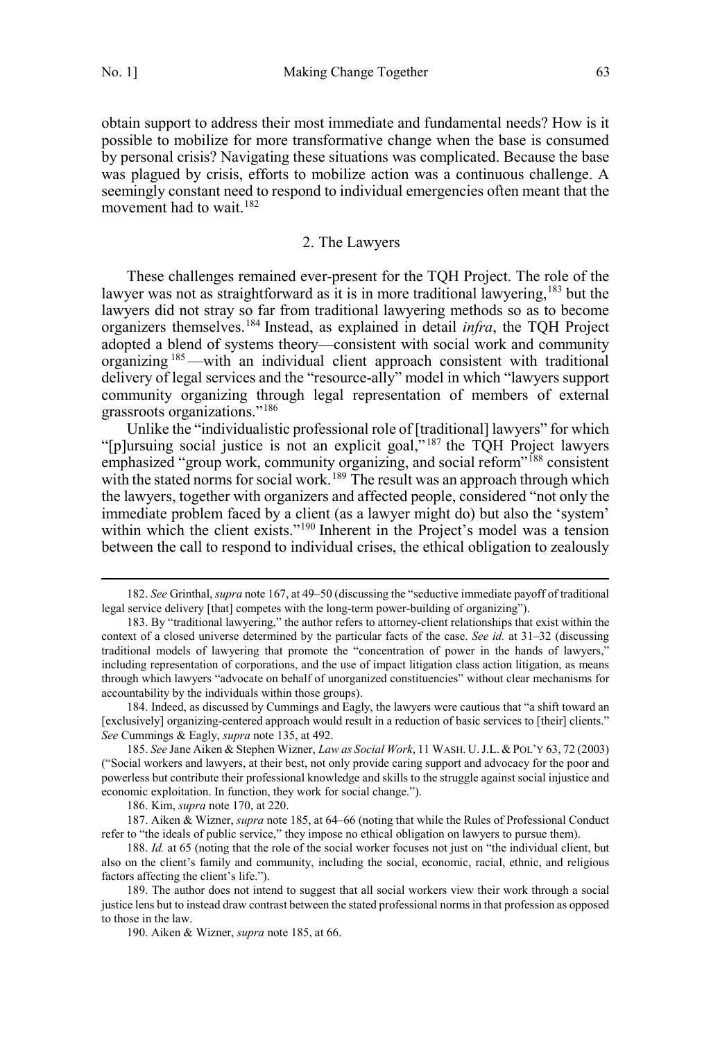obtain support to address their most immediate and fundamental needs? How is it possible to mobilize for more transformative change when the base is consumed by personal crisis? Navigating these situations was complicated. Because the base was plagued by crisis, efforts to mobilize action was a continuous challenge. A seemingly constant need to respond to individual emergencies often meant that the movement had to wait.[182]

### 2. The Lawyers

These challenges remained ever-present for the TQH Project. The role of the lawyer was not as straightforward as it is in more traditional lawyering,[183] but the lawyers did not stray so far from traditional lawyering methods so as to become organizers themselves.[184] Instead, as explained in detail *infra*, the TQH Project adopted a blend of systems theory—consistent with social work and community organizing[185]—with an individual client approach consistent with traditional delivery of legal services and the "resource-ally" model in which "lawyers support community organizing through legal representation of members of external grassroots organizations."[186]

Unlike the "individualistic professional role of [traditional] lawyers" for which "[p]ursuing social justice is not an explicit goal,"[187] the TQH Project lawyers emphasized "group work, community organizing, and social reform"[188] consistent with the stated norms for social work.[189] The result was an approach through which the lawyers, together with organizers and affected people, considered "not only the immediate problem faced by a client (as a lawyer might do) but also the 'system' within which the client exists."[190] Inherent in the Project's model was a tension between the call to respond to individual crises, the ethical obligation to zealously

---

182. *See* Grinthal, *supra* note 167, at 49–50 (discussing the "seductive immediate payoff of traditional legal service delivery [that] competes with the long-term power-building of organizing").

183. By "traditional lawyering," the author refers to attorney-client relationships that exist within the context of a closed universe determined by the particular facts of the case. *See id.* at 31–32 (discussing traditional models of lawyering that promote the "concentration of power in the hands of lawyers," including representation of corporations, and the use of impact litigation class action litigation, as means through which lawyers "advocate on behalf of unorganized constituencies" without clear mechanisms for accountability by the individuals within those groups).

184. Indeed, as discussed by Cummings and Eagly, the lawyers were cautious that "a shift toward an [exclusively] organizing-centered approach would result in a reduction of basic services to [their] clients." *See* Cummings & Eagly, *supra* note 135, at 492.

185. *See* Jane Aiken & Stephen Wizner, *Law as Social Work*, 11 WASH. U. J.L. & POL'Y 63, 72 (2003) ("Social workers and lawyers, at their best, not only provide caring support and advocacy for the poor and powerless but contribute their professional knowledge and skills to the struggle against social injustice and economic exploitation. In function, they work for social change.").

186. Kim, *supra* note 170, at 220.

187. Aiken & Wizner, *supra* note 185, at 64–66 (noting that while the Rules of Professional Conduct refer to "the ideals of public service," they impose no ethical obligation on lawyers to pursue them).

188. *Id.* at 65 (noting that the role of the social worker focuses not just on "the individual client, but also on the client's family and community, including the social, economic, racial, ethnic, and religious factors affecting the client's life.").

189. The author does not intend to suggest that all social workers view their work through a social justice lens but to instead draw contrast between the stated professional norms in that profession as opposed to those in the law.

190. Aiken & Wizner, *supra* note 185, at 66.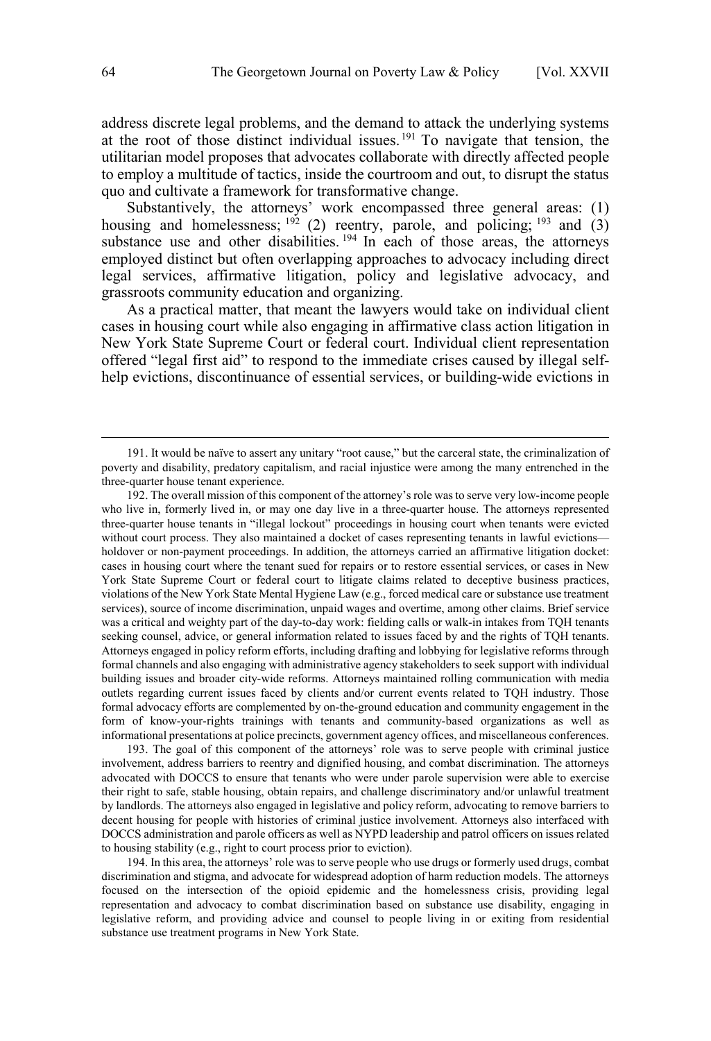address discrete legal problems, and the demand to attack the underlying systems at the root of those distinct individual issues.[191] To navigate that tension, the utilitarian model proposes that advocates collaborate with directly affected people to employ a multitude of tactics, inside the courtroom and out, to disrupt the status quo and cultivate a framework for transformative change.

Substantively, the attorneys' work encompassed three general areas: (1) housing and homelessness;[192] (2) reentry, parole, and policing;[193] and (3) substance use and other disabilities.[194] In each of those areas, the attorneys employed distinct but often overlapping approaches to advocacy including direct legal services, affirmative litigation, policy and legislative advocacy, and grassroots community education and organizing.

As a practical matter, that meant the lawyers would take on individual client cases in housing court while also engaging in affirmative class action litigation in New York State Supreme Court or federal court. Individual client representation offered "legal first aid" to respond to the immediate crises caused by illegal self-help evictions, discontinuance of essential services, or building-wide evictions in

---

191. It would be naïve to assert any unitary "root cause," but the carceral state, the criminalization of poverty and disability, predatory capitalism, and racial injustice were among the many entrenched in the three-quarter house tenant experience.

192. The overall mission of this component of the attorney's role was to serve very low-income people who live in, formerly lived in, or may one day live in a three-quarter house. The attorneys represented three-quarter house tenants in "illegal lockout" proceedings in housing court when tenants were evicted without court process. They also maintained a docket of cases representing tenants in lawful evictions—holdover or non-payment proceedings. In addition, the attorneys carried an affirmative litigation docket: cases in housing court where the tenant sued for repairs or to restore essential services, or cases in New York State Supreme Court or federal court to litigate claims related to deceptive business practices, violations of the New York State Mental Hygiene Law (e.g., forced medical care or substance use treatment services), source of income discrimination, unpaid wages and overtime, among other claims. Brief service was a critical and weighty part of the day-to-day work: fielding calls or walk-in intakes from TQH tenants seeking counsel, advice, or general information related to issues faced by and the rights of TQH tenants. Attorneys engaged in policy reform efforts, including drafting and lobbying for legislative reforms through formal channels and also engaging with administrative agency stakeholders to seek support with individual building issues and broader city-wide reforms. Attorneys maintained rolling communication with media outlets regarding current issues faced by clients and/or current events related to TQH industry. Those formal advocacy efforts are complemented by on-the-ground education and community engagement in the form of know-your-rights trainings with tenants and community-based organizations as well as informational presentations at police precincts, government agency offices, and miscellaneous conferences.

193. The goal of this component of the attorneys' role was to serve people with criminal justice involvement, address barriers to reentry and dignified housing, and combat discrimination. The attorneys advocated with DOCCS to ensure that tenants who were under parole supervision were able to exercise their right to safe, stable housing, obtain repairs, and challenge discriminatory and/or unlawful treatment by landlords. The attorneys also engaged in legislative and policy reform, advocating to remove barriers to decent housing for people with histories of criminal justice involvement. Attorneys also interfaced with DOCCS administration and parole officers as well as NYPD leadership and patrol officers on issues related to housing stability (e.g., right to court process prior to eviction).

194. In this area, the attorneys' role was to serve people who use drugs or formerly used drugs, combat discrimination and stigma, and advocate for widespread adoption of harm reduction models. The attorneys focused on the intersection of the opioid epidemic and the homelessness crisis, providing legal representation and advocacy to combat discrimination based on substance use disability, engaging in legislative reform, and providing advice and counsel to people living in or exiting from residential substance use treatment programs in New York State.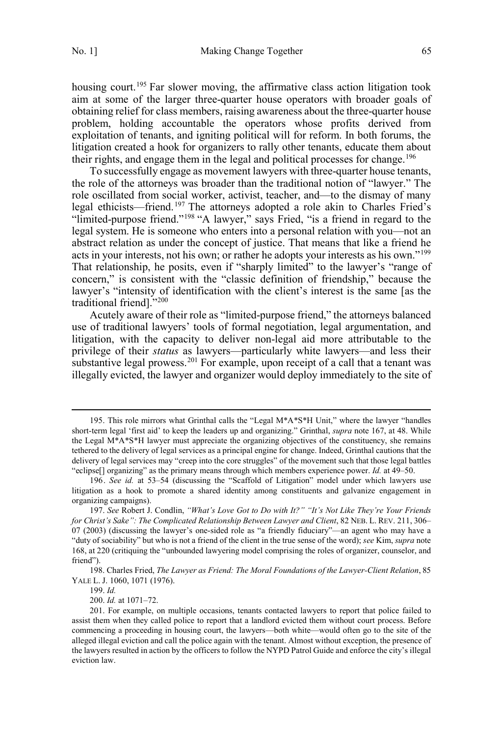housing court.[195] Far slower moving, the affirmative class action litigation took aim at some of the larger three-quarter house operators with broader goals of obtaining relief for class members, raising awareness about the three-quarter house problem, holding accountable the operators whose profits derived from exploitation of tenants, and igniting political will for reform. In both forums, the litigation created a hook for organizers to rally other tenants, educate them about their rights, and engage them in the legal and political processes for change.[196]

To successfully engage as movement lawyers with three-quarter house tenants, the role of the attorneys was broader than the traditional notion of "lawyer." The role oscillated from social worker, activist, teacher, and—to the dismay of many legal ethicists—friend.[197] The attorneys adopted a role akin to Charles Fried's "limited-purpose friend."[198] "A lawyer," says Fried, "is a friend in regard to the legal system. He is someone who enters into a personal relation with you—not an abstract relation as under the concept of justice. That means that like a friend he acts in your interests, not his own; or rather he adopts your interests as his own."[199] That relationship, he posits, even if "sharply limited" to the lawyer's "range of concern," is consistent with the "classic definition of friendship," because the lawyer's "intensity of identification with the client's interest is the same [as the traditional friend]."[200]

Acutely aware of their role as "limited-purpose friend," the attorneys balanced use of traditional lawyers' tools of formal negotiation, legal argumentation, and litigation, with the capacity to deliver non-legal aid more attributable to the privilege of their *status* as lawyers—particularly white lawyers—and less their substantive legal prowess.[201] For example, upon receipt of a call that a tenant was illegally evicted, the lawyer and organizer would deploy immediately to the site of

---

195. This role mirrors what Grinthal calls the "Legal M*A*S*H Unit," where the lawyer "handles short-term legal 'first aid' to keep the leaders up and organizing." Grinthal, *supra* note 167, at 48. While the Legal M*A*S*H lawyer must appreciate the organizing objectives of the constituency, she remains tethered to the delivery of legal services as a principal engine for change. Indeed, Grinthal cautions that the delivery of legal services may "creep into the core struggles" of the movement such that those legal battles "eclipse[] organizing" as the primary means through which members experience power. *Id.* at 49–50.

196. *See id.* at 53–54 (discussing the "Scaffold of Litigation" model under which lawyers use litigation as a hook to promote a shared identity among constituents and galvanize engagement in organizing campaigns).

197. *See* Robert J. Condlin, *"What's Love Got to Do with It?" "It's Not Like They're Your Friends for Christ's Sake": The Complicated Relationship Between Lawyer and Client*, 82 NEB. L. REV. 211, 306–07 (2003) (discussing the lawyer's one-sided role as "a friendly fiduciary"—an agent who may have a "duty of sociability" but who is not a friend of the client in the true sense of the word); *see* Kim, *supra* note 168, at 220 (critiquing the "unbounded lawyering model comprising the roles of organizer, counselor, and friend").

198. Charles Fried, *The Lawyer as Friend: The Moral Foundations of the Lawyer-Client Relation*, 85 YALE L. J. 1060, 1071 (1976).

199. *Id.*

200. *Id.* at 1071–72.

201. For example, on multiple occasions, tenants contacted lawyers to report that police failed to assist them when they called police to report that a landlord evicted them without court process. Before commencing a proceeding in housing court, the lawyers—both white—would often go to the site of the alleged illegal eviction and call the police again with the tenant. Almost without exception, the presence of the lawyers resulted in action by the officers to follow the NYPD Patrol Guide and enforce the city's illegal eviction law.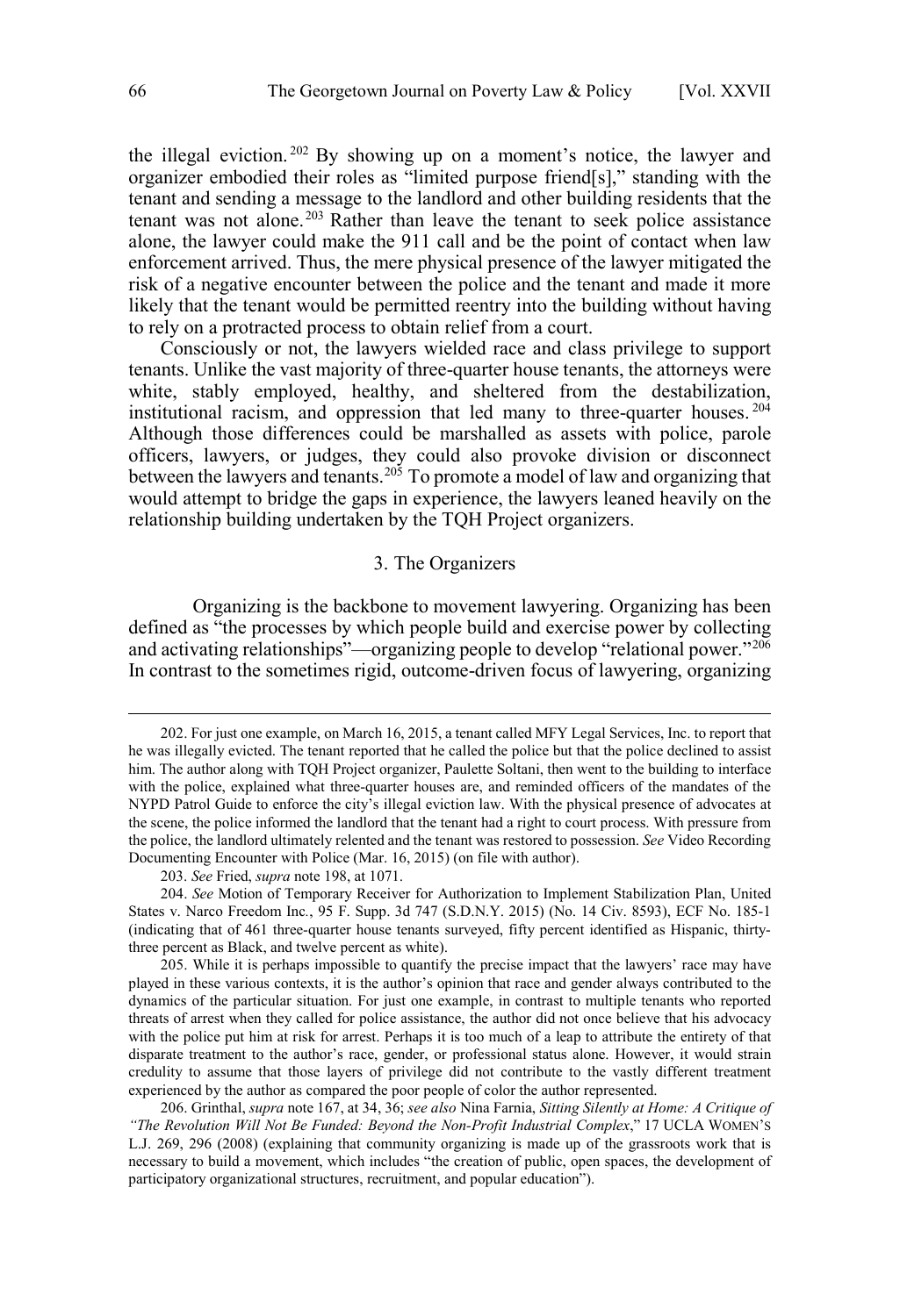the illegal eviction.[202] By showing up on a moment's notice, the lawyer and organizer embodied their roles as "limited purpose friend[s]," standing with the tenant and sending a message to the landlord and other building residents that the tenant was not alone.[203] Rather than leave the tenant to seek police assistance alone, the lawyer could make the 911 call and be the point of contact when law enforcement arrived. Thus, the mere physical presence of the lawyer mitigated the risk of a negative encounter between the police and the tenant and made it more likely that the tenant would be permitted reentry into the building without having to rely on a protracted process to obtain relief from a court.

Consciously or not, the lawyers wielded race and class privilege to support tenants. Unlike the vast majority of three-quarter house tenants, the attorneys were white, stably employed, healthy, and sheltered from the destabilization, institutional racism, and oppression that led many to three-quarter houses.[204] Although those differences could be marshalled as assets with police, parole officers, lawyers, or judges, they could also provoke division or disconnect between the lawyers and tenants.[205] To promote a model of law and organizing that would attempt to bridge the gaps in experience, the lawyers leaned heavily on the relationship building undertaken by the TQH Project organizers.

### 3. The Organizers

Organizing is the backbone to movement lawyering. Organizing has been defined as "the processes by which people build and exercise power by collecting and activating relationships"—organizing people to develop "relational power."[206] In contrast to the sometimes rigid, outcome-driven focus of lawyering, organizing

---

202. For just one example, on March 16, 2015, a tenant called MFY Legal Services, Inc. to report that he was illegally evicted. The tenant reported that he called the police but that the police declined to assist him. The author along with TQH Project organizer, Paulette Soltani, then went to the building to interface with the police, explained what three-quarter houses are, and reminded officers of the mandates of the NYPD Patrol Guide to enforce the city's illegal eviction law. With the physical presence of advocates at the scene, the police informed the landlord that the tenant had a right to court process. With pressure from the police, the landlord ultimately relented and the tenant was restored to possession. *See* Video Recording Documenting Encounter with Police (Mar. 16, 2015) (on file with author).

203. *See* Fried, *supra* note 198, at 1071.

204. *See* Motion of Temporary Receiver for Authorization to Implement Stabilization Plan, United States v. Narco Freedom Inc., 95 F. Supp. 3d 747 (S.D.N.Y. 2015) (No. 14 Civ. 8593), ECF No. 185-1 (indicating that of 461 three-quarter house tenants surveyed, fifty percent identified as Hispanic, thirty-three percent as Black, and twelve percent as white).

205. While it is perhaps impossible to quantify the precise impact that the lawyers' race may have played in these various contexts, it is the author's opinion that race and gender always contributed to the dynamics of the particular situation. For just one example, in contrast to multiple tenants who reported threats of arrest when they called for police assistance, the author did not once believe that his advocacy with the police put him at risk for arrest. Perhaps it is too much of a leap to attribute the entirety of that disparate treatment to the author's race, gender, or professional status alone. However, it would strain credulity to assume that those layers of privilege did not contribute to the vastly different treatment experienced by the author as compared the poor people of color the author represented.

206. Grinthal, *supra* note 167, at 34, 36; *see also* Nina Farnia, *Sitting Silently at Home: A Critique of "The Revolution Will Not Be Funded: Beyond the Non-Profit Industrial Complex*," 17 UCLA WOMEN'S L.J. 269, 296 (2008) (explaining that community organizing is made up of the grassroots work that is necessary to build a movement, which includes "the creation of public, open spaces, the development of participatory organizational structures, recruitment, and popular education").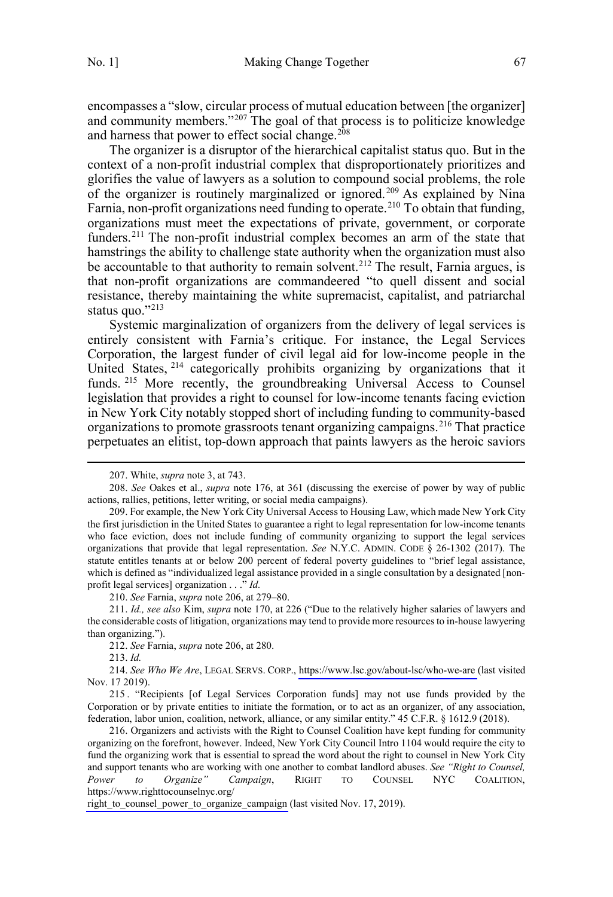encompasses a "slow, circular process of mutual education between [the organizer] and community members."[207] The goal of that process is to politicize knowledge and harness that power to effect social change.[208]

The organizer is a disruptor of the hierarchical capitalist status quo. But in the context of a non-profit industrial complex that disproportionately prioritizes and glorifies the value of lawyers as a solution to compound social problems, the role of the organizer is routinely marginalized or ignored.[209] As explained by Nina Farnia, non-profit organizations need funding to operate.[210] To obtain that funding, organizations must meet the expectations of private, government, or corporate funders.[211] The non-profit industrial complex becomes an arm of the state that hamstrings the ability to challenge state authority when the organization must also be accountable to that authority to remain solvent.[212] The result, Farnia argues, is that non-profit organizations are commandeered "to quell dissent and social resistance, thereby maintaining the white supremacist, capitalist, and patriarchal status quo."[213]

Systemic marginalization of organizers from the delivery of legal services is entirely consistent with Farnia's critique. For instance, the Legal Services Corporation, the largest funder of civil legal aid for low-income people in the United States,[214] categorically prohibits organizing by organizations that it funds.[215] More recently, the groundbreaking Universal Access to Counsel legislation that provides a right to counsel for low-income tenants facing eviction in New York City notably stopped short of including funding to community-based organizations to promote grassroots tenant organizing campaigns.[216] That practice perpetuates an elitist, top-down approach that paints lawyers as the heroic saviors

---

207. White, *supra* note 3, at 743.

208. *See* Oakes et al., *supra* note 176, at 361 (discussing the exercise of power by way of public actions, rallies, petitions, letter writing, or social media campaigns).

209. For example, the New York City Universal Access to Housing Law, which made New York City the first jurisdiction in the United States to guarantee a right to legal representation for low-income tenants who face eviction, does not include funding of community organizing to support the legal services organizations that provide that legal representation. *See* N.Y.C. ADMIN. CODE § 26-1302 (2017). The statute entitles tenants at or below 200 percent of federal poverty guidelines to "brief legal assistance, which is defined as "individualized legal assistance provided in a single consultation by a designated [non-profit legal services] organization . . ." *Id.*

210. *See* Farnia, *supra* note 206, at 279–80.

211. *Id., see also* Kim, *supra* note 170, at 226 ("Due to the relatively higher salaries of lawyers and the considerable costs of litigation, organizations may tend to provide more resources to in-house lawyering than organizing.").

212. *See* Farnia, *supra* note 206, at 280.

213. *Id.*

214. *See Who We Are*, LEGAL SERVS. CORP., https://www.lsc.gov/about-lsc/who-we-are (last visited Nov. 17 2019).

215. "Recipients [of Legal Services Corporation funds] may not use funds provided by the Corporation or by private entities to initiate the formation, or to act as an organizer, of any association, federation, labor union, coalition, network, alliance, or any similar entity." 45 C.F.R. § 1612.9 (2018).

216. Organizers and activists with the Right to Counsel Coalition have kept funding for community organizing on the forefront, however. Indeed, New York City Council Intro 1104 would require the city to fund the organizing work that is essential to spread the word about the right to counsel in New York City and support tenants who are working with one another to combat landlord abuses. *See "Right to Counsel, Power to Organize" Campaign*, RIGHT TO COUNSEL NYC COALITION, https://www.righttocounselnyc.org/right_to_counsel_power_to_organize_campaign (last visited Nov. 17, 2019).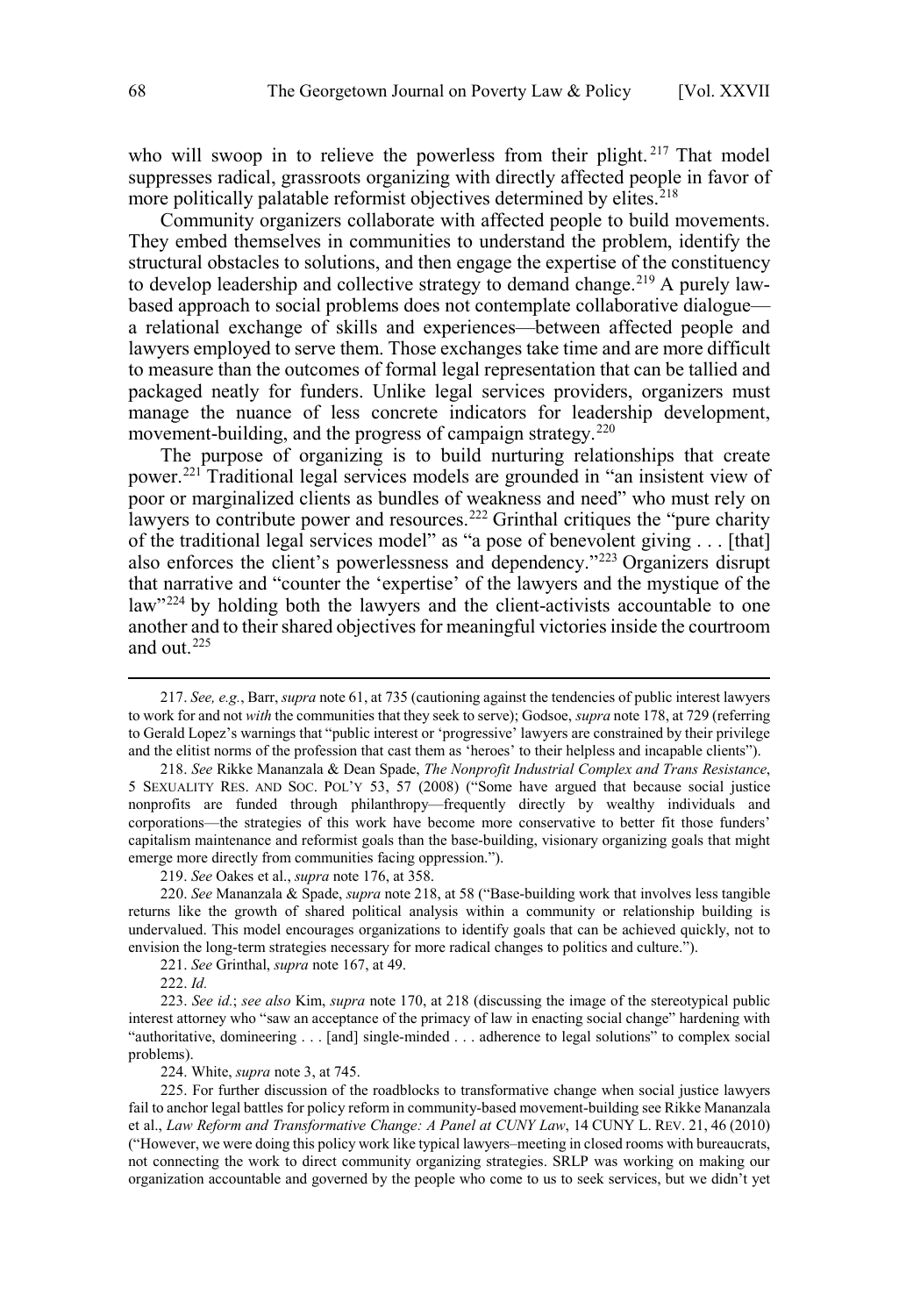who will swoop in to relieve the powerless from their plight.[217] That model suppresses radical, grassroots organizing with directly affected people in favor of more politically palatable reformist objectives determined by elites.[218]

Community organizers collaborate with affected people to build movements. They embed themselves in communities to understand the problem, identify the structural obstacles to solutions, and then engage the expertise of the constituency to develop leadership and collective strategy to demand change.[219] A purely law-based approach to social problems does not contemplate collaborative dialogue—a relational exchange of skills and experiences—between affected people and lawyers employed to serve them. Those exchanges take time and are more difficult to measure than the outcomes of formal legal representation that can be tallied and packaged neatly for funders. Unlike legal services providers, organizers must manage the nuance of less concrete indicators for leadership development, movement-building, and the progress of campaign strategy.[220]

The purpose of organizing is to build nurturing relationships that create power.[221] Traditional legal services models are grounded in "an insistent view of poor or marginalized clients as bundles of weakness and need" who must rely on lawyers to contribute power and resources.[222] Grinthal critiques the "pure charity of the traditional legal services model" as "a pose of benevolent giving . . . [that] also enforces the client's powerlessness and dependency."[223] Organizers disrupt that narrative and "counter the 'expertise' of the lawyers and the mystique of the law"[224] by holding both the lawyers and the client-activists accountable to one another and to their shared objectives for meaningful victories inside the courtroom and out.[225]

---

217. *See, e.g.*, Barr, *supra* note 61, at 735 (cautioning against the tendencies of public interest lawyers to work for and not *with* the communities that they seek to serve); Godsoe, *supra* note 178, at 729 (referring to Gerald Lopez's warnings that "public interest or 'progressive' lawyers are constrained by their privilege and the elitist norms of the profession that cast them as 'heroes' to their helpless and incapable clients").

218. *See* Rikke Mananzala & Dean Spade, *The Nonprofit Industrial Complex and Trans Resistance*, 5 SEXUALITY RES. AND SOC. POL'Y 53, 57 (2008) ("Some have argued that because social justice nonprofits are funded through philanthropy—frequently directly by wealthy individuals and corporations—the strategies of this work have become more conservative to better fit those funders' capitalism maintenance and reformist goals than the base-building, visionary organizing goals that might emerge more directly from communities facing oppression.").

219. *See* Oakes et al., *supra* note 176, at 358.

220. *See* Mananzala & Spade, *supra* note 218, at 58 ("Base-building work that involves less tangible returns like the growth of shared political analysis within a community or relationship building is undervalued. This model encourages organizations to identify goals that can be achieved quickly, not to envision the long-term strategies necessary for more radical changes to politics and culture.").

221. *See* Grinthal, *supra* note 167, at 49.

222. *Id.*

223. *See id.*; *see also* Kim, *supra* note 170, at 218 (discussing the image of the stereotypical public interest attorney who "saw an acceptance of the primacy of law in enacting social change" hardening with "authoritative, domineering . . . [and] single-minded . . . adherence to legal solutions" to complex social problems).

224. White, *supra* note 3, at 745.

225. For further discussion of the roadblocks to transformative change when social justice lawyers fail to anchor legal battles for policy reform in community-based movement-building see Rikke Mananzala et al., *Law Reform and Transformative Change: A Panel at CUNY Law*, 14 CUNY L. REV. 21, 46 (2010) ("However, we were doing this policy work like typical lawyers–meeting in closed rooms with bureaucrats, not connecting the work to direct community organizing strategies. SRLP was working on making our organization accountable and governed by the people who come to us to seek services, but we didn't yet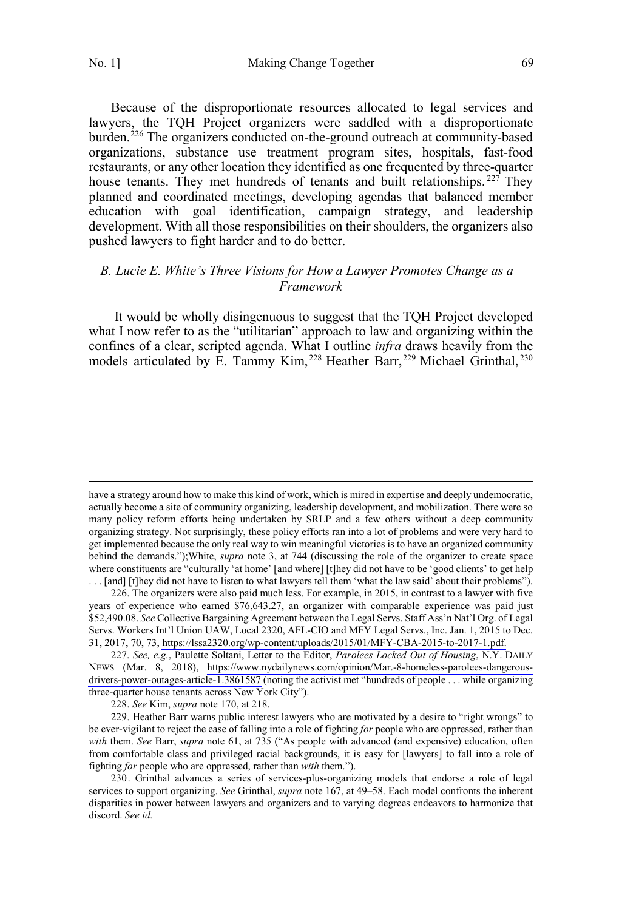Because of the disproportionate resources allocated to legal services and lawyers, the TQH Project organizers were saddled with a disproportionate burden.[226] The organizers conducted on-the-ground outreach at community-based organizations, substance use treatment program sites, hospitals, fast-food restaurants, or any other location they identified as one frequented by three-quarter house tenants. They met hundreds of tenants and built relationships.[227] They planned and coordinated meetings, developing agendas that balanced member education with goal identification, campaign strategy, and leadership development. With all those responsibilities on their shoulders, the organizers also pushed lawyers to fight harder and to do better.

### *B. Lucie E. White's Three Visions for How a Lawyer Promotes Change as a Framework*

It would be wholly disingenuous to suggest that the TQH Project developed what I now refer to as the "utilitarian" approach to law and organizing within the confines of a clear, scripted agenda. What I outline *infra* draws heavily from the models articulated by E. Tammy Kim,[228] Heather Barr,[229] Michael Grinthal,[230]

---

have a strategy around how to make this kind of work, which is mired in expertise and deeply undemocratic, actually become a site of community organizing, leadership development, and mobilization. There were so many policy reform efforts being undertaken by SRLP and a few others without a deep community organizing strategy. Not surprisingly, these policy efforts ran into a lot of problems and were very hard to get implemented because the only real way to win meaningful victories is to have an organized community behind the demands.");White, *supra* note 3, at 744 (discussing the role of the organizer to create space where constituents are "culturally 'at home' [and where] [t]hey did not have to be 'good clients' to get help . . . [and] [t]hey did not have to listen to what lawyers tell them 'what the law said' about their problems").

226. The organizers were also paid much less. For example, in 2015, in contrast to a lawyer with five years of experience who earned $76,643.27, an organizer with comparable experience was paid just $52,490.08. *See* Collective Bargaining Agreement between the Legal Servs. Staff Ass'n Nat'l Org. of Legal Servs. Workers Int'l Union UAW, Local 2320, AFL-CIO and MFY Legal Servs., Inc. Jan. 1, 2015 to Dec. 31, 2017, 70, 73, https://lssa2320.org/wp-content/uploads/2015/01/MFY-CBA-2015-to-2017-1.pdf.

227. *See, e.g.*, Paulette Soltani, Letter to the Editor, *Parolees Locked Out of Housing*, N.Y. DAILY NEWS (Mar. 8, 2018), https://www.nydailynews.com/opinion/Mar.-8-homeless-parolees-dangerous-drivers-power-outages-article-1.3861587 (noting the activist met "hundreds of people . . . while organizing three-quarter house tenants across New York City").

228. *See* Kim, *supra* note 170, at 218.

229. Heather Barr warns public interest lawyers who are motivated by a desire to "right wrongs" to be ever-vigilant to reject the ease of falling into a role of fighting *for* people who are oppressed, rather than *with* them. *See* Barr, *supra* note 61, at 735 ("As people with advanced (and expensive) education, often from comfortable class and privileged racial backgrounds, it is easy for [lawyers] to fall into a role of fighting *for* people who are oppressed, rather than *with* them.").

230. Grinthal advances a series of services-plus-organizing models that endorse a role of legal services to support organizing. *See* Grinthal, *supra* note 167, at 49–58. Each model confronts the inherent disparities in power between lawyers and organizers and to varying degrees endeavors to harmonize that discord. *See id.*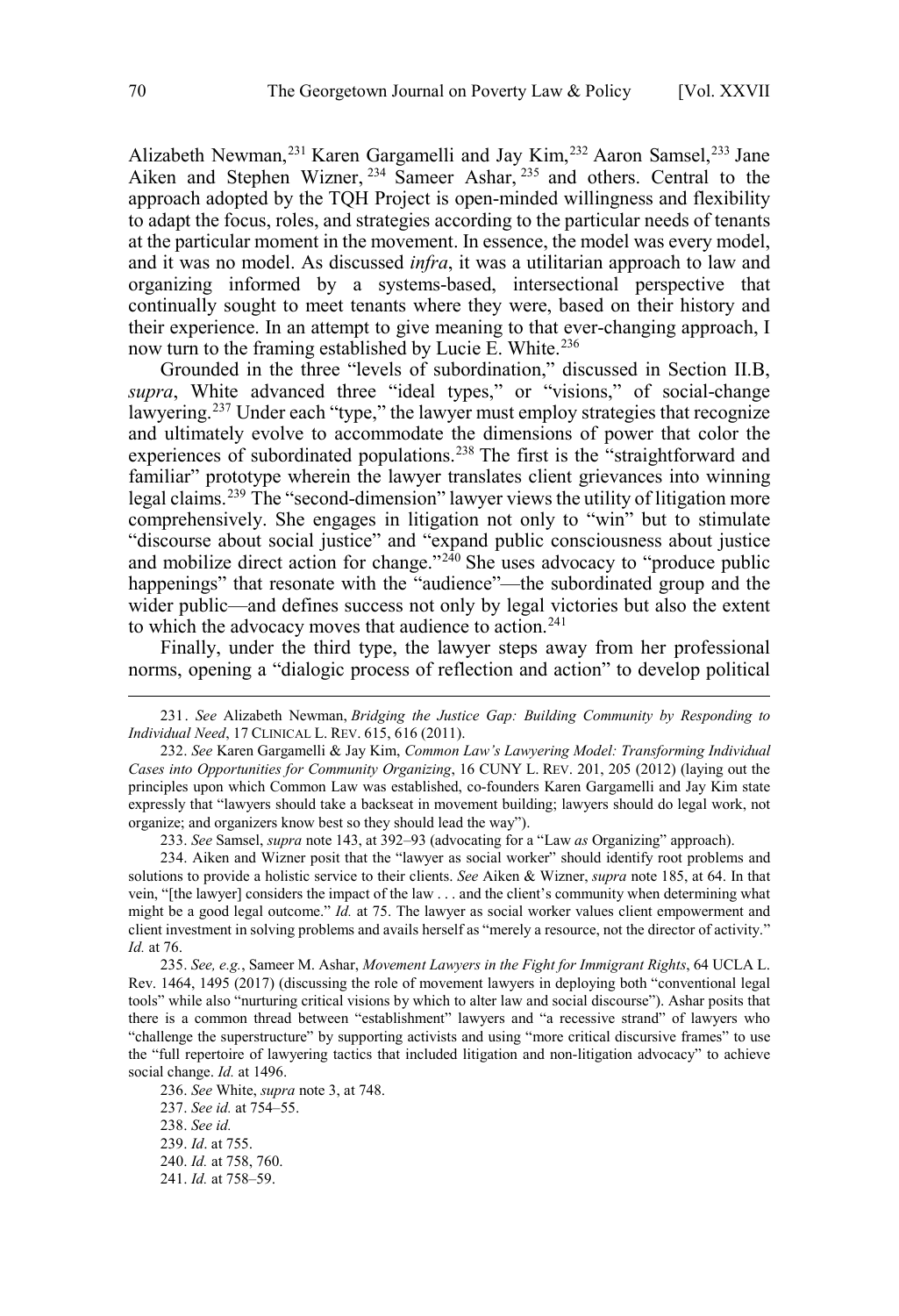Alizabeth Newman,[231] Karen Gargamelli and Jay Kim,[232] Aaron Samsel,[233] Jane Aiken and Stephen Wizner,[234] Sameer Ashar,[235] and others. Central to the approach adopted by the TQH Project is open-minded willingness and flexibility to adapt the focus, roles, and strategies according to the particular needs of tenants at the particular moment in the movement. In essence, the model was every model, and it was no model. As discussed *infra*, it was a utilitarian approach to law and organizing informed by a systems-based, intersectional perspective that continually sought to meet tenants where they were, based on their history and their experience. In an attempt to give meaning to that ever-changing approach, I now turn to the framing established by Lucie E. White.[236]

Grounded in the three "levels of subordination," discussed in Section II.B, *supra*, White advanced three "ideal types," or "visions," of social-change lawyering.[237] Under each "type," the lawyer must employ strategies that recognize and ultimately evolve to accommodate the dimensions of power that color the experiences of subordinated populations.[238] The first is the "straightforward and familiar" prototype wherein the lawyer translates client grievances into winning legal claims.[239] The "second-dimension" lawyer views the utility of litigation more comprehensively. She engages in litigation not only to "win" but to stimulate "discourse about social justice" and "expand public consciousness about justice and mobilize direct action for change."[240] She uses advocacy to "produce public happenings" that resonate with the "audience"—the subordinated group and the wider public—and defines success not only by legal victories but also the extent to which the advocacy moves that audience to action.[241]

Finally, under the third type, the lawyer steps away from her professional norms, opening a "dialogic process of reflection and action" to develop political

---

231. *See* Alizabeth Newman, *Bridging the Justice Gap: Building Community by Responding to Individual Need*, 17 CLINICAL L. REV. 615, 616 (2011).

232. *See* Karen Gargamelli & Jay Kim, *Common Law's Lawyering Model: Transforming Individual Cases into Opportunities for Community Organizing*, 16 CUNY L. REV. 201, 205 (2012) (laying out the principles upon which Common Law was established, co-founders Karen Gargamelli and Jay Kim state expressly that "lawyers should take a backseat in movement building; lawyers should do legal work, not organize; and organizers know best so they should lead the way").

233. *See* Samsel, *supra* note 143, at 392–93 (advocating for a "Law *as* Organizing" approach).

234. Aiken and Wizner posit that the "lawyer as social worker" should identify root problems and solutions to provide a holistic service to their clients. *See* Aiken & Wizner, *supra* note 185, at 64. In that vein, "[the lawyer] considers the impact of the law . . . and the client's community when determining what might be a good legal outcome." *Id.* at 75. The lawyer as social worker values client empowerment and client investment in solving problems and avails herself as "merely a resource, not the director of activity." *Id.* at 76.

235. *See, e.g.*, Sameer M. Ashar, *Movement Lawyers in the Fight for Immigrant Rights*, 64 UCLA L. Rev. 1464, 1495 (2017) (discussing the role of movement lawyers in deploying both "conventional legal tools" while also "nurturing critical visions by which to alter law and social discourse"). Ashar posits that there is a common thread between "establishment" lawyers and "a recessive strand" of lawyers who "challenge the superstructure" by supporting activists and using "more critical discursive frames" to use the "full repertoire of lawyering tactics that included litigation and non-litigation advocacy" to achieve social change. *Id.* at 1496.

236. *See* White, *supra* note 3, at 748.

237. *See id.* at 754–55.

238. *See id.*

239. *Id*. at 755.

240. *Id.* at 758, 760.

241. *Id.* at 758–59.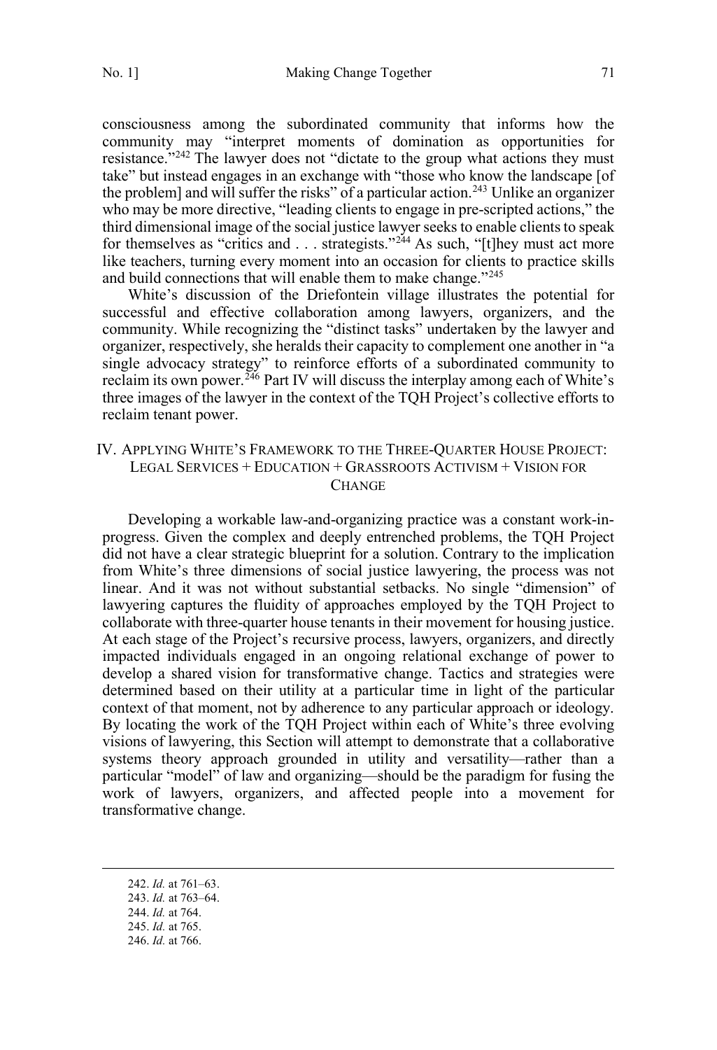consciousness among the subordinated community that informs how the community may "interpret moments of domination as opportunities for resistance."[242] The lawyer does not "dictate to the group what actions they must take" but instead engages in an exchange with "those who know the landscape [of the problem] and will suffer the risks" of a particular action.[243] Unlike an organizer who may be more directive, "leading clients to engage in pre-scripted actions," the third dimensional image of the social justice lawyer seeks to enable clients to speak for themselves as "critics and . . . strategists."[244] As such, "[t]hey must act more like teachers, turning every moment into an occasion for clients to practice skills and build connections that will enable them to make change."[245]

White's discussion of the Driefontein village illustrates the potential for successful and effective collaboration among lawyers, organizers, and the community. While recognizing the "distinct tasks" undertaken by the lawyer and organizer, respectively, she heralds their capacity to complement one another in "a single advocacy strategy" to reinforce efforts of a subordinated community to reclaim its own power.[246] Part IV will discuss the interplay among each of White's three images of the lawyer in the context of the TQH Project's collective efforts to reclaim tenant power.

## IV. Applying White's Framework to the Three-Quarter House Project: Legal Services + Education + Grassroots Activism + Vision for Change

Developing a workable law-and-organizing practice was a constant work-in-progress. Given the complex and deeply entrenched problems, the TQH Project did not have a clear strategic blueprint for a solution. Contrary to the implication from White's three dimensions of social justice lawyering, the process was not linear. And it was not without substantial setbacks. No single "dimension" of lawyering captures the fluidity of approaches employed by the TQH Project to collaborate with three-quarter house tenants in their movement for housing justice. At each stage of the Project's recursive process, lawyers, organizers, and directly impacted individuals engaged in an ongoing relational exchange of power to develop a shared vision for transformative change. Tactics and strategies were determined based on their utility at a particular time in light of the particular context of that moment, not by adherence to any particular approach or ideology. By locating the work of the TQH Project within each of White's three evolving visions of lawyering, this Section will attempt to demonstrate that a collaborative systems theory approach grounded in utility and versatility—rather than a particular "model" of law and organizing—should be the paradigm for fusing the work of lawyers, organizers, and affected people into a movement for transformative change.

---

242. *Id.* at 761–63.

243. *Id.* at 763–64.

244. *Id.* at 764.

245. *Id.* at 765.

246. *Id.* at 766.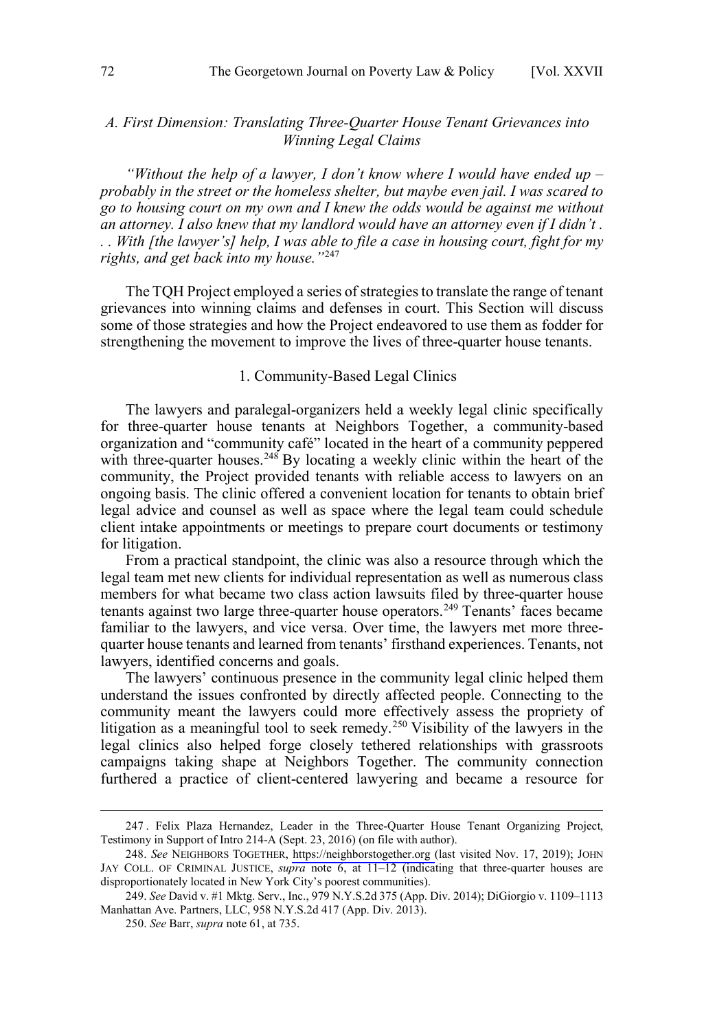### *A. First Dimension: Translating Three-Quarter House Tenant Grievances into Winning Legal Claims*

*"Without the help of a lawyer, I don't know where I would have ended up – probably in the street or the homeless shelter, but maybe even jail. I was scared to go to housing court on my own and I knew the odds would be against me without an attorney. I also knew that my landlord would have an attorney even if I didn't . . . With [the lawyer's] help, I was able to file a case in housing court, fight for my rights, and get back into my house."*[247]

The TQH Project employed a series of strategies to translate the range of tenant grievances into winning claims and defenses in court. This Section will discuss some of those strategies and how the Project endeavored to use them as fodder for strengthening the movement to improve the lives of three-quarter house tenants.

#### 1. Community-Based Legal Clinics

The lawyers and paralegal-organizers held a weekly legal clinic specifically for three-quarter house tenants at Neighbors Together, a community-based organization and "community café" located in the heart of a community peppered with three-quarter houses.[248] By locating a weekly clinic within the heart of the community, the Project provided tenants with reliable access to lawyers on an ongoing basis. The clinic offered a convenient location for tenants to obtain brief legal advice and counsel as well as space where the legal team could schedule client intake appointments or meetings to prepare court documents or testimony for litigation.

From a practical standpoint, the clinic was also a resource through which the legal team met new clients for individual representation as well as numerous class members for what became two class action lawsuits filed by three-quarter house tenants against two large three-quarter house operators.[249] Tenants' faces became familiar to the lawyers, and vice versa. Over time, the lawyers met more three-quarter house tenants and learned from tenants' firsthand experiences. Tenants, not lawyers, identified concerns and goals.

The lawyers' continuous presence in the community legal clinic helped them understand the issues confronted by directly affected people. Connecting to the community meant the lawyers could more effectively assess the propriety of litigation as a meaningful tool to seek remedy.[250] Visibility of the lawyers in the legal clinics also helped forge closely tethered relationships with grassroots campaigns taking shape at Neighbors Together. The community connection furthered a practice of client-centered lawyering and became a resource for

---

247. Felix Plaza Hernandez, Leader in the Three-Quarter House Tenant Organizing Project, Testimony in Support of Intro 214-A (Sept. 23, 2016) (on file with author).

248. *See* NEIGHBORS TOGETHER, https://neighborstogether.org (last visited Nov. 17, 2019); JOHN JAY COLL. OF CRIMINAL JUSTICE, *supra* note 6, at 11–12 (indicating that three-quarter houses are disproportionately located in New York City's poorest communities).

249. *See* David v. #1 Mktg. Serv., Inc., 979 N.Y.S.2d 375 (App. Div. 2014); DiGiorgio v. 1109–1113 Manhattan Ave. Partners, LLC, 958 N.Y.S.2d 417 (App. Div. 2013).

250. *See* Barr, *supra* note 61, at 735.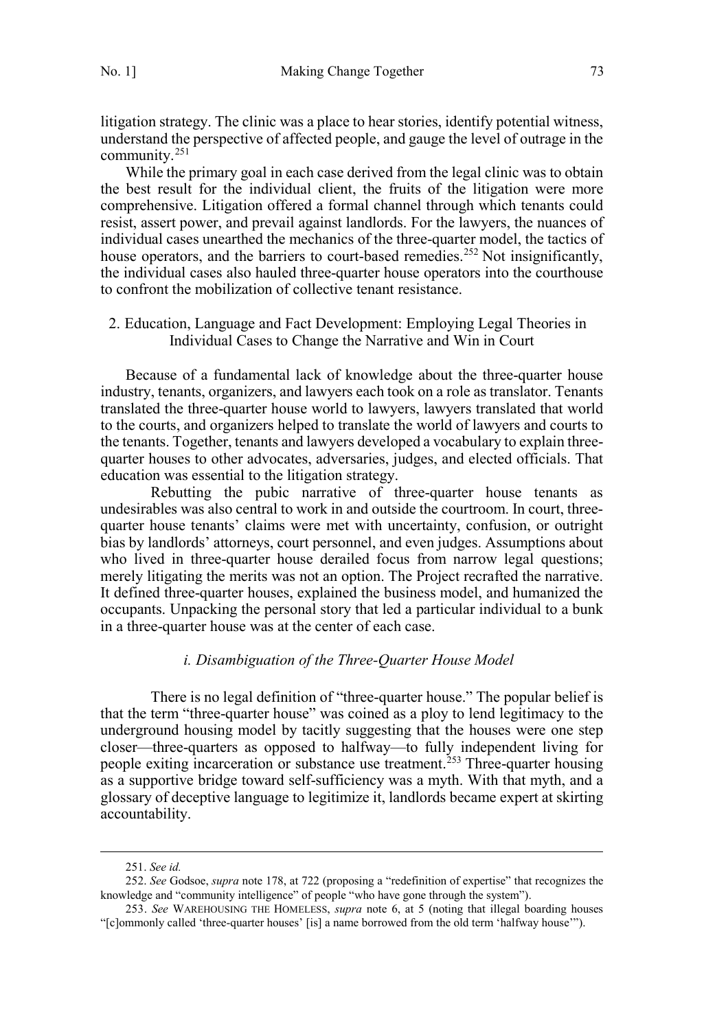litigation strategy. The clinic was a place to hear stories, identify potential witness, understand the perspective of affected people, and gauge the level of outrage in the community.[251]

While the primary goal in each case derived from the legal clinic was to obtain the best result for the individual client, the fruits of the litigation were more comprehensive. Litigation offered a formal channel through which tenants could resist, assert power, and prevail against landlords. For the lawyers, the nuances of individual cases unearthed the mechanics of the three-quarter model, the tactics of house operators, and the barriers to court-based remedies.[252] Not insignificantly, the individual cases also hauled three-quarter house operators into the courthouse to confront the mobilization of collective tenant resistance.

### 2. Education, Language and Fact Development: Employing Legal Theories in Individual Cases to Change the Narrative and Win in Court

Because of a fundamental lack of knowledge about the three-quarter house industry, tenants, organizers, and lawyers each took on a role as translator. Tenants translated the three-quarter house world to lawyers, lawyers translated that world to the courts, and organizers helped to translate the world of lawyers and courts to the tenants. Together, tenants and lawyers developed a vocabulary to explain three-quarter houses to other advocates, adversaries, judges, and elected officials. That education was essential to the litigation strategy.

Rebutting the pubic narrative of three-quarter house tenants as undesirables was also central to work in and outside the courtroom. In court, three-quarter house tenants' claims were met with uncertainty, confusion, or outright bias by landlords' attorneys, court personnel, and even judges. Assumptions about who lived in three-quarter house derailed focus from narrow legal questions; merely litigating the merits was not an option. The Project recrafted the narrative. It defined three-quarter houses, explained the business model, and humanized the occupants. Unpacking the personal story that led a particular individual to a bunk in a three-quarter house was at the center of each case.

#### *i. Disambiguation of the Three-Quarter House Model*

There is no legal definition of "three-quarter house." The popular belief is that the term "three-quarter house" was coined as a ploy to lend legitimacy to the underground housing model by tacitly suggesting that the houses were one step closer—three-quarters as opposed to halfway—to fully independent living for people exiting incarceration or substance use treatment.[253] Three-quarter housing as a supportive bridge toward self-sufficiency was a myth. With that myth, and a glossary of deceptive language to legitimize it, landlords became expert at skirting accountability.

---

251. *See id.*

252. *See* Godsoe, *supra* note 178, at 722 (proposing a "redefinition of expertise" that recognizes the knowledge and "community intelligence" of people "who have gone through the system").

253. *See* WAREHOUSING THE HOMELESS, *supra* note 6, at 5 (noting that illegal boarding houses "[c]ommonly called 'three-quarter houses' [is] a name borrowed from the old term 'halfway house'").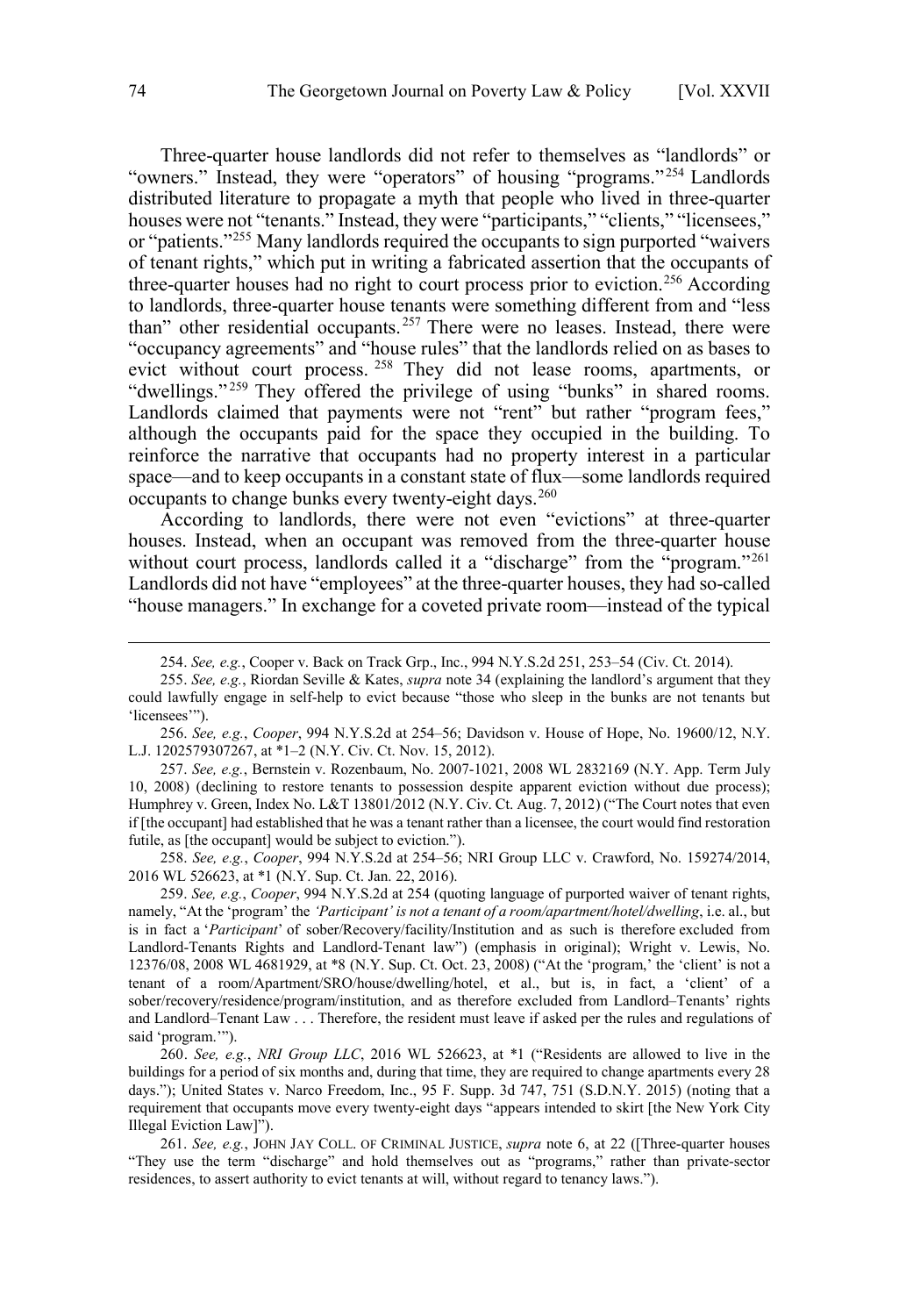Three-quarter house landlords did not refer to themselves as "landlords" or "owners." Instead, they were "operators" of housing "programs."[254] Landlords distributed literature to propagate a myth that people who lived in three-quarter houses were not "tenants." Instead, they were "participants," "clients," "licensees," or "patients."[255] Many landlords required the occupants to sign purported "waivers of tenant rights," which put in writing a fabricated assertion that the occupants of three-quarter houses had no right to court process prior to eviction.[256] According to landlords, three-quarter house tenants were something different from and "less than" other residential occupants.[257] There were no leases. Instead, there were "occupancy agreements" and "house rules" that the landlords relied on as bases to evict without court process.[258] They did not lease rooms, apartments, or "dwellings."[259] They offered the privilege of using "bunks" in shared rooms. Landlords claimed that payments were not "rent" but rather "program fees," although the occupants paid for the space they occupied in the building. To reinforce the narrative that occupants had no property interest in a particular space—and to keep occupants in a constant state of flux—some landlords required occupants to change bunks every twenty-eight days.[260]

According to landlords, there were not even "evictions" at three-quarter houses. Instead, when an occupant was removed from the three-quarter house without court process, landlords called it a "discharge" from the "program."[261] Landlords did not have "employees" at the three-quarter houses, they had so-called "house managers." In exchange for a coveted private room—instead of the typical

---

254. *See, e.g.*, Cooper v. Back on Track Grp., Inc., 994 N.Y.S.2d 251, 253–54 (Civ. Ct. 2014).

255. *See, e.g.*, Riordan Seville & Kates, *supra* note 34 (explaining the landlord's argument that they could lawfully engage in self-help to evict because "those who sleep in the bunks are not tenants but 'licensees'").

256. *See, e.g.*, *Cooper*, 994 N.Y.S.2d at 254–56; Davidson v. House of Hope, No. 19600/12, N.Y. L.J. 1202579307267, at *1–2 (N.Y. Civ. Ct. Nov. 15, 2012).

257. *See, e.g.*, Bernstein v. Rozenbaum, No. 2007-1021, 2008 WL 2832169 (N.Y. App. Term July 10, 2008) (declining to restore tenants to possession despite apparent eviction without due process); Humphrey v. Green, Index No. L&T 13801/2012 (N.Y. Civ. Ct. Aug. 7, 2012) ("The Court notes that even if [the occupant] had established that he was a tenant rather than a licensee, the court would find restoration futile, as [the occupant] would be subject to eviction.").

258. *See, e.g.*, *Cooper*, 994 N.Y.S.2d at 254–56; NRI Group LLC v. Crawford, No. 159274/2014, 2016 WL 526623, at *1 (N.Y. Sup. Ct. Jan. 22, 2016).

259. *See, e.g.*, *Cooper*, 994 N.Y.S.2d at 254 (quoting language of purported waiver of tenant rights, namely, "At the 'program' the *'Participant' is not a tenant of a room/apartment/hotel/dwelling*, i.e. al., but is in fact a '*Participant*' of sober/Recovery/facility/Institution and as such is therefore excluded from Landlord-Tenants Rights and Landlord-Tenant law") (emphasis in original); Wright v. Lewis, No. 12376/08, 2008 WL 4681929, at *8 (N.Y. Sup. Ct. Oct. 23, 2008) ("At the 'program,' the 'client' is not a tenant of a room/Apartment/SRO/house/dwelling/hotel, et al., but is, in fact, a 'client' of a sober/recovery/residence/program/institution, and as therefore excluded from Landlord–Tenants' rights and Landlord–Tenant Law . . . Therefore, the resident must leave if asked per the rules and regulations of said 'program.'").

260. *See, e.g.*, *NRI Group LLC*, 2016 WL 526623, at *1 ("Residents are allowed to live in the buildings for a period of six months and, during that time, they are required to change apartments every 28 days."); United States v. Narco Freedom, Inc., 95 F. Supp. 3d 747, 751 (S.D.N.Y. 2015) (noting that a requirement that occupants move every twenty-eight days "appears intended to skirt [the New York City Illegal Eviction Law]").

261. *See, e.g.*, JOHN JAY COLL. OF CRIMINAL JUSTICE, *supra* note 6, at 22 ([Three-quarter houses "They use the term "discharge" and hold themselves out as "programs," rather than private-sector residences, to assert authority to evict tenants at will, without regard to tenancy laws.").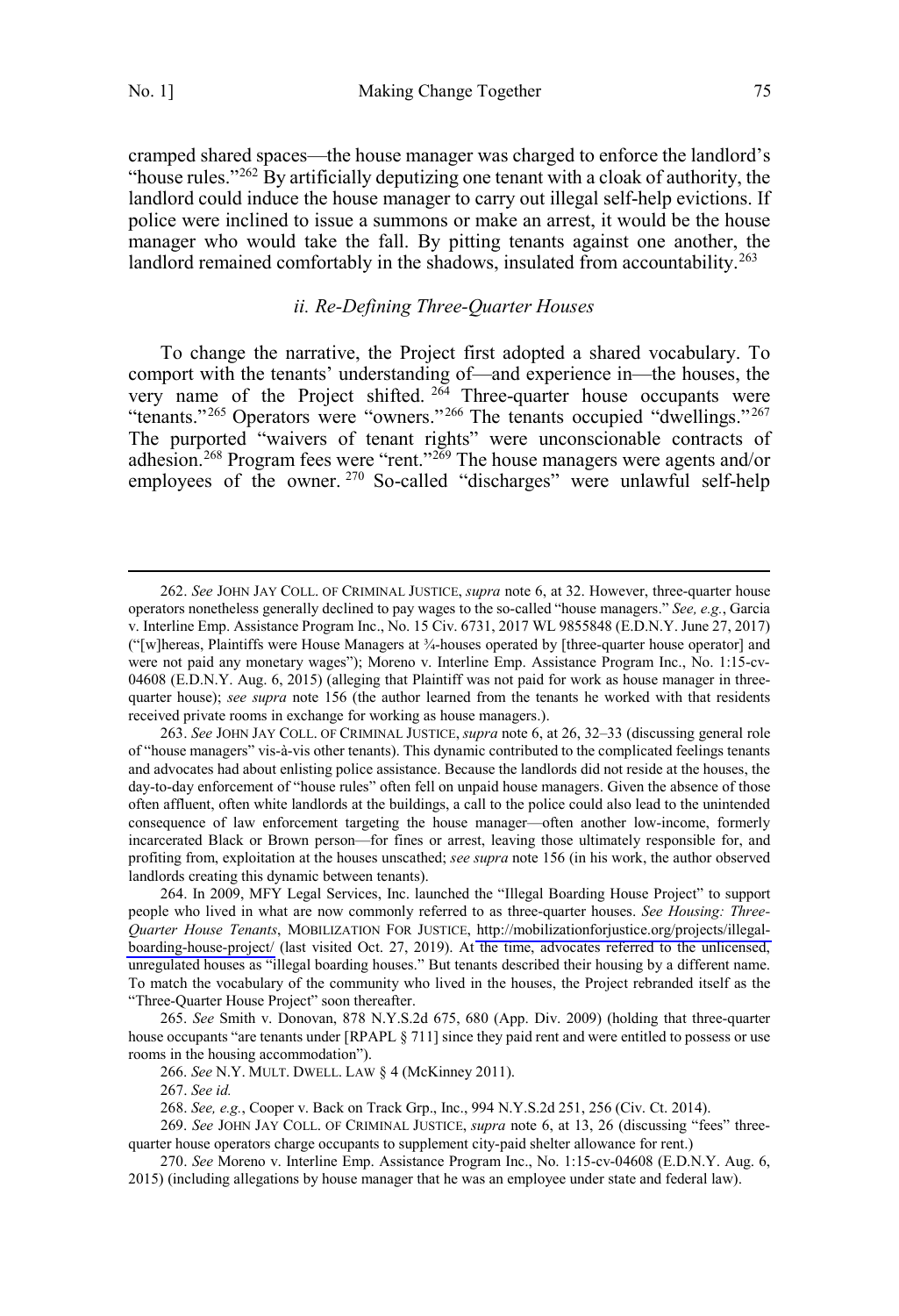cramped shared spaces—the house manager was charged to enforce the landlord's "house rules."[262] By artificially deputizing one tenant with a cloak of authority, the landlord could induce the house manager to carry out illegal self-help evictions. If police were inclined to issue a summons or make an arrest, it would be the house manager who would take the fall. By pitting tenants against one another, the landlord remained comfortably in the shadows, insulated from accountability.[263]

### *ii. Re-Defining Three-Quarter Houses*

To change the narrative, the Project first adopted a shared vocabulary. To comport with the tenants' understanding of—and experience in—the houses, the very name of the Project shifted.[264] Three-quarter house occupants were "tenants."[265] Operators were "owners."[266] The tenants occupied "dwellings."[267] The purported "waivers of tenant rights" were unconscionable contracts of adhesion.[268] Program fees were "rent."[269] The house managers were agents and/or employees of the owner.[270] So-called "discharges" were unlawful self-help

---

262. *See* JOHN JAY COLL. OF CRIMINAL JUSTICE, *supra* note 6, at 32. However, three-quarter house operators nonetheless generally declined to pay wages to the so-called "house managers." *See, e.g.*, Garcia v. Interline Emp. Assistance Program Inc., No. 15 Civ. 6731, 2017 WL 9855848 (E.D.N.Y. June 27, 2017) ("[w]hereas, Plaintiffs were House Managers at ¾-houses operated by [three-quarter house operator] and were not paid any monetary wages"); Moreno v. Interline Emp. Assistance Program Inc., No. 1:15-cv-04608 (E.D.N.Y. Aug. 6, 2015) (alleging that Plaintiff was not paid for work as house manager in three-quarter house); *see supra* note 156 (the author learned from the tenants he worked with that residents received private rooms in exchange for working as house managers.).

263. *See* JOHN JAY COLL. OF CRIMINAL JUSTICE, *supra* note 6, at 26, 32–33 (discussing general role of "house managers" vis-à-vis other tenants). This dynamic contributed to the complicated feelings tenants and advocates had about enlisting police assistance. Because the landlords did not reside at the houses, the day-to-day enforcement of "house rules" often fell on unpaid house managers. Given the absence of those often affluent, often white landlords at the buildings, a call to the police could also lead to the unintended consequence of law enforcement targeting the house manager—often another low-income, formerly incarcerated Black or Brown person—for fines or arrest, leaving those ultimately responsible for, and profiting from, exploitation at the houses unscathed; *see supra* note 156 (in his work, the author observed landlords creating this dynamic between tenants).

264. In 2009, MFY Legal Services, Inc. launched the "Illegal Boarding House Project" to support people who lived in what are now commonly referred to as three-quarter houses. *See Housing: Three-Quarter House Tenants*, MOBILIZATION FOR JUSTICE, http://mobilizationforjustice.org/projects/illegal-boarding-house-project/ (last visited Oct. 27, 2019). At the time, advocates referred to the unlicensed, unregulated houses as "illegal boarding houses." But tenants described their housing by a different name. To match the vocabulary of the community who lived in the houses, the Project rebranded itself as the "Three-Quarter House Project" soon thereafter.

265. *See* Smith v. Donovan, 878 N.Y.S.2d 675, 680 (App. Div. 2009) (holding that three-quarter house occupants "are tenants under [RPAPL § 711] since they paid rent and were entitled to possess or use rooms in the housing accommodation").

266. *See* N.Y. MULT. DWELL. LAW § 4 (McKinney 2011).

267. *See id.*

268. *See, e.g.*, Cooper v. Back on Track Grp., Inc., 994 N.Y.S.2d 251, 256 (Civ. Ct. 2014).

269. *See* JOHN JAY COLL. OF CRIMINAL JUSTICE, *supra* note 6, at 13, 26 (discussing "fees" three-quarter house operators charge occupants to supplement city-paid shelter allowance for rent.)

270. *See* Moreno v. Interline Emp. Assistance Program Inc., No. 1:15-cv-04608 (E.D.N.Y. Aug. 6, 2015) (including allegations by house manager that he was an employee under state and federal law).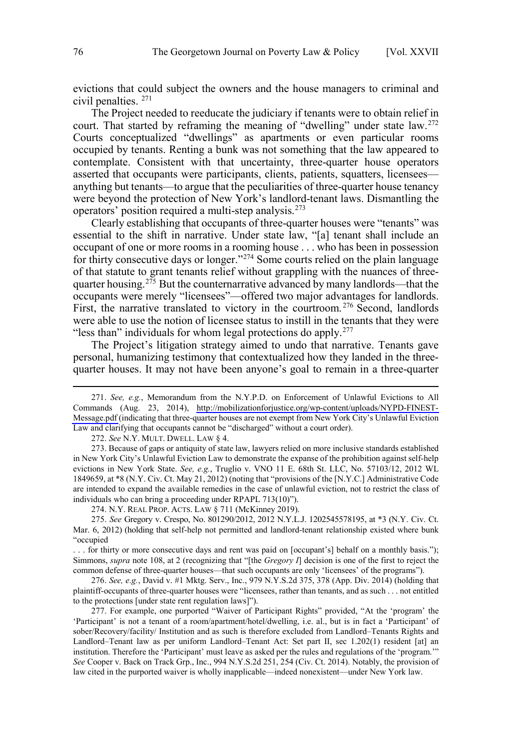evictions that could subject the owners and the house managers to criminal and civil penalties. [271]

The Project needed to reeducate the judiciary if tenants were to obtain relief in court. That started by reframing the meaning of "dwelling" under state law.[272] Courts conceptualized "dwellings" as apartments or even particular rooms occupied by tenants. Renting a bunk was not something that the law appeared to contemplate. Consistent with that uncertainty, three-quarter house operators asserted that occupants were participants, clients, patients, squatters, licensees—anything but tenants—to argue that the peculiarities of three-quarter house tenancy were beyond the protection of New York's landlord-tenant laws. Dismantling the operators' position required a multi-step analysis.[273]

Clearly establishing that occupants of three-quarter houses were "tenants" was essential to the shift in narrative. Under state law, "[a] tenant shall include an occupant of one or more rooms in a rooming house . . . who has been in possession for thirty consecutive days or longer."[274] Some courts relied on the plain language of that statute to grant tenants relief without grappling with the nuances of three-quarter housing.[275] But the counternarrative advanced by many landlords—that the occupants were merely "licensees"—offered two major advantages for landlords. First, the narrative translated to victory in the courtroom.[276] Second, landlords were able to use the notion of licensee status to instill in the tenants that they were "less than" individuals for whom legal protections do apply.[277]

The Project's litigation strategy aimed to undo that narrative. Tenants gave personal, humanizing testimony that contextualized how they landed in the three-quarter houses. It may not have been anyone's goal to remain in a three-quarter

---

271. *See, e.g.*, Memorandum from the N.Y.P.D. on Enforcement of Unlawful Evictions to All Commands (Aug. 23, 2014), http://mobilizationforjustice.org/wp-content/uploads/NYPD-FINEST-Message.pdf (indicating that three-quarter houses are not exempt from New York City's Unlawful Eviction Law and clarifying that occupants cannot be "discharged" without a court order).

272. *See* N.Y. MULT. DWELL. LAW § 4.

273. Because of gaps or antiquity of state law, lawyers relied on more inclusive standards established in New York City's Unlawful Eviction Law to demonstrate the expanse of the prohibition against self-help evictions in New York State. *See, e.g.*, Truglio v. VNO 11 E. 68th St. LLC, No. 57103/12, 2012 WL 1849659, at *8 (N.Y. Civ. Ct. May 21, 2012) (noting that "provisions of the [N.Y.C.] Administrative Code are intended to expand the available remedies in the case of unlawful eviction, not to restrict the class of individuals who can bring a proceeding under RPAPL 713(10)").

274. N.Y. REAL PROP. ACTS. LAW § 711 (McKinney 2019).

275. *See* Gregory v. Crespo, No. 801290/2012, 2012 N.Y.L.J. 1202545578195, at *3 (N.Y. Civ. Ct. Mar. 6, 2012) (holding that self-help not permitted and landlord-tenant relationship existed where bunk "occupied

. . . for thirty or more consecutive days and rent was paid on [occupant's] behalf on a monthly basis."); Simmons, *supra* note 108, at 2 (recognizing that "[the *Gregory I*] decision is one of the first to reject the common defense of three-quarter houses—that such occupants are only 'licensees' of the programs").

276. *See, e.g.*, David v. #1 Mktg. Serv., Inc., 979 N.Y.S.2d 375, 378 (App. Div. 2014) (holding that plaintiff-occupants of three-quarter houses were "licensees, rather than tenants, and as such . . . not entitled to the protections [under state rent regulation laws]").

277. For example, one purported "Waiver of Participant Rights" provided, "At the 'program' the 'Participant' is not a tenant of a room/apartment/hotel/dwelling, i.e. al., but is in fact a 'Participant' of sober/Recovery/facility/ Institution and as such is therefore excluded from Landlord–Tenants Rights and Landlord–Tenant law as per uniform Landlord–Tenant Act: Set part II, sec 1.202(1) resident [at] an institution. Therefore the 'Participant' must leave as asked per the rules and regulations of the 'program.'" *See* Cooper v. Back on Track Grp., Inc., 994 N.Y.S.2d 251, 254 (Civ. Ct. 2014). Notably, the provision of law cited in the purported waiver is wholly inapplicable—indeed nonexistent—under New York law.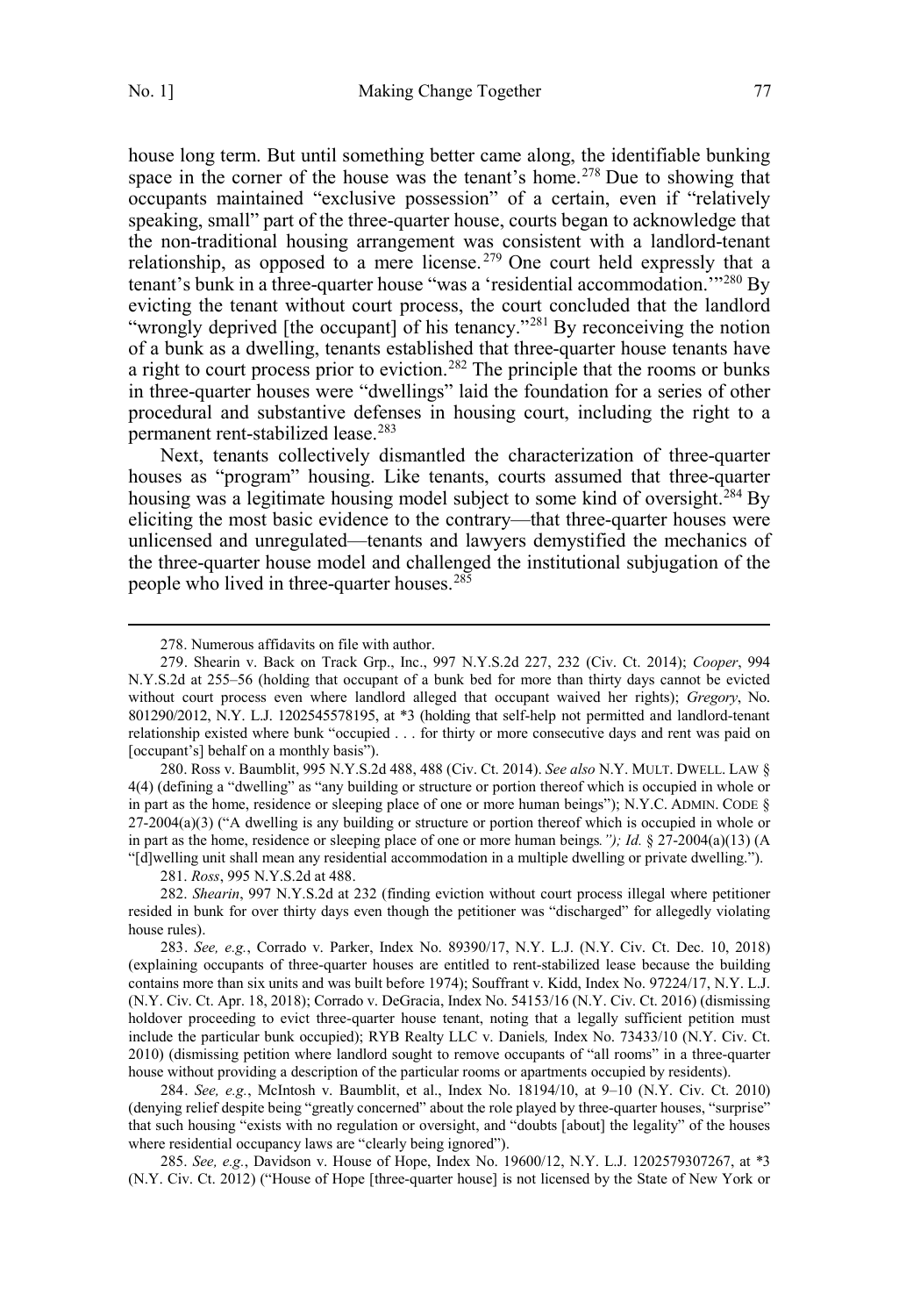house long term. But until something better came along, the identifiable bunking space in the corner of the house was the tenant's home.[278] Due to showing that occupants maintained "exclusive possession" of a certain, even if "relatively speaking, small" part of the three-quarter house, courts began to acknowledge that the non-traditional housing arrangement was consistent with a landlord-tenant relationship, as opposed to a mere license.[279] One court held expressly that a tenant's bunk in a three-quarter house "was a 'residential accommodation.'"[280] By evicting the tenant without court process, the court concluded that the landlord "wrongly deprived [the occupant] of his tenancy."[281] By reconceiving the notion of a bunk as a dwelling, tenants established that three-quarter house tenants have a right to court process prior to eviction.[282] The principle that the rooms or bunks in three-quarter houses were "dwellings" laid the foundation for a series of other procedural and substantive defenses in housing court, including the right to a permanent rent-stabilized lease.[283]

Next, tenants collectively dismantled the characterization of three-quarter houses as "program" housing. Like tenants, courts assumed that three-quarter housing was a legitimate housing model subject to some kind of oversight.[284] By eliciting the most basic evidence to the contrary—that three-quarter houses were unlicensed and unregulated—tenants and lawyers demystified the mechanics of the three-quarter house model and challenged the institutional subjugation of the people who lived in three-quarter houses.[285]

---

278. Numerous affidavits on file with author.

279. Shearin v. Back on Track Grp., Inc., 997 N.Y.S.2d 227, 232 (Civ. Ct. 2014); *Cooper*, 994 N.Y.S.2d at 255–56 (holding that occupant of a bunk bed for more than thirty days cannot be evicted without court process even where landlord alleged that occupant waived her rights); *Gregory*, No. 801290/2012, N.Y. L.J. 1202545578195, at *3 (holding that self-help not permitted and landlord-tenant relationship existed where bunk "occupied . . . for thirty or more consecutive days and rent was paid on [occupant's] behalf on a monthly basis").

280. Ross v. Baumblit, 995 N.Y.S.2d 488, 488 (Civ. Ct. 2014). *See also* N.Y. MULT. DWELL. LAW § 4(4) (defining a "dwelling" as "any building or structure or portion thereof which is occupied in whole or in part as the home, residence or sleeping place of one or more human beings"); N.Y.C. ADMIN. CODE § 27-2004(a)(3) ("A dwelling is any building or structure or portion thereof which is occupied in whole or in part as the home, residence or sleeping place of one or more human beings*."); Id.* § 27-2004(a)(13) (A "[d]welling unit shall mean any residential accommodation in a multiple dwelling or private dwelling.").

281. *Ross*, 995 N.Y.S.2d at 488.

282. *Shearin*, 997 N.Y.S.2d at 232 (finding eviction without court process illegal where petitioner resided in bunk for over thirty days even though the petitioner was "discharged" for allegedly violating house rules).

283. *See, e.g.*, Corrado v. Parker, Index No. 89390/17, N.Y. L.J. (N.Y. Civ. Ct. Dec. 10, 2018) (explaining occupants of three-quarter houses are entitled to rent-stabilized lease because the building contains more than six units and was built before 1974); Souffrant v. Kidd, Index No. 97224/17, N.Y. L.J. (N.Y. Civ. Ct. Apr. 18, 2018); Corrado v. DeGracia, Index No. 54153/16 (N.Y. Civ. Ct. 2016) (dismissing holdover proceeding to evict three-quarter house tenant, noting that a legally sufficient petition must include the particular bunk occupied); RYB Realty LLC v. Daniels*,* Index No. 73433/10 (N.Y. Civ. Ct. 2010) (dismissing petition where landlord sought to remove occupants of "all rooms" in a three-quarter house without providing a description of the particular rooms or apartments occupied by residents).

284. *See, e.g.*, McIntosh v. Baumblit, et al., Index No. 18194/10, at 9–10 (N.Y. Civ. Ct. 2010) (denying relief despite being "greatly concerned" about the role played by three-quarter houses, "surprise" that such housing "exists with no regulation or oversight, and "doubts [about] the legality" of the houses where residential occupancy laws are "clearly being ignored").

285. *See, e.g.*, Davidson v. House of Hope, Index No. 19600/12, N.Y. L.J. 1202579307267, at *3 (N.Y. Civ. Ct. 2012) ("House of Hope [three-quarter house] is not licensed by the State of New York or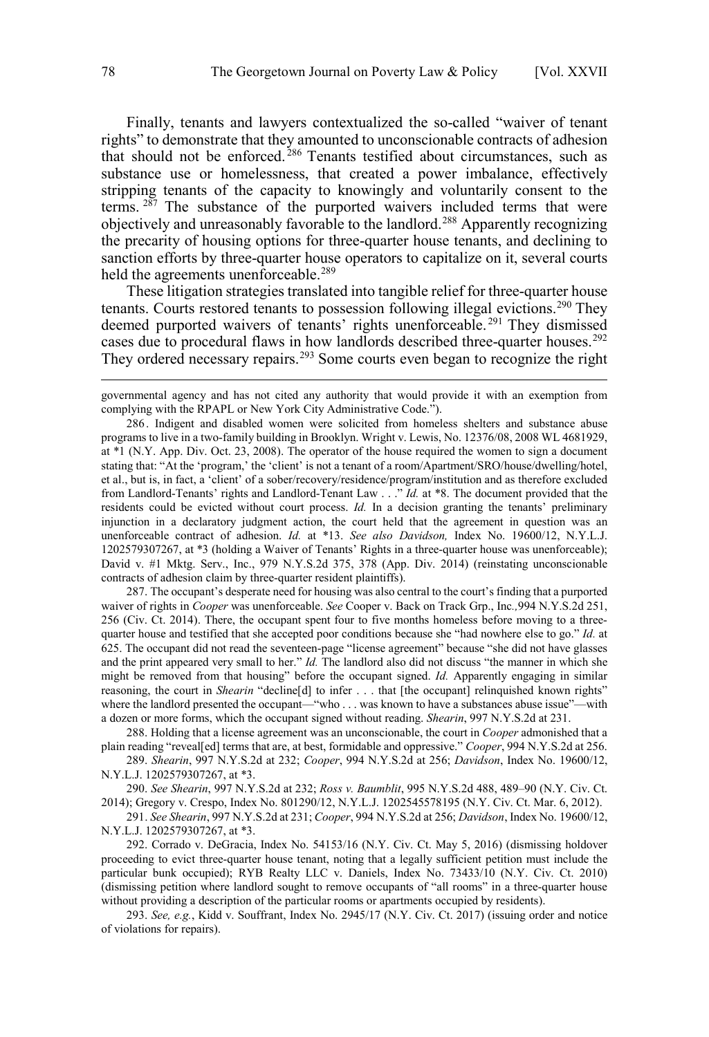Finally, tenants and lawyers contextualized the so-called "waiver of tenant rights" to demonstrate that they amounted to unconscionable contracts of adhesion that should not be enforced.[286] Tenants testified about circumstances, such as substance use or homelessness, that created a power imbalance, effectively stripping tenants of the capacity to knowingly and voluntarily consent to the terms.[287] The substance of the purported waivers included terms that were objectively and unreasonably favorable to the landlord.[288] Apparently recognizing the precarity of housing options for three-quarter house tenants, and declining to sanction efforts by three-quarter house operators to capitalize on it, several courts held the agreements unenforceable.[289]

These litigation strategies translated into tangible relief for three-quarter house tenants. Courts restored tenants to possession following illegal evictions.[290] They deemed purported waivers of tenants' rights unenforceable.[291] They dismissed cases due to procedural flaws in how landlords described three-quarter houses.[292] They ordered necessary repairs.[293] Some courts even began to recognize the right

---

governmental agency and has not cited any authority that would provide it with an exemption from complying with the RPAPL or New York City Administrative Code.").

286. Indigent and disabled women were solicited from homeless shelters and substance abuse programs to live in a two-family building in Brooklyn. Wright v. Lewis, No. 12376/08, 2008 WL 4681929, at *1 (N.Y. App. Div. Oct. 23, 2008). The operator of the house required the women to sign a document stating that: "At the 'program,' the 'client' is not a tenant of a room/Apartment/SRO/house/dwelling/hotel, et al., but is, in fact, a 'client' of a sober/recovery/residence/program/institution and as therefore excluded from Landlord-Tenants' rights and Landlord-Tenant Law . . ." *Id.* at *8. The document provided that the residents could be evicted without court process. *Id.* In a decision granting the tenants' preliminary injunction in a declaratory judgment action, the court held that the agreement in question was an unenforceable contract of adhesion. *Id.* at *13. *See also Davidson,* Index No. 19600/12, N.Y.L.J. 1202579307267, at *3 (holding a Waiver of Tenants' Rights in a three-quarter house was unenforceable); David v. #1 Mktg. Serv., Inc., 979 N.Y.S.2d 375, 378 (App. Div. 2014) (reinstating unconscionable contracts of adhesion claim by three-quarter resident plaintiffs).

287. The occupant's desperate need for housing was also central to the court's finding that a purported waiver of rights in *Cooper* was unenforceable. *See* Cooper v. Back on Track Grp., Inc.*,* 994 N.Y.S.2d 251, 256 (Civ. Ct. 2014). There, the occupant spent four to five months homeless before moving to a three-quarter house and testified that she accepted poor conditions because she "had nowhere else to go." *Id.* at 625. The occupant did not read the seventeen-page "license agreement" because "she did not have glasses and the print appeared very small to her." *Id.* The landlord also did not discuss "the manner in which she might be removed from that housing" before the occupant signed. *Id.* Apparently engaging in similar reasoning, the court in *Shearin* "decline[d] to infer . . . that [the occupant] relinquished known rights" where the landlord presented the occupant—"who . . . was known to have a substances abuse issue"—with a dozen or more forms, which the occupant signed without reading. *Shearin*, 997 N.Y.S.2d at 231.

288. Holding that a license agreement was an unconscionable, the court in *Cooper* admonished that a plain reading "reveal[ed] terms that are, at best, formidable and oppressive." *Cooper*, 994 N.Y.S.2d at 256.

289. *Shearin*, 997 N.Y.S.2d at 232; *Cooper*, 994 N.Y.S.2d at 256; *Davidson*, Index No. 19600/12, N.Y.L.J. 1202579307267, at *3.

290. *See Shearin*, 997 N.Y.S.2d at 232; *Ross v. Baumblit*, 995 N.Y.S.2d 488, 489–90 (N.Y. Civ. Ct. 2014); Gregory v. Crespo, Index No. 801290/12, N.Y.L.J. 1202545578195 (N.Y. Civ. Ct. Mar. 6, 2012).

291. *See Shearin*, 997 N.Y.S.2d at 231; *Cooper*, 994 N.Y.S.2d at 256; *Davidson*, Index No. 19600/12, N.Y.L.J. 1202579307267, at *3.

292. Corrado v. DeGracia, Index No. 54153/16 (N.Y. Civ. Ct. May 5, 2016) (dismissing holdover proceeding to evict three-quarter house tenant, noting that a legally sufficient petition must include the particular bunk occupied); RYB Realty LLC v. Daniels, Index No. 73433/10 (N.Y. Civ. Ct. 2010) (dismissing petition where landlord sought to remove occupants of "all rooms" in a three-quarter house without providing a description of the particular rooms or apartments occupied by residents).

293. *See, e.g.*, Kidd v. Souffrant, Index No. 2945/17 (N.Y. Civ. Ct. 2017) (issuing order and notice of violations for repairs).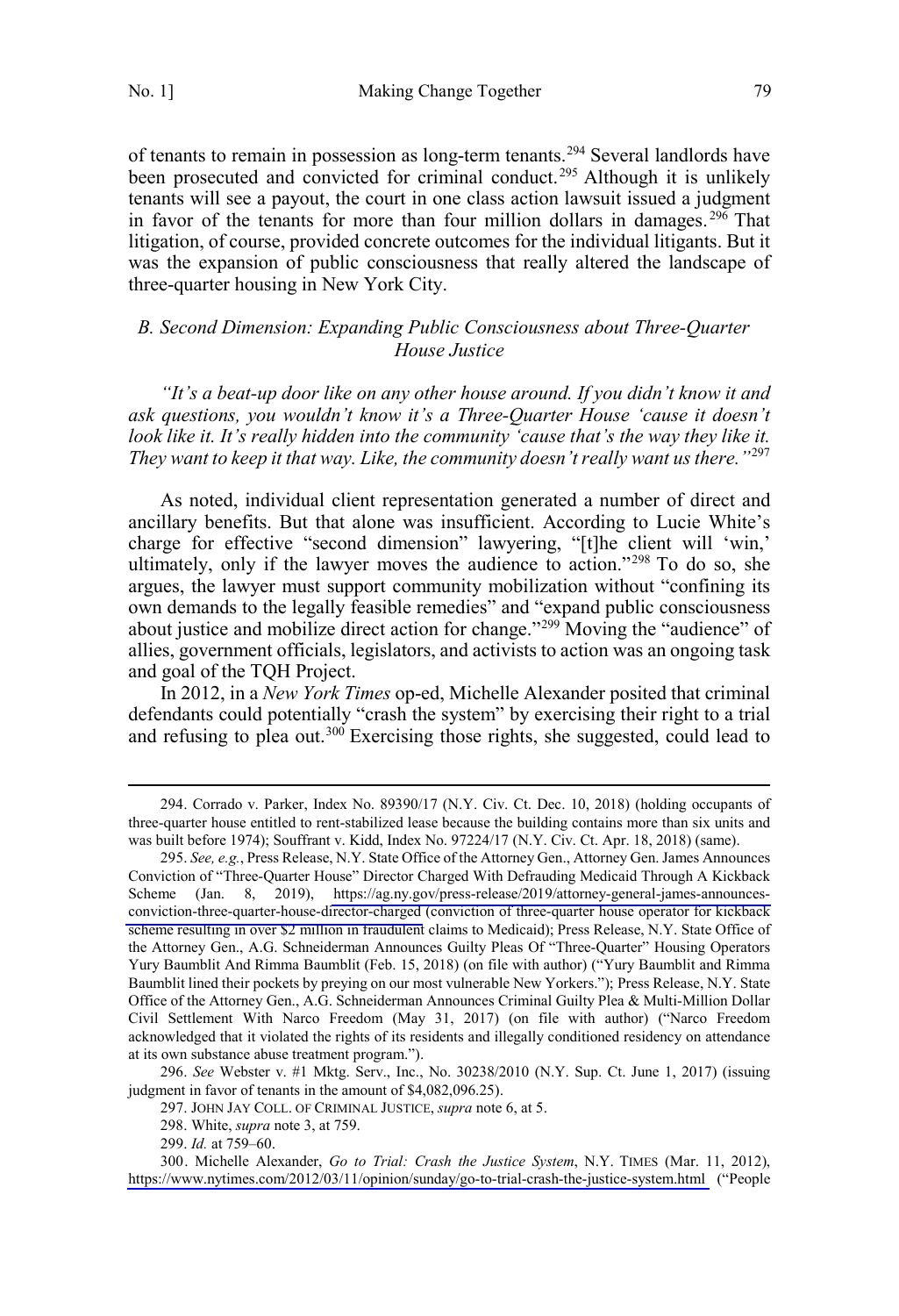of tenants to remain in possession as long-term tenants.[294] Several landlords have been prosecuted and convicted for criminal conduct.[295] Although it is unlikely tenants will see a payout, the court in one class action lawsuit issued a judgment in favor of the tenants for more than four million dollars in damages.[296] That litigation, of course, provided concrete outcomes for the individual litigants. But it was the expansion of public consciousness that really altered the landscape of three-quarter housing in New York City.

### *B. Second Dimension: Expanding Public Consciousness about Three-Quarter House Justice*

*"It's a beat-up door like on any other house around. If you didn't know it and ask questions, you wouldn't know it's a Three-Quarter House 'cause it doesn't look like it. It's really hidden into the community 'cause that's the way they like it. They want to keep it that way. Like, the community doesn't really want us there."*[297]

As noted, individual client representation generated a number of direct and ancillary benefits. But that alone was insufficient. According to Lucie White's charge for effective "second dimension" lawyering, "[t]he client will 'win,' ultimately, only if the lawyer moves the audience to action."[298] To do so, she argues, the lawyer must support community mobilization without "confining its own demands to the legally feasible remedies" and "expand public consciousness about justice and mobilize direct action for change."[299] Moving the "audience" of allies, government officials, legislators, and activists to action was an ongoing task and goal of the TQH Project.

In 2012, in a *New York Times* op-ed, Michelle Alexander posited that criminal defendants could potentially "crash the system" by exercising their right to a trial and refusing to plea out.[300] Exercising those rights, she suggested, could lead to

---

294. Corrado v. Parker, Index No. 89390/17 (N.Y. Civ. Ct. Dec. 10, 2018) (holding occupants of three-quarter house entitled to rent-stabilized lease because the building contains more than six units and was built before 1974); Souffrant v. Kidd, Index No. 97224/17 (N.Y. Civ. Ct. Apr. 18, 2018) (same).

295. *See, e.g.*, Press Release, N.Y. State Office of the Attorney Gen., Attorney Gen. James Announces Conviction of "Three-Quarter House" Director Charged With Defrauding Medicaid Through A Kickback Scheme (Jan. 8, 2019), https://ag.ny.gov/press-release/2019/attorney-general-james-announces-conviction-three-quarter-house-director-charged (conviction of three-quarter house operator for kickback scheme resulting in over $2 million in fraudulent claims to Medicaid); Press Release, N.Y. State Office of the Attorney Gen., A.G. Schneiderman Announces Guilty Pleas Of "Three-Quarter" Housing Operators Yury Baumblit And Rimma Baumblit (Feb. 15, 2018) (on file with author) ("Yury Baumblit and Rimma Baumblit lined their pockets by preying on our most vulnerable New Yorkers."); Press Release, N.Y. State Office of the Attorney Gen., A.G. Schneiderman Announces Criminal Guilty Plea & Multi-Million Dollar Civil Settlement With Narco Freedom (May 31, 2017) (on file with author) ("Narco Freedom acknowledged that it violated the rights of its residents and illegally conditioned residency on attendance at its own substance abuse treatment program.").

296. *See* Webster v. #1 Mktg. Serv., Inc., No. 30238/2010 (N.Y. Sup. Ct. June 1, 2017) (issuing judgment in favor of tenants in the amount of $4,082,096.25).

297. JOHN JAY COLL. OF CRIMINAL JUSTICE, *supra* note 6, at 5.

298. White, *supra* note 3, at 759.

299. *Id.* at 759–60.

300. Michelle Alexander, *Go to Trial: Crash the Justice System*, N.Y. TIMES (Mar. 11, 2012), https://www.nytimes.com/2012/03/11/opinion/sunday/go-to-trial-crash-the-justice-system.html ("People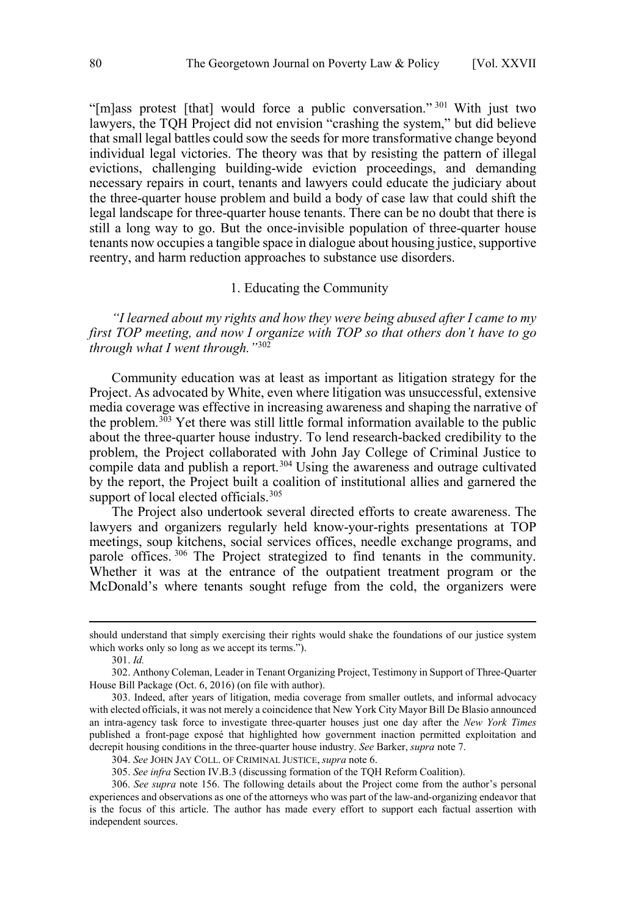"[m]ass protest [that] would force a public conversation."[301] With just two lawyers, the TQH Project did not envision "crashing the system," but did believe that small legal battles could sow the seeds for more transformative change beyond individual legal victories. The theory was that by resisting the pattern of illegal evictions, challenging building-wide eviction proceedings, and demanding necessary repairs in court, tenants and lawyers could educate the judiciary about the three-quarter house problem and build a body of case law that could shift the legal landscape for three-quarter house tenants. There can be no doubt that there is still a long way to go. But the once-invisible population of three-quarter house tenants now occupies a tangible space in dialogue about housing justice, supportive reentry, and harm reduction approaches to substance use disorders.

### 1. Educating the Community

*"I learned about my rights and how they were being abused after I came to my first TOP meeting, and now I organize with TOP so that others don't have to go through what I went through."*[302]

Community education was at least as important as litigation strategy for the Project. As advocated by White, even where litigation was unsuccessful, extensive media coverage was effective in increasing awareness and shaping the narrative of the problem.[303] Yet there was still little formal information available to the public about the three-quarter house industry. To lend research-backed credibility to the problem, the Project collaborated with John Jay College of Criminal Justice to compile data and publish a report.[304] Using the awareness and outrage cultivated by the report, the Project built a coalition of institutional allies and garnered the support of local elected officials.[305]

The Project also undertook several directed efforts to create awareness. The lawyers and organizers regularly held know-your-rights presentations at TOP meetings, soup kitchens, social services offices, needle exchange programs, and parole offices.[306] The Project strategized to find tenants in the community. Whether it was at the entrance of the outpatient treatment program or the McDonald's where tenants sought refuge from the cold, the organizers were

---

should understand that simply exercising their rights would shake the foundations of our justice system which works only so long as we accept its terms.").

301. *Id.*

302. Anthony Coleman, Leader in Tenant Organizing Project, Testimony in Support of Three-Quarter House Bill Package (Oct. 6, 2016) (on file with author).

303. Indeed, after years of litigation, media coverage from smaller outlets, and informal advocacy with elected officials, it was not merely a coincidence that New York City Mayor Bill De Blasio announced an intra-agency task force to investigate three-quarter houses just one day after the *New York Times* published a front-page exposé that highlighted how government inaction permitted exploitation and decrepit housing conditions in the three-quarter house industry. *See* Barker, *supra* note 7.

304. *See* JOHN JAY COLL. OF CRIMINAL JUSTICE, *supra* note 6.

305. *See infra* Section IV.B.3 (discussing formation of the TQH Reform Coalition).

306. *See supra* note 156. The following details about the Project come from the author's personal experiences and observations as one of the attorneys who was part of the law-and-organizing endeavor that is the focus of this article. The author has made every effort to support each factual assertion with independent sources.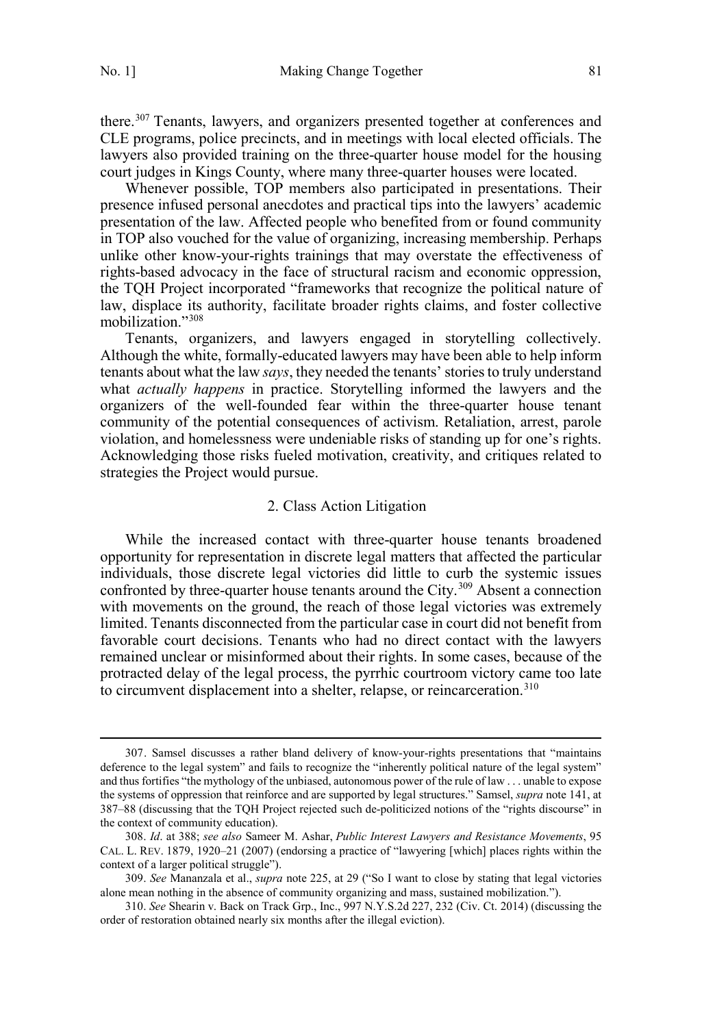there.[307] Tenants, lawyers, and organizers presented together at conferences and CLE programs, police precincts, and in meetings with local elected officials. The lawyers also provided training on the three-quarter house model for the housing court judges in Kings County, where many three-quarter houses were located.

Whenever possible, TOP members also participated in presentations. Their presence infused personal anecdotes and practical tips into the lawyers' academic presentation of the law. Affected people who benefited from or found community in TOP also vouched for the value of organizing, increasing membership. Perhaps unlike other know-your-rights trainings that may overstate the effectiveness of rights-based advocacy in the face of structural racism and economic oppression, the TQH Project incorporated "frameworks that recognize the political nature of law, displace its authority, facilitate broader rights claims, and foster collective mobilization."[308]

Tenants, organizers, and lawyers engaged in storytelling collectively. Although the white, formally-educated lawyers may have been able to help inform tenants about what the law *says*, they needed the tenants' stories to truly understand what *actually happens* in practice. Storytelling informed the lawyers and the organizers of the well-founded fear within the three-quarter house tenant community of the potential consequences of activism. Retaliation, arrest, parole violation, and homelessness were undeniable risks of standing up for one's rights. Acknowledging those risks fueled motivation, creativity, and critiques related to strategies the Project would pursue.

### 2. Class Action Litigation

While the increased contact with three-quarter house tenants broadened opportunity for representation in discrete legal matters that affected the particular individuals, those discrete legal victories did little to curb the systemic issues confronted by three-quarter house tenants around the City.[309] Absent a connection with movements on the ground, the reach of those legal victories was extremely limited. Tenants disconnected from the particular case in court did not benefit from favorable court decisions. Tenants who had no direct contact with the lawyers remained unclear or misinformed about their rights. In some cases, because of the protracted delay of the legal process, the pyrrhic courtroom victory came too late to circumvent displacement into a shelter, relapse, or reincarceration.[310]

---

307. Samsel discusses a rather bland delivery of know-your-rights presentations that "maintains deference to the legal system" and fails to recognize the "inherently political nature of the legal system" and thus fortifies "the mythology of the unbiased, autonomous power of the rule of law . . . unable to expose the systems of oppression that reinforce and are supported by legal structures." Samsel, *supra* note 141, at 387–88 (discussing that the TQH Project rejected such de-politicized notions of the "rights discourse" in the context of community education).

308. *Id*. at 388; *see also* Sameer M. Ashar, *Public Interest Lawyers and Resistance Movements*, 95 CAL. L. REV. 1879, 1920–21 (2007) (endorsing a practice of "lawyering [which] places rights within the context of a larger political struggle").

309. *See* Mananzala et al., *supra* note 225, at 29 ("So I want to close by stating that legal victories alone mean nothing in the absence of community organizing and mass, sustained mobilization.").

310. *See* Shearin v. Back on Track Grp., Inc., 997 N.Y.S.2d 227, 232 (Civ. Ct. 2014) (discussing the order of restoration obtained nearly six months after the illegal eviction).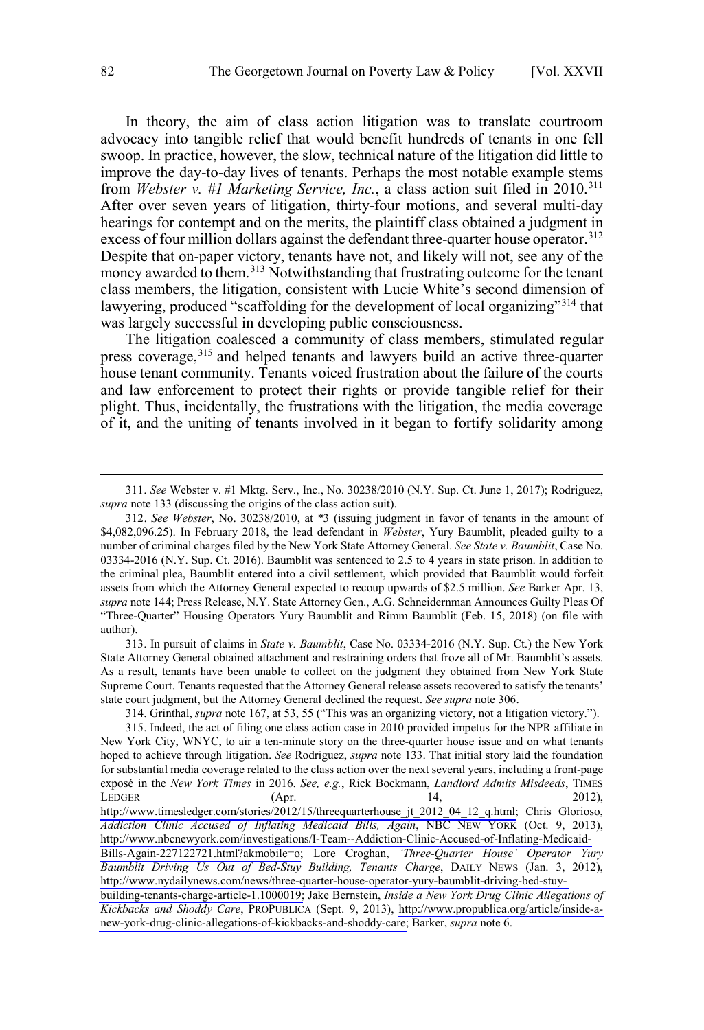In theory, the aim of class action litigation was to translate courtroom advocacy into tangible relief that would benefit hundreds of tenants in one fell swoop. In practice, however, the slow, technical nature of the litigation did little to improve the day-to-day lives of tenants. Perhaps the most notable example stems from *Webster v. #1 Marketing Service, Inc.*, a class action suit filed in 2010.[311] After over seven years of litigation, thirty-four motions, and several multi-day hearings for contempt and on the merits, the plaintiff class obtained a judgment in excess of four million dollars against the defendant three-quarter house operator.[312] Despite that on-paper victory, tenants have not, and likely will not, see any of the money awarded to them.[313] Notwithstanding that frustrating outcome for the tenant class members, the litigation, consistent with Lucie White's second dimension of lawyering, produced "scaffolding for the development of local organizing"[314] that was largely successful in developing public consciousness.

The litigation coalesced a community of class members, stimulated regular press coverage,[315] and helped tenants and lawyers build an active three-quarter house tenant community. Tenants voiced frustration about the failure of the courts and law enforcement to protect their rights or provide tangible relief for their plight. Thus, incidentally, the frustrations with the litigation, the media coverage of it, and the uniting of tenants involved in it began to fortify solidarity among

---

311. *See* Webster v. #1 Mktg. Serv., Inc., No. 30238/2010 (N.Y. Sup. Ct. June 1, 2017); Rodriguez, *supra* note 133 (discussing the origins of the class action suit).

312. *See Webster*, No. 30238/2010, at *3 (issuing judgment in favor of tenants in the amount of $4,082,096.25). In February 2018, the lead defendant in *Webster*, Yury Baumblit, pleaded guilty to a number of criminal charges filed by the New York State Attorney General. *See State v. Baumblit*, Case No. 03334-2016 (N.Y. Sup. Ct. 2016). Baumblit was sentenced to 2.5 to 4 years in state prison. In addition to the criminal plea, Baumblit entered into a civil settlement, which provided that Baumblit would forfeit assets from which the Attorney General expected to recoup upwards of $2.5 million. *See* Barker Apr. 13, *supra* note 144; Press Release, N.Y. State Attorney Gen., A.G. Schneidernman Announces Guilty Pleas Of "Three-Quarter" Housing Operators Yury Baumblit and Rimm Baumblit (Feb. 15, 2018) (on file with author).

313. In pursuit of claims in *State v. Baumblit*, Case No. 03334-2016 (N.Y. Sup. Ct.) the New York State Attorney General obtained attachment and restraining orders that froze all of Mr. Baumblit's assets. As a result, tenants have been unable to collect on the judgment they obtained from New York State Supreme Court. Tenants requested that the Attorney General release assets recovered to satisfy the tenants' state court judgment, but the Attorney General declined the request. *See supra* note 306.

314. Grinthal, *supra* note 167, at 53, 55 ("This was an organizing victory, not a litigation victory.").

315. Indeed, the act of filing one class action case in 2010 provided impetus for the NPR affiliate in New York City, WNYC, to air a ten-minute story on the three-quarter house issue and on what tenants hoped to achieve through litigation. *See* Rodriguez, *supra* note 133. That initial story laid the foundation for substantial media coverage related to the class action over the next several years, including a front-page exposé in the *New York Times* in 2016. *See, e.g.*, Rick Bockmann, *Landlord Admits Misdeeds*, TIMES LEDGER (Apr. 14, 2012), http://www.timesledger.com/stories/2012/15/threequarterhouse_jt_2012_04_12_q.html; Chris Glorioso, *Addiction Clinic Accused of Inflating Medicaid Bills, Again*, NBC NEW YORK (Oct. 9, 2013), http://www.nbcnewyork.com/investigations/I-Team--Addiction-Clinic-Accused-of-Inflating-Medicaid-Bills-Again-227122721.html?akmobile=o; Lore Croghan, *'Three-Quarter House' Operator Yury Baumblit Driving Us Out of Bed-Stuy Building, Tenants Charge*, DAILY NEWS (Jan. 3, 2012), http://www.nydailynews.com/news/three-quarter-house-operator-yury-baumblit-driving-bed-stuy-building-tenants-charge-article-1.1000019; Jake Bernstein, *Inside a New York Drug Clinic Allegations of Kickbacks and Shoddy Care*, PROPUBLICA (Sept. 9, 2013), http://www.propublica.org/article/inside-a-new-york-drug-clinic-allegations-of-kickbacks-and-shoddy-care; Barker, *supra* note 6.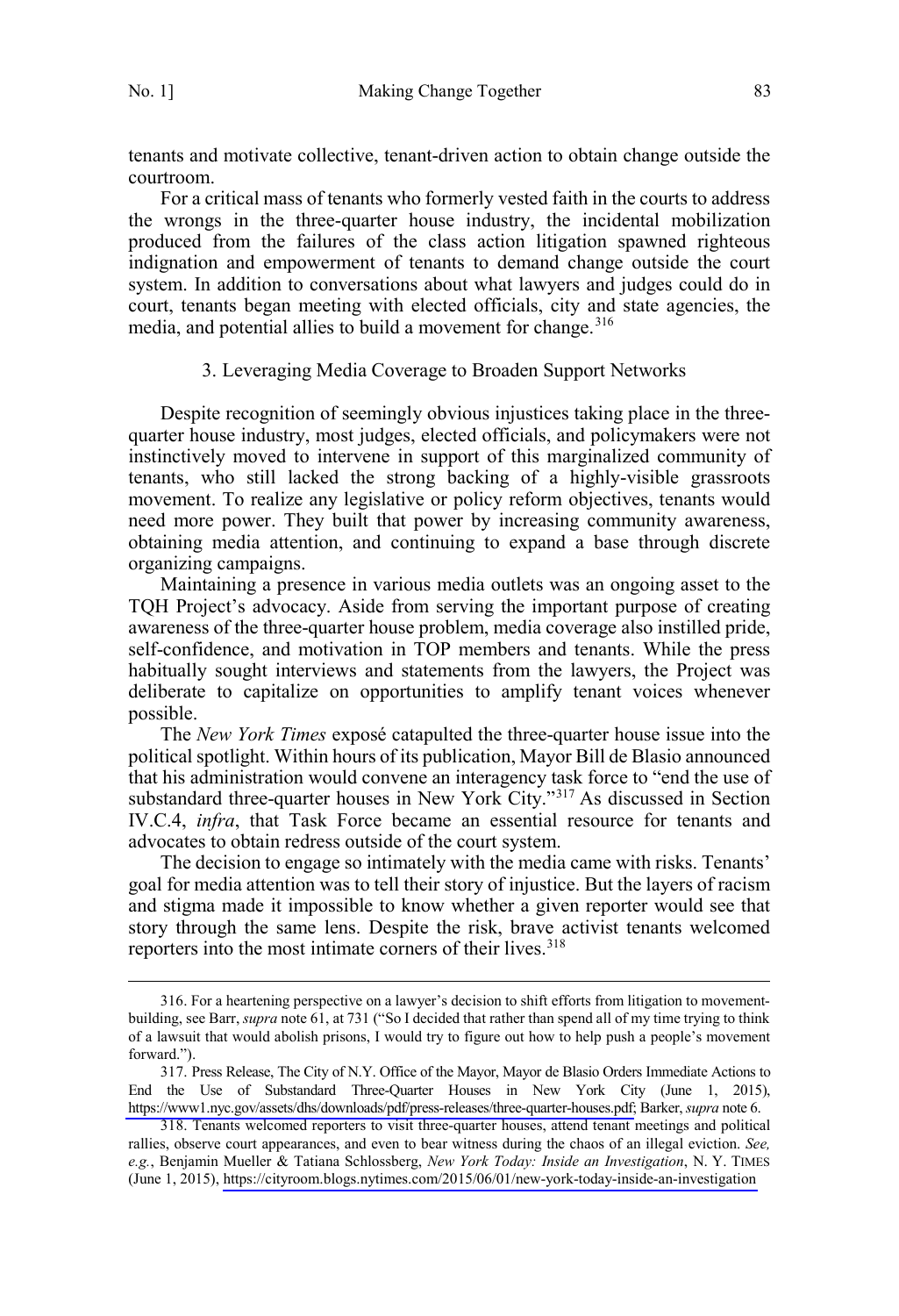tenants and motivate collective, tenant-driven action to obtain change outside the courtroom.

For a critical mass of tenants who formerly vested faith in the courts to address the wrongs in the three-quarter house industry, the incidental mobilization produced from the failures of the class action litigation spawned righteous indignation and empowerment of tenants to demand change outside the court system. In addition to conversations about what lawyers and judges could do in court, tenants began meeting with elected officials, city and state agencies, the media, and potential allies to build a movement for change.[316]

### 3. Leveraging Media Coverage to Broaden Support Networks

Despite recognition of seemingly obvious injustices taking place in the three-quarter house industry, most judges, elected officials, and policymakers were not instinctively moved to intervene in support of this marginalized community of tenants, who still lacked the strong backing of a highly-visible grassroots movement. To realize any legislative or policy reform objectives, tenants would need more power. They built that power by increasing community awareness, obtaining media attention, and continuing to expand a base through discrete organizing campaigns.

Maintaining a presence in various media outlets was an ongoing asset to the TQH Project's advocacy. Aside from serving the important purpose of creating awareness of the three-quarter house problem, media coverage also instilled pride, self-confidence, and motivation in TOP members and tenants. While the press habitually sought interviews and statements from the lawyers, the Project was deliberate to capitalize on opportunities to amplify tenant voices whenever possible.

The *New York Times* exposé catapulted the three-quarter house issue into the political spotlight. Within hours of its publication, Mayor Bill de Blasio announced that his administration would convene an interagency task force to "end the use of substandard three-quarter houses in New York City."[317] As discussed in Section IV.C.4, *infra*, that Task Force became an essential resource for tenants and advocates to obtain redress outside of the court system.

The decision to engage so intimately with the media came with risks. Tenants' goal for media attention was to tell their story of injustice. But the layers of racism and stigma made it impossible to know whether a given reporter would see that story through the same lens. Despite the risk, brave activist tenants welcomed reporters into the most intimate corners of their lives.[318]

---

316. For a heartening perspective on a lawyer's decision to shift efforts from litigation to movement-building, see Barr, *supra* note 61, at 731 ("So I decided that rather than spend all of my time trying to think of a lawsuit that would abolish prisons, I would try to figure out how to help push a people's movement forward.").

317. Press Release, The City of N.Y. Office of the Mayor, Mayor de Blasio Orders Immediate Actions to End the Use of Substandard Three-Quarter Houses in New York City (June 1, 2015), https://www1.nyc.gov/assets/dhs/downloads/pdf/press-releases/three-quarter-houses.pdf; Barker, *supra* note 6.

318. Tenants welcomed reporters to visit three-quarter houses, attend tenant meetings and political rallies, observe court appearances, and even to bear witness during the chaos of an illegal eviction. *See, e.g.*, Benjamin Mueller & Tatiana Schlossberg, *New York Today: Inside an Investigation*, N. Y. TIMES (June 1, 2015), https://cityroom.blogs.nytimes.com/2015/06/01/new-york-today-inside-an-investigation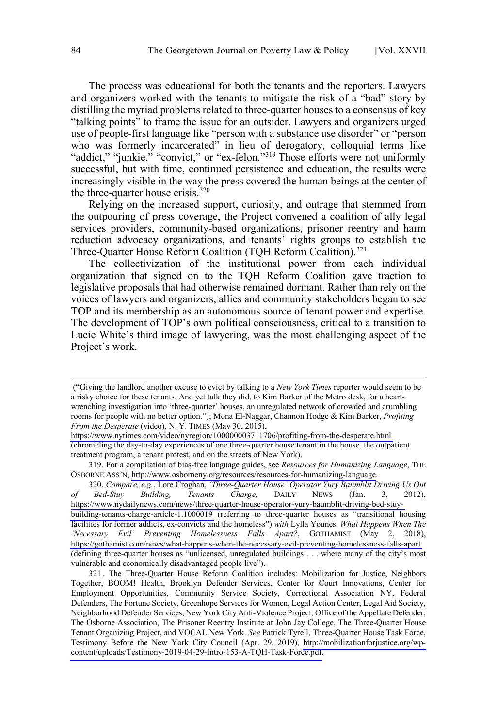The process was educational for both the tenants and the reporters. Lawyers and organizers worked with the tenants to mitigate the risk of a "bad" story by distilling the myriad problems related to three-quarter houses to a consensus of key "talking points" to frame the issue for an outsider. Lawyers and organizers urged use of people-first language like "person with a substance use disorder" or "person who was formerly incarcerated" in lieu of derogatory, colloquial terms like "addict," "junkie," "convict," or "ex-felon."[319] Those efforts were not uniformly successful, but with time, continued persistence and education, the results were increasingly visible in the way the press covered the human beings at the center of the three-quarter house crisis.[320]

Relying on the increased support, curiosity, and outrage that stemmed from the outpouring of press coverage, the Project convened a coalition of ally legal services providers, community-based organizations, prisoner reentry and harm reduction advocacy organizations, and tenants' rights groups to establish the Three-Quarter House Reform Coalition (TQH Reform Coalition).[321]

The collectivization of the institutional power from each individual organization that signed on to the TQH Reform Coalition gave traction to legislative proposals that had otherwise remained dormant. Rather than rely on the voices of lawyers and organizers, allies and community stakeholders began to see TOP and its membership as an autonomous source of tenant power and expertise. The development of TOP's own political consciousness, critical to a transition to Lucie White's third image of lawyering, was the most challenging aspect of the Project's work.

---

("Giving the landlord another excuse to evict by talking to a *New York Times* reporter would seem to be a risky choice for these tenants. And yet talk they did, to Kim Barker of the Metro desk, for a heart-wrenching investigation into 'three-quarter' houses, an unregulated network of crowded and crumbling rooms for people with no better option."); Mona El-Naggar, Channon Hodge & Kim Barker, *Profiting From the Desperate* (video), N. Y. TIMES (May 30, 2015), https://www.nytimes.com/video/nyregion/100000003711706/profiting-from-the-desperate.html (chronicling the day-to-day experiences of one three-quarter house tenant in the house, the outpatient treatment program, a tenant protest, and on the streets of New York).

319. For a compilation of bias-free language guides, see *Resources for Humanizing Language*, THE OSBORNE ASS'N, http://www.osborneny.org/resources/resources-for-humanizing-language.

320. *Compare, e.g.*, Lore Croghan, *'Three-Quarter House' Operator Yury Baumblit Driving Us Out of Bed-Stuy Building, Tenants Charge,* DAILY NEWS (Jan. 3, 2012), https://www.nydailynews.com/news/three-quarter-house-operator-yury-baumblit-driving-bed-stuy-building-tenants-charge-article-1.1000019 (referring to three-quarter houses as "transitional housing facilities for former addicts, ex-convicts and the homeless") *with* Lylla Younes, *What Happens When The 'Necessary Evil' Preventing Homelessness Falls Apart?*, GOTHAMIST (May 2, 2018), https://gothamist.com/news/what-happens-when-the-necessary-evil-preventing-homelessness-falls-apart (defining three-quarter houses as "unlicensed, unregulated buildings . . . where many of the city's most vulnerable and economically disadvantaged people live").

321. The Three-Quarter House Reform Coalition includes: Mobilization for Justice, Neighbors Together, BOOM! Health, Brooklyn Defender Services, Center for Court Innovations, Center for Employment Opportunities, Community Service Society, Correctional Association NY, Federal Defenders, The Fortune Society, Greenhope Services for Women, Legal Action Center, Legal Aid Society, Neighborhood Defender Services, New York City Anti-Violence Project, Office of the Appellate Defender, The Osborne Association, The Prisoner Reentry Institute at John Jay College, The Three-Quarter House Tenant Organizing Project, and VOCAL New York. *See* Patrick Tyrell, Three-Quarter House Task Force, Testimony Before the New York City Council (Apr. 29, 2019), http://mobilizationforjustice.org/wp-content/uploads/Testimony-2019-04-29-Intro-153-A-TQH-Task-Force.pdf.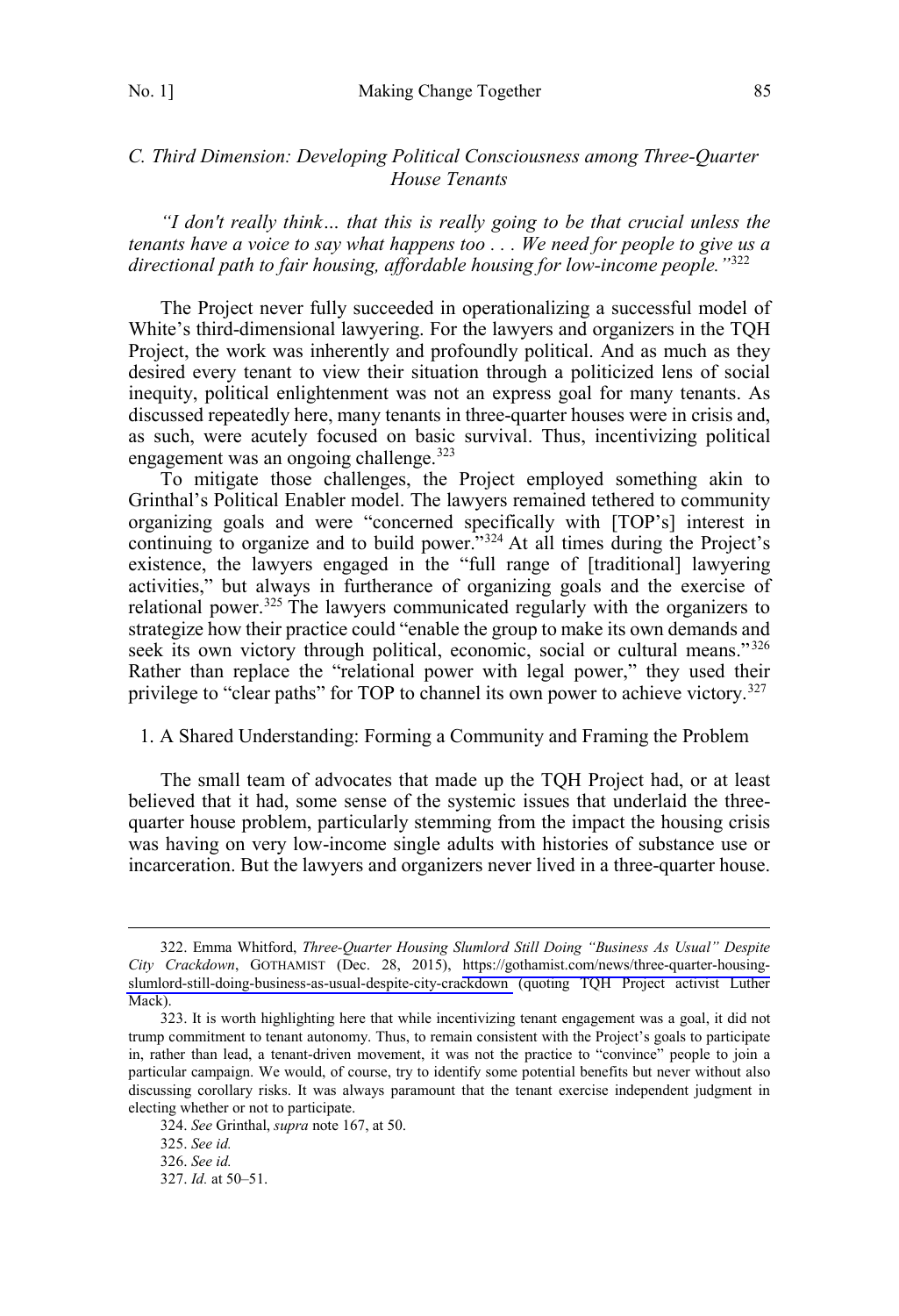### *C. Third Dimension: Developing Political Consciousness among Three-Quarter House Tenants*

*"I don't really think… that this is really going to be that crucial unless the tenants have a voice to say what happens too . . . We need for people to give us a directional path to fair housing, affordable housing for low-income people."*[322]

The Project never fully succeeded in operationalizing a successful model of White's third-dimensional lawyering. For the lawyers and organizers in the TQH Project, the work was inherently and profoundly political. And as much as they desired every tenant to view their situation through a politicized lens of social inequity, political enlightenment was not an express goal for many tenants. As discussed repeatedly here, many tenants in three-quarter houses were in crisis and, as such, were acutely focused on basic survival. Thus, incentivizing political engagement was an ongoing challenge.[323]

To mitigate those challenges, the Project employed something akin to Grinthal's Political Enabler model. The lawyers remained tethered to community organizing goals and were "concerned specifically with [TOP's] interest in continuing to organize and to build power."[324] At all times during the Project's existence, the lawyers engaged in the "full range of [traditional] lawyering activities," but always in furtherance of organizing goals and the exercise of relational power.[325] The lawyers communicated regularly with the organizers to strategize how their practice could "enable the group to make its own demands and seek its own victory through political, economic, social or cultural means."[326] Rather than replace the "relational power with legal power," they used their privilege to "clear paths" for TOP to channel its own power to achieve victory.[327]

1. A Shared Understanding: Forming a Community and Framing the Problem

The small team of advocates that made up the TQH Project had, or at least believed that it had, some sense of the systemic issues that underlaid the three-quarter house problem, particularly stemming from the impact the housing crisis was having on very low-income single adults with histories of substance use or incarceration. But the lawyers and organizers never lived in a three-quarter house.

---

322. Emma Whitford, *Three-Quarter Housing Slumlord Still Doing "Business As Usual" Despite City Crackdown*, GOTHAMIST (Dec. 28, 2015), https://gothamist.com/news/three-quarter-housing-slumlord-still-doing-business-as-usual-despite-city-crackdown (quoting TQH Project activist Luther Mack).

323. It is worth highlighting here that while incentivizing tenant engagement was a goal, it did not trump commitment to tenant autonomy. Thus, to remain consistent with the Project's goals to participate in, rather than lead, a tenant-driven movement, it was not the practice to "convince" people to join a particular campaign. We would, of course, try to identify some potential benefits but never without also discussing corollary risks. It was always paramount that the tenant exercise independent judgment in electing whether or not to participate.

324. *See* Grinthal, *supra* note 167, at 50.

325. *See id.*

326. *See id.*

327. *Id.* at 50–51.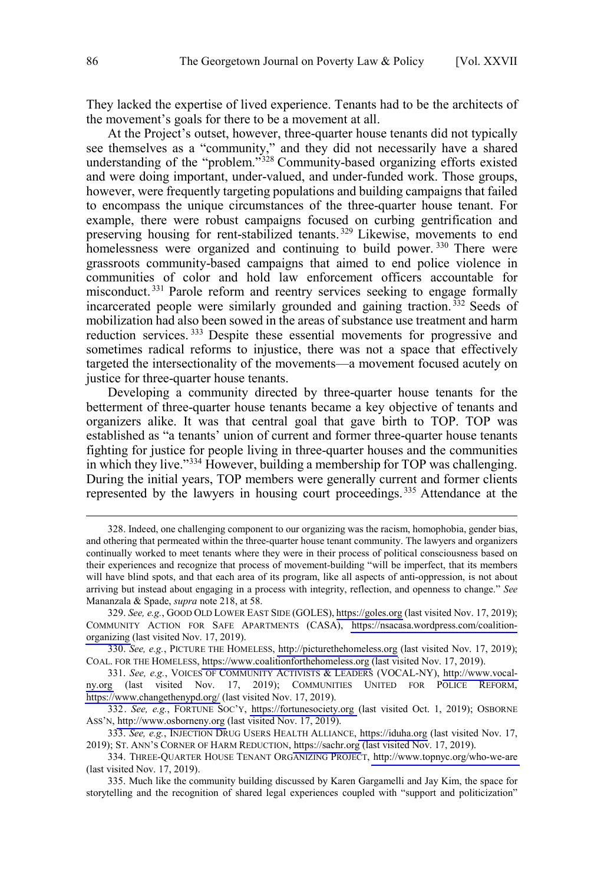They lacked the expertise of lived experience. Tenants had to be the architects of the movement's goals for there to be a movement at all.

At the Project's outset, however, three-quarter house tenants did not typically see themselves as a "community," and they did not necessarily have a shared understanding of the "problem."[328] Community-based organizing efforts existed and were doing important, under-valued, and under-funded work. Those groups, however, were frequently targeting populations and building campaigns that failed to encompass the unique circumstances of the three-quarter house tenant. For example, there were robust campaigns focused on curbing gentrification and preserving housing for rent-stabilized tenants.[329] Likewise, movements to end homelessness were organized and continuing to build power.[330] There were grassroots community-based campaigns that aimed to end police violence in communities of color and hold law enforcement officers accountable for misconduct.[331] Parole reform and reentry services seeking to engage formally incarcerated people were similarly grounded and gaining traction.[332] Seeds of mobilization had also been sowed in the areas of substance use treatment and harm reduction services.[333] Despite these essential movements for progressive and sometimes radical reforms to injustice, there was not a space that effectively targeted the intersectionality of the movements—a movement focused acutely on justice for three-quarter house tenants.

Developing a community directed by three-quarter house tenants for the betterment of three-quarter house tenants became a key objective of tenants and organizers alike. It was that central goal that gave birth to TOP. TOP was established as "a tenants' union of current and former three-quarter house tenants fighting for justice for people living in three-quarter houses and the communities in which they live."[334] However, building a membership for TOP was challenging. During the initial years, TOP members were generally current and former clients represented by the lawyers in housing court proceedings.[335] Attendance at the

---

328. Indeed, one challenging component to our organizing was the racism, homophobia, gender bias, and othering that permeated within the three-quarter house tenant community. The lawyers and organizers continually worked to meet tenants where they were in their process of political consciousness based on their experiences and recognize that process of movement-building "will be imperfect, that its members will have blind spots, and that each area of its program, like all aspects of anti-oppression, is not about arriving but instead about engaging in a process with integrity, reflection, and openness to change." *See* Mananzala & Spade, *supra* note 218, at 58.

329. *See, e.g.*, GOOD OLD LOWER EAST SIDE (GOLES), https://goles.org (last visited Nov. 17, 2019); COMMUNITY ACTION FOR SAFE APARTMENTS (CASA), https://nsacasa.wordpress.com/coalition-organizing (last visited Nov. 17, 2019).

330. *See, e.g.*, PICTURE THE HOMELESS, http://picturethehomeless.org (last visited Nov. 17, 2019); COAL. FOR THE HOMELESS, https://www.coalitionforthehomeless.org (last visited Nov. 17, 2019).

331. *See, e.g.*, VOICES OF COMMUNITY ACTIVISTS & LEADERS (VOCAL-NY), http://www.vocal-ny.org (last visited Nov. 17, 2019); COMMUNITIES UNITED FOR POLICE REFORM, https://www.changethenypd.org/ (last visited Nov. 17, 2019).

332. *See, e.g.*, FORTUNE SOC'Y, https://fortunesociety.org (last visited Oct. 1, 2019); OSBORNE ASS'N, http://www.osborneny.org (last visited Nov. 17, 2019).

333. *See, e.g.*, INJECTION DRUG USERS HEALTH ALLIANCE, https://iduha.org (last visited Nov. 17, 2019); ST. ANN'S CORNER OF HARM REDUCTION, https://sachr.org (last visited Nov. 17, 2019).

334. THREE-QUARTER HOUSE TENANT ORGANIZING PROJECT, http://www.topnyc.org/who-we-are (last visited Nov. 17, 2019).

335. Much like the community building discussed by Karen Gargamelli and Jay Kim, the space for storytelling and the recognition of shared legal experiences coupled with "support and politicization"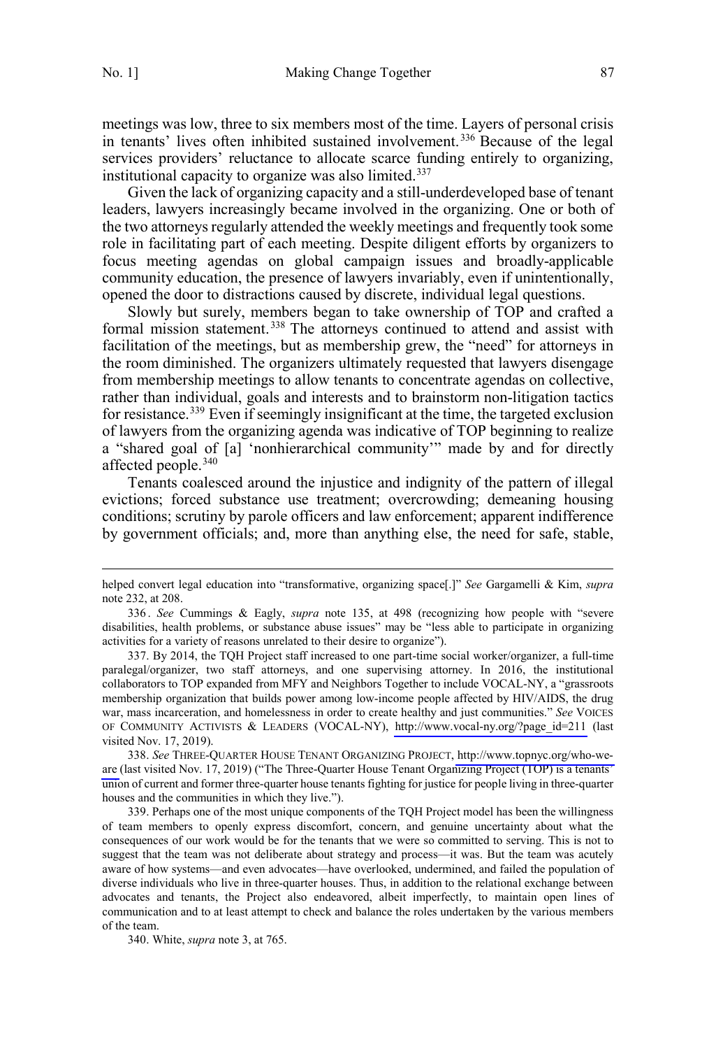meetings was low, three to six members most of the time. Layers of personal crisis in tenants' lives often inhibited sustained involvement.[336] Because of the legal services providers' reluctance to allocate scarce funding entirely to organizing, institutional capacity to organize was also limited.[337]

Given the lack of organizing capacity and a still-underdeveloped base of tenant leaders, lawyers increasingly became involved in the organizing. One or both of the two attorneys regularly attended the weekly meetings and frequently took some role in facilitating part of each meeting. Despite diligent efforts by organizers to focus meeting agendas on global campaign issues and broadly-applicable community education, the presence of lawyers invariably, even if unintentionally, opened the door to distractions caused by discrete, individual legal questions.

Slowly but surely, members began to take ownership of TOP and crafted a formal mission statement.[338] The attorneys continued to attend and assist with facilitation of the meetings, but as membership grew, the "need" for attorneys in the room diminished. The organizers ultimately requested that lawyers disengage from membership meetings to allow tenants to concentrate agendas on collective, rather than individual, goals and interests and to brainstorm non-litigation tactics for resistance.[339] Even if seemingly insignificant at the time, the targeted exclusion of lawyers from the organizing agenda was indicative of TOP beginning to realize a "shared goal of [a] 'nonhierarchical community'" made by and for directly affected people.[340]

Tenants coalesced around the injustice and indignity of the pattern of illegal evictions; forced substance use treatment; overcrowding; demeaning housing conditions; scrutiny by parole officers and law enforcement; apparent indifference by government officials; and, more than anything else, the need for safe, stable,

---

helped convert legal education into "transformative, organizing space[.]" *See* Gargamelli & Kim, *supra* note 232, at 208.

336. *See* Cummings & Eagly, *supra* note 135, at 498 (recognizing how people with "severe disabilities, health problems, or substance abuse issues" may be "less able to participate in organizing activities for a variety of reasons unrelated to their desire to organize").

337. By 2014, the TQH Project staff increased to one part-time social worker/organizer, a full-time paralegal/organizer, two staff attorneys, and one supervising attorney. In 2016, the institutional collaborators to TOP expanded from MFY and Neighbors Together to include VOCAL-NY, a "grassroots membership organization that builds power among low-income people affected by HIV/AIDS, the drug war, mass incarceration, and homelessness in order to create healthy and just communities." *See* VOICES OF COMMUNITY ACTIVISTS & LEADERS (VOCAL-NY), http://www.vocal-ny.org/?page_id=211 (last visited Nov. 17, 2019).

338. *See* THREE-QUARTER HOUSE TENANT ORGANIZING PROJECT, http://www.topnyc.org/who-we-are (last visited Nov. 17, 2019) ("The Three-Quarter House Tenant Organizing Project (TOP) is a tenants' union of current and former three-quarter house tenants fighting for justice for people living in three-quarter houses and the communities in which they live.").

339. Perhaps one of the most unique components of the TQH Project model has been the willingness of team members to openly express discomfort, concern, and genuine uncertainty about what the consequences of our work would be for the tenants that we were so committed to serving. This is not to suggest that the team was not deliberate about strategy and process—it was. But the team was acutely aware of how systems—and even advocates—have overlooked, undermined, and failed the population of diverse individuals who live in three-quarter houses. Thus, in addition to the relational exchange between advocates and tenants, the Project also endeavored, albeit imperfectly, to maintain open lines of communication and to at least attempt to check and balance the roles undertaken by the various members of the team.

340. White, *supra* note 3, at 765.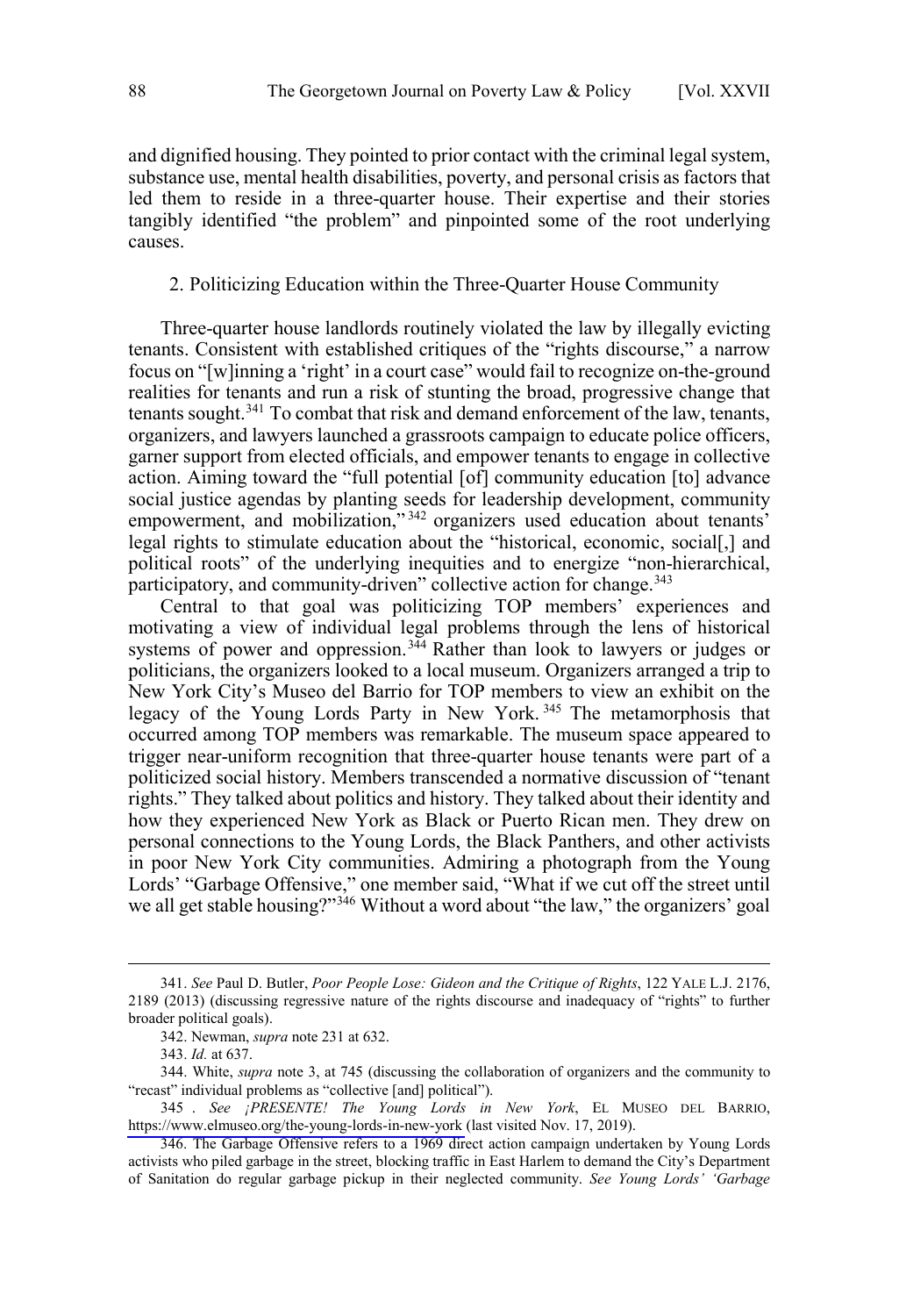and dignified housing. They pointed to prior contact with the criminal legal system, substance use, mental health disabilities, poverty, and personal crisis as factors that led them to reside in a three-quarter house. Their expertise and their stories tangibly identified "the problem" and pinpointed some of the root underlying causes.

### 2. Politicizing Education within the Three-Quarter House Community

Three-quarter house landlords routinely violated the law by illegally evicting tenants. Consistent with established critiques of the "rights discourse," a narrow focus on "[w]inning a 'right' in a court case" would fail to recognize on-the-ground realities for tenants and run a risk of stunting the broad, progressive change that tenants sought.[341] To combat that risk and demand enforcement of the law, tenants, organizers, and lawyers launched a grassroots campaign to educate police officers, garner support from elected officials, and empower tenants to engage in collective action. Aiming toward the "full potential [of] community education [to] advance social justice agendas by planting seeds for leadership development, community empowerment, and mobilization,"[342] organizers used education about tenants' legal rights to stimulate education about the "historical, economic, social[,] and political roots" of the underlying inequities and to energize "non-hierarchical, participatory, and community-driven" collective action for change.[343]

Central to that goal was politicizing TOP members' experiences and motivating a view of individual legal problems through the lens of historical systems of power and oppression.[344] Rather than look to lawyers or judges or politicians, the organizers looked to a local museum. Organizers arranged a trip to New York City's Museo del Barrio for TOP members to view an exhibit on the legacy of the Young Lords Party in New York.[345] The metamorphosis that occurred among TOP members was remarkable. The museum space appeared to trigger near-uniform recognition that three-quarter house tenants were part of a politicized social history. Members transcended a normative discussion of "tenant rights." They talked about politics and history. They talked about their identity and how they experienced New York as Black or Puerto Rican men. They drew on personal connections to the Young Lords, the Black Panthers, and other activists in poor New York City communities. Admiring a photograph from the Young Lords' "Garbage Offensive," one member said, "What if we cut off the street until we all get stable housing?"[346] Without a word about "the law," the organizers' goal

---

341. *See* Paul D. Butler, *Poor People Lose: Gideon and the Critique of Rights*, 122 YALE L.J. 2176, 2189 (2013) (discussing regressive nature of the rights discourse and inadequacy of "rights" to further broader political goals).

342. Newman, *supra* note 231 at 632.

343. *Id.* at 637.

344. White, *supra* note 3, at 745 (discussing the collaboration of organizers and the community to "recast" individual problems as "collective [and] political").

345 . *See ¡PRESENTE! The Young Lords in New York*, EL MUSEO DEL BARRIO, https://www.elmuseo.org/the-young-lords-in-new-york (last visited Nov. 17, 2019).

346. The Garbage Offensive refers to a 1969 direct action campaign undertaken by Young Lords activists who piled garbage in the street, blocking traffic in East Harlem to demand the City's Department of Sanitation do regular garbage pickup in their neglected community. *See Young Lords' 'Garbage*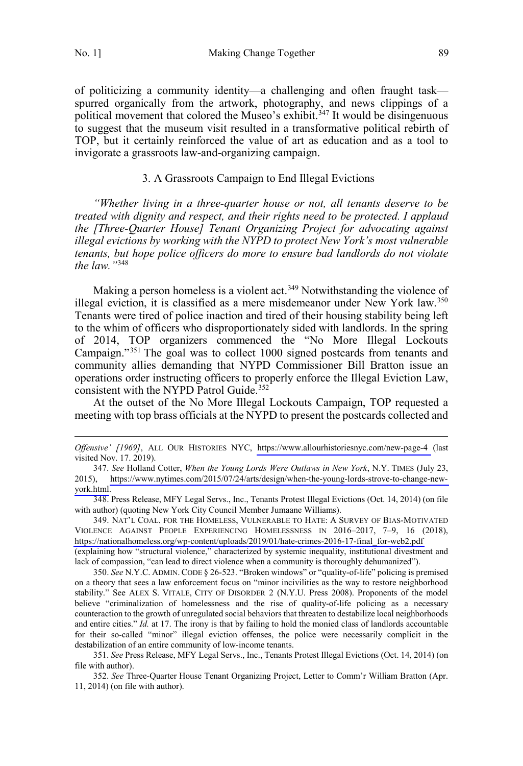of politicizing a community identity—a challenging and often fraught task—spurred organically from the artwork, photography, and news clippings of a political movement that colored the Museo's exhibit.[347] It would be disingenuous to suggest that the museum visit resulted in a transformative political rebirth of TOP, but it certainly reinforced the value of art as education and as a tool to invigorate a grassroots law-and-organizing campaign.

### 3. A Grassroots Campaign to End Illegal Evictions

*"Whether living in a three-quarter house or not, all tenants deserve to be treated with dignity and respect, and their rights need to be protected. I applaud the [Three-Quarter House] Tenant Organizing Project for advocating against illegal evictions by working with the NYPD to protect New York's most vulnerable tenants, but hope police officers do more to ensure bad landlords do not violate the law."*[348]

Making a person homeless is a violent act.[349] Notwithstanding the violence of illegal eviction, it is classified as a mere misdemeanor under New York law.[350] Tenants were tired of police inaction and tired of their housing stability being left to the whim of officers who disproportionately sided with landlords. In the spring of 2014, TOP organizers commenced the "No More Illegal Lockouts Campaign."[351] The goal was to collect 1000 signed postcards from tenants and community allies demanding that NYPD Commissioner Bill Bratton issue an operations order instructing officers to properly enforce the Illegal Eviction Law, consistent with the NYPD Patrol Guide.[352]

At the outset of the No More Illegal Lockouts Campaign, TOP requested a meeting with top brass officials at the NYPD to present the postcards collected and

---

*Offensive' [1969]*, ALL OUR HISTORIES NYC, https://www.allourhistoriesnyc.com/new-page-4 (last visited Nov. 17. 2019).

347. *See* Holland Cotter, *When the Young Lords Were Outlaws in New York*, N.Y. TIMES (July 23, 2015), https://www.nytimes.com/2015/07/24/arts/design/when-the-young-lords-strove-to-change-new-york.html.

348. Press Release, MFY Legal Servs., Inc., Tenants Protest Illegal Evictions (Oct. 14, 2014) (on file with author) (quoting New York City Council Member Jumaane Williams).

349. NAT'L COAL. FOR THE HOMELESS, VULNERABLE TO HATE: A SURVEY OF BIAS-MOTIVATED VIOLENCE AGAINST PEOPLE EXPERIENCING HOMELESSNESS IN 2016–2017, 7–9, 16 (2018), https://nationalhomeless.org/wp-content/uploads/2019/01/hate-crimes-2016-17-final_for-web2.pdf (explaining how "structural violence," characterized by systemic inequality, institutional divestment and lack of compassion, "can lead to direct violence when a community is thoroughly dehumanized").

350. *See* N.Y.C. ADMIN. CODE § 26-523. "Broken windows" or "quality-of-life" policing is premised on a theory that sees a law enforcement focus on "minor incivilities as the way to restore neighborhood stability." See ALEX S. VITALE, CITY OF DISORDER 2 (N.Y.U. Press 2008). Proponents of the model believe "criminalization of homelessness and the rise of quality-of-life policing as a necessary counteraction to the growth of unregulated social behaviors that threaten to destabilize local neighborhoods and entire cities." *Id.* at 17. The irony is that by failing to hold the monied class of landlords accountable for their so-called "minor" illegal eviction offenses, the police were necessarily complicit in the destabilization of an entire community of low-income tenants.

351. *See* Press Release, MFY Legal Servs., Inc., Tenants Protest Illegal Evictions (Oct. 14, 2014) (on file with author).

352. *See* Three-Quarter House Tenant Organizing Project, Letter to Comm'r William Bratton (Apr. 11, 2014) (on file with author).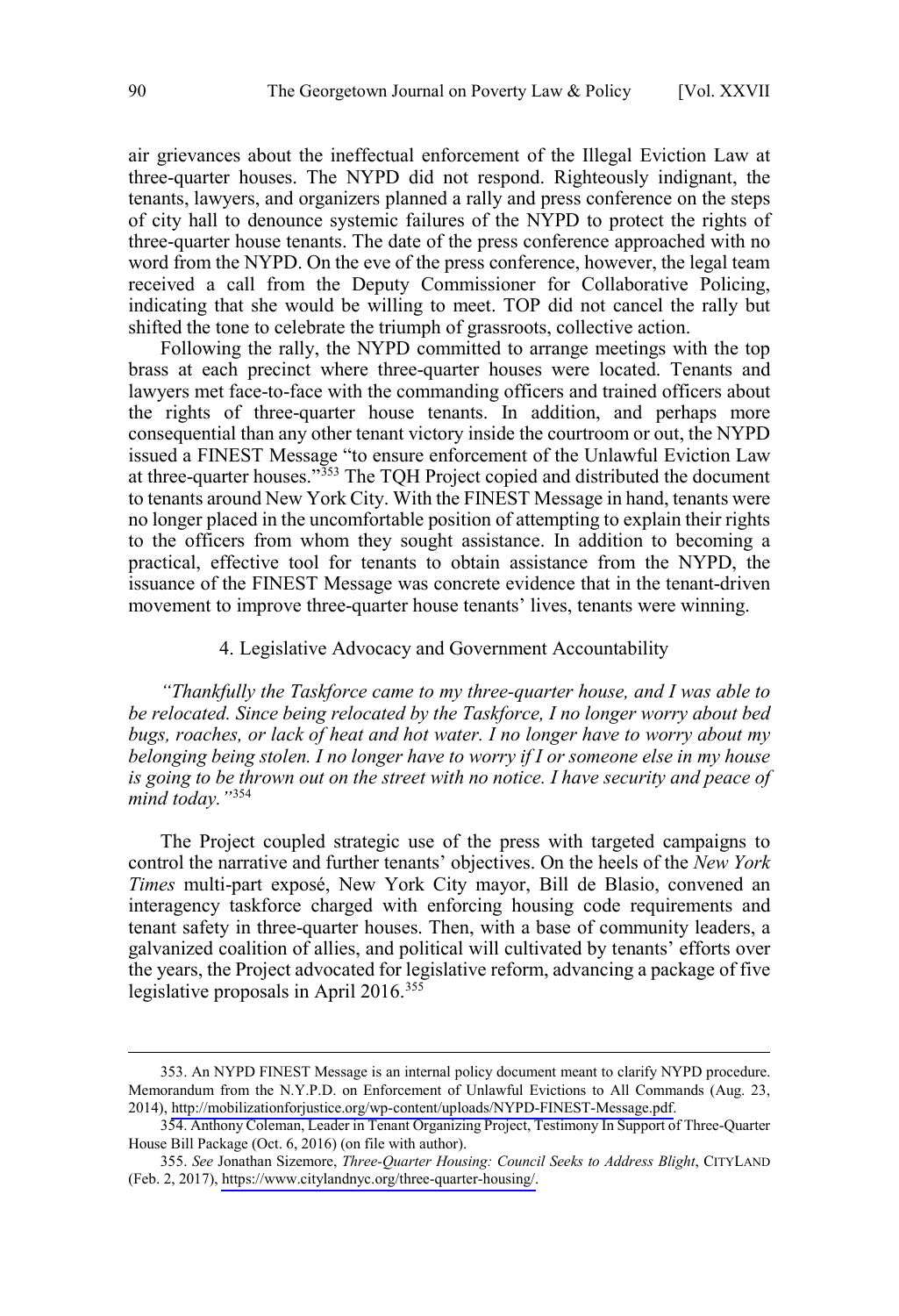air grievances about the ineffectual enforcement of the Illegal Eviction Law at three-quarter houses. The NYPD did not respond. Righteously indignant, the tenants, lawyers, and organizers planned a rally and press conference on the steps of city hall to denounce systemic failures of the NYPD to protect the rights of three-quarter house tenants. The date of the press conference approached with no word from the NYPD. On the eve of the press conference, however, the legal team received a call from the Deputy Commissioner for Collaborative Policing, indicating that she would be willing to meet. TOP did not cancel the rally but shifted the tone to celebrate the triumph of grassroots, collective action.

Following the rally, the NYPD committed to arrange meetings with the top brass at each precinct where three-quarter houses were located. Tenants and lawyers met face-to-face with the commanding officers and trained officers about the rights of three-quarter house tenants. In addition, and perhaps more consequential than any other tenant victory inside the courtroom or out, the NYPD issued a FINEST Message "to ensure enforcement of the Unlawful Eviction Law at three-quarter houses."[353] The TQH Project copied and distributed the document to tenants around New York City. With the FINEST Message in hand, tenants were no longer placed in the uncomfortable position of attempting to explain their rights to the officers from whom they sought assistance. In addition to becoming a practical, effective tool for tenants to obtain assistance from the NYPD, the issuance of the FINEST Message was concrete evidence that in the tenant-driven movement to improve three-quarter house tenants' lives, tenants were winning.

#### 4. Legislative Advocacy and Government Accountability

*"Thankfully the Taskforce came to my three-quarter house, and I was able to be relocated. Since being relocated by the Taskforce, I no longer worry about bed bugs, roaches, or lack of heat and hot water. I no longer have to worry about my belonging being stolen. I no longer have to worry if I or someone else in my house is going to be thrown out on the street with no notice. I have security and peace of mind today."*[354]

The Project coupled strategic use of the press with targeted campaigns to control the narrative and further tenants' objectives. On the heels of the *New York Times* multi-part exposé, New York City mayor, Bill de Blasio, convened an interagency taskforce charged with enforcing housing code requirements and tenant safety in three-quarter houses. Then, with a base of community leaders, a galvanized coalition of allies, and political will cultivated by tenants' efforts over the years, the Project advocated for legislative reform, advancing a package of five legislative proposals in April 2016.[355]

---

353. An NYPD FINEST Message is an internal policy document meant to clarify NYPD procedure. Memorandum from the N.Y.P.D. on Enforcement of Unlawful Evictions to All Commands (Aug. 23, 2014), http://mobilizationforjustice.org/wp-content/uploads/NYPD-FINEST-Message.pdf.

354. Anthony Coleman, Leader in Tenant Organizing Project, Testimony In Support of Three-Quarter House Bill Package (Oct. 6, 2016) (on file with author).

355. *See* Jonathan Sizemore, *Three-Quarter Housing: Council Seeks to Address Blight*, CITYLAND (Feb. 2, 2017), https://www.citylandnyc.org/three-quarter-housing/.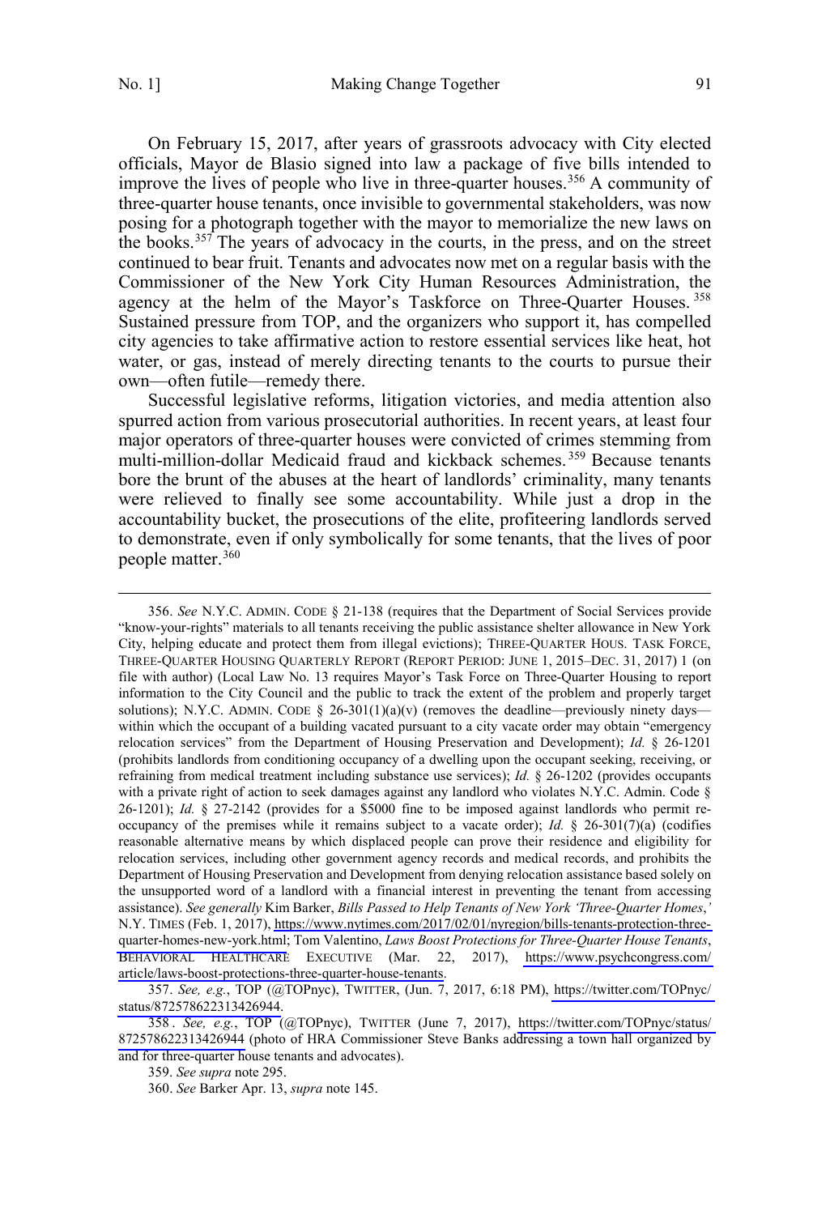On February 15, 2017, after years of grassroots advocacy with City elected officials, Mayor de Blasio signed into law a package of five bills intended to improve the lives of people who live in three-quarter houses.[356] A community of three-quarter house tenants, once invisible to governmental stakeholders, was now posing for a photograph together with the mayor to memorialize the new laws on the books.[357] The years of advocacy in the courts, in the press, and on the street continued to bear fruit. Tenants and advocates now met on a regular basis with the Commissioner of the New York City Human Resources Administration, the agency at the helm of the Mayor's Taskforce on Three-Quarter Houses.[358] Sustained pressure from TOP, and the organizers who support it, has compelled city agencies to take affirmative action to restore essential services like heat, hot water, or gas, instead of merely directing tenants to the courts to pursue their own—often futile—remedy there.

Successful legislative reforms, litigation victories, and media attention also spurred action from various prosecutorial authorities. In recent years, at least four major operators of three-quarter houses were convicted of crimes stemming from multi-million-dollar Medicaid fraud and kickback schemes.[359] Because tenants bore the brunt of the abuses at the heart of landlords' criminality, many tenants were relieved to finally see some accountability. While just a drop in the accountability bucket, the prosecutions of the elite, profiteering landlords served to demonstrate, even if only symbolically for some tenants, that the lives of poor people matter.[360]

---

356. *See* N.Y.C. ADMIN. CODE § 21-138 (requires that the Department of Social Services provide "know-your-rights" materials to all tenants receiving the public assistance shelter allowance in New York City, helping educate and protect them from illegal evictions); THREE-QUARTER HOUS. TASK FORCE, THREE-QUARTER HOUSING QUARTERLY REPORT (REPORT PERIOD: JUNE 1, 2015–DEC. 31, 2017) 1 (on file with author) (Local Law No. 13 requires Mayor's Task Force on Three-Quarter Housing to report information to the City Council and the public to track the extent of the problem and properly target solutions); N.Y.C. ADMIN. CODE § 26-301(1)(a)(v) (removes the deadline—previously ninety days—within which the occupant of a building vacated pursuant to a city vacate order may obtain "emergency relocation services" from the Department of Housing Preservation and Development); *Id.* § 26-1201 (prohibits landlords from conditioning occupancy of a dwelling upon the occupant seeking, receiving, or refraining from medical treatment including substance use services); *Id.* § 26-1202 (provides occupants with a private right of action to seek damages against any landlord who violates N.Y.C. Admin. Code § 26-1201); *Id.* § 27-2142 (provides for a $5000 fine to be imposed against landlords who permit re-occupancy of the premises while it remains subject to a vacate order); *Id.* § 26-301(7)(a) (codifies reasonable alternative means by which displaced people can prove their residence and eligibility for relocation services, including other government agency records and medical records, and prohibits the Department of Housing Preservation and Development from denying relocation assistance based solely on the unsupported word of a landlord with a financial interest in preventing the tenant from accessing assistance). *See generally* Kim Barker, *Bills Passed to Help Tenants of New York 'Three-Quarter Homes*,*'* N.Y. TIMES (Feb. 1, 2017), https://www.nytimes.com/2017/02/01/nyregion/bills-tenants-protection-three-quarter-homes-new-york.html; Tom Valentino, *Laws Boost Protections for Three-Quarter House Tenants*, BEHAVIORAL HEALTHCARE EXECUTIVE (Mar. 22, 2017), https://www.psychcongress.com/article/laws-boost-protections-three-quarter-house-tenants.

357. *See, e.g.*, TOP (@TOPnyc), TWITTER, (Jun. 7, 2017, 6:18 PM), https://twitter.com/TOPnyc/status/872578622313426944.

358. *See, e.g.*, TOP (@TOPnyc), TWITTER (June 7, 2017), https://twitter.com/TOPnyc/status/872578622313426944 (photo of HRA Commissioner Steve Banks addressing a town hall organized by and for three-quarter house tenants and advocates).

359. *See supra* note 295.

360. *See* Barker Apr. 13, *supra* note 145.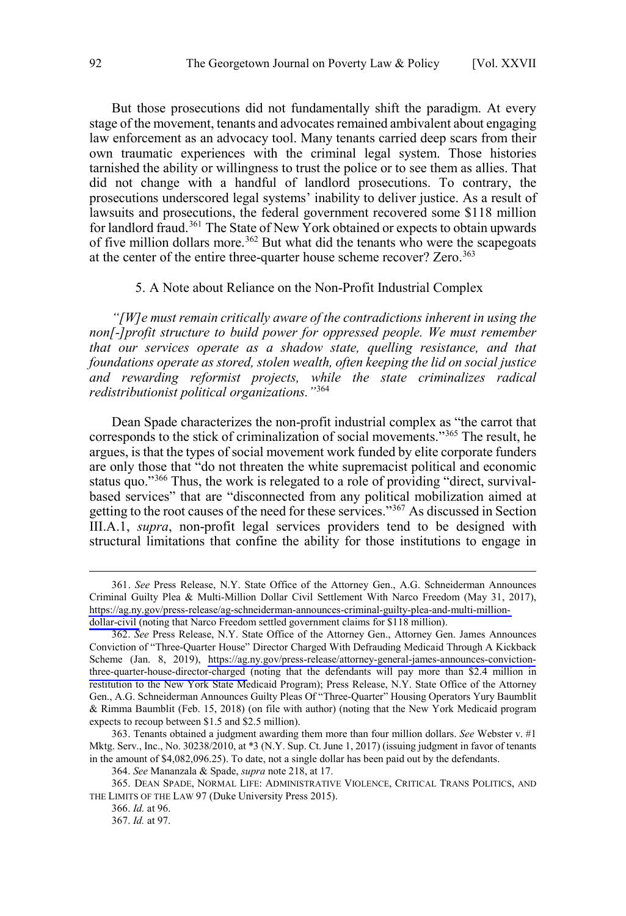But those prosecutions did not fundamentally shift the paradigm. At every stage of the movement, tenants and advocates remained ambivalent about engaging law enforcement as an advocacy tool. Many tenants carried deep scars from their own traumatic experiences with the criminal legal system. Those histories tarnished the ability or willingness to trust the police or to see them as allies. That did not change with a handful of landlord prosecutions. To contrary, the prosecutions underscored legal systems' inability to deliver justice. As a result of lawsuits and prosecutions, the federal government recovered some $118 million for landlord fraud.[361] The State of New York obtained or expects to obtain upwards of five million dollars more.[362] But what did the tenants who were the scapegoats at the center of the entire three-quarter house scheme recover? Zero.[363]

### 5. A Note about Reliance on the Non-Profit Industrial Complex

*"[W]e must remain critically aware of the contradictions inherent in using the non[-]profit structure to build power for oppressed people. We must remember that our services operate as a shadow state, quelling resistance, and that foundations operate as stored, stolen wealth, often keeping the lid on social justice and rewarding reformist projects, while the state criminalizes radical redistributionist political organizations."*[364]

Dean Spade characterizes the non-profit industrial complex as "the carrot that corresponds to the stick of criminalization of social movements."[365] The result, he argues, is that the types of social movement work funded by elite corporate funders are only those that "do not threaten the white supremacist political and economic status quo."[366] Thus, the work is relegated to a role of providing "direct, survival-based services" that are "disconnected from any political mobilization aimed at getting to the root causes of the need for these services."[367] As discussed in Section III.A.1, *supra*, non-profit legal services providers tend to be designed with structural limitations that confine the ability for those institutions to engage in

361. *See* Press Release, N.Y. State Office of the Attorney Gen., A.G. Schneiderman Announces Criminal Guilty Plea & Multi-Million Dollar Civil Settlement With Narco Freedom (May 31, 2017), https://ag.ny.gov/press-release/ag-schneiderman-announces-criminal-guilty-plea-and-multi-million-dollar-civil (noting that Narco Freedom settled government claims for $118 million).

362. *See* Press Release, N.Y. State Office of the Attorney Gen., Attorney Gen. James Announces Conviction of "Three-Quarter House" Director Charged With Defrauding Medicaid Through A Kickback Scheme (Jan. 8, 2019), https://ag.ny.gov/press-release/attorney-general-james-announces-conviction-three-quarter-house-director-charged (noting that the defendants will pay more than $2.4 million in restitution to the New York State Medicaid Program); Press Release, N.Y. State Office of the Attorney Gen., A.G. Schneiderman Announces Guilty Pleas Of "Three-Quarter" Housing Operators Yury Baumblit & Rimma Baumblit (Feb. 15, 2018) (on file with author) (noting that the New York Medicaid program expects to recoup between $1.5 and $2.5 million).

363. Tenants obtained a judgment awarding them more than four million dollars. *See* Webster v. #1 Mktg. Serv., Inc., No. 30238/2010, at *3 (N.Y. Sup. Ct. June 1, 2017) (issuing judgment in favor of tenants in the amount of $4,082,096.25). To date, not a single dollar has been paid out by the defendants.

364. *See* Mananzala & Spade, *supra* note 218, at 17.

365. DEAN SPADE, NORMAL LIFE: ADMINISTRATIVE VIOLENCE, CRITICAL TRANS POLITICS, AND THE LIMITS OF THE LAW 97 (Duke University Press 2015).

366. *Id.* at 96.

367. *Id.* at 97.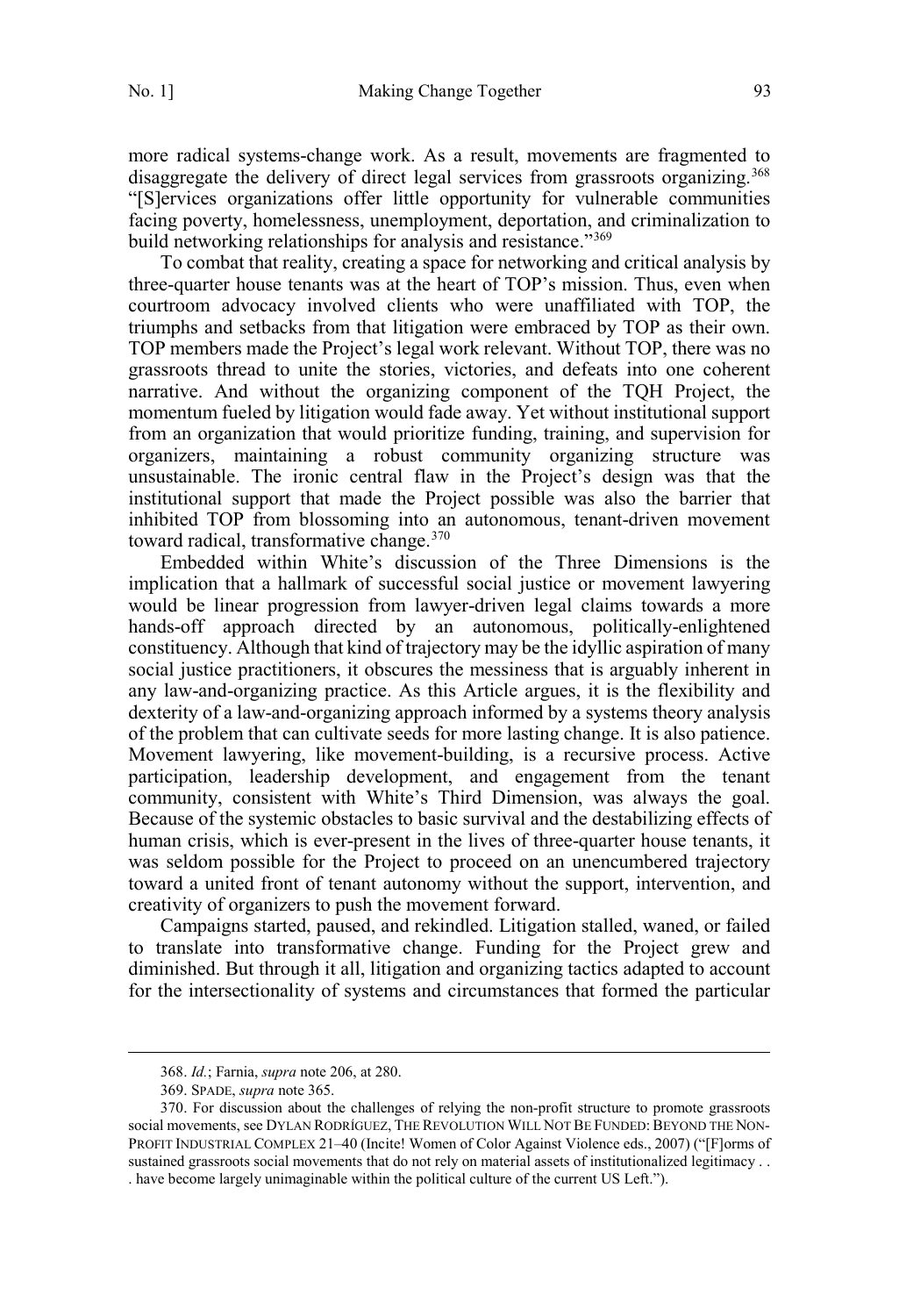more radical systems-change work. As a result, movements are fragmented to disaggregate the delivery of direct legal services from grassroots organizing.[368] "[S]ervices organizations offer little opportunity for vulnerable communities facing poverty, homelessness, unemployment, deportation, and criminalization to build networking relationships for analysis and resistance."[369]

To combat that reality, creating a space for networking and critical analysis by three-quarter house tenants was at the heart of TOP's mission. Thus, even when courtroom advocacy involved clients who were unaffiliated with TOP, the triumphs and setbacks from that litigation were embraced by TOP as their own. TOP members made the Project's legal work relevant. Without TOP, there was no grassroots thread to unite the stories, victories, and defeats into one coherent narrative. And without the organizing component of the TQH Project, the momentum fueled by litigation would fade away. Yet without institutional support from an organization that would prioritize funding, training, and supervision for organizers, maintaining a robust community organizing structure was unsustainable. The ironic central flaw in the Project's design was that the institutional support that made the Project possible was also the barrier that inhibited TOP from blossoming into an autonomous, tenant-driven movement toward radical, transformative change.[370]

Embedded within White's discussion of the Three Dimensions is the implication that a hallmark of successful social justice or movement lawyering would be linear progression from lawyer-driven legal claims towards a more hands-off approach directed by an autonomous, politically-enlightened constituency. Although that kind of trajectory may be the idyllic aspiration of many social justice practitioners, it obscures the messiness that is arguably inherent in any law-and-organizing practice. As this Article argues, it is the flexibility and dexterity of a law-and-organizing approach informed by a systems theory analysis of the problem that can cultivate seeds for more lasting change. It is also patience. Movement lawyering, like movement-building, is a recursive process. Active participation, leadership development, and engagement from the tenant community, consistent with White's Third Dimension, was always the goal. Because of the systemic obstacles to basic survival and the destabilizing effects of human crisis, which is ever-present in the lives of three-quarter house tenants, it was seldom possible for the Project to proceed on an unencumbered trajectory toward a united front of tenant autonomy without the support, intervention, and creativity of organizers to push the movement forward.

Campaigns started, paused, and rekindled. Litigation stalled, waned, or failed to translate into transformative change. Funding for the Project grew and diminished. But through it all, litigation and organizing tactics adapted to account for the intersectionality of systems and circumstances that formed the particular

---

368. *Id.*; Farnia, *supra* note 206, at 280.

369. SPADE, *supra* note 365.

370. For discussion about the challenges of relying the non-profit structure to promote grassroots social movements, see DYLAN RODRÍGUEZ, THE REVOLUTION WILL NOT BE FUNDED: BEYOND THE NON-PROFIT INDUSTRIAL COMPLEX 21–40 (Incite! Women of Color Against Violence eds., 2007) ("[F]orms of sustained grassroots social movements that do not rely on material assets of institutionalized legitimacy . . . have become largely unimaginable within the political culture of the current US Left.").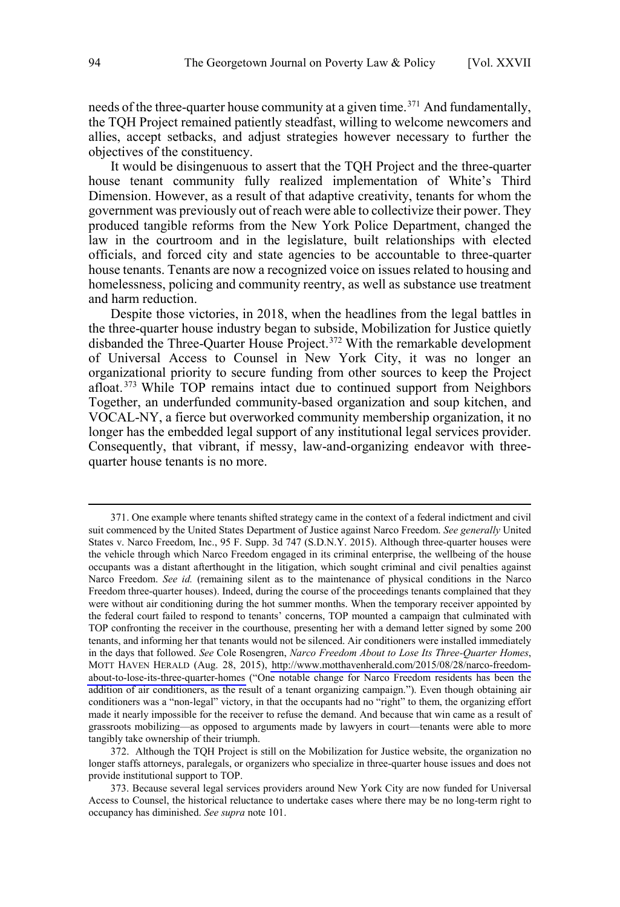needs of the three-quarter house community at a given time.[371] And fundamentally, the TQH Project remained patiently steadfast, willing to welcome newcomers and allies, accept setbacks, and adjust strategies however necessary to further the objectives of the constituency.

It would be disingenuous to assert that the TQH Project and the three-quarter house tenant community fully realized implementation of White's Third Dimension. However, as a result of that adaptive creativity, tenants for whom the government was previously out of reach were able to collectivize their power. They produced tangible reforms from the New York Police Department, changed the law in the courtroom and in the legislature, built relationships with elected officials, and forced city and state agencies to be accountable to three-quarter house tenants. Tenants are now a recognized voice on issues related to housing and homelessness, policing and community reentry, as well as substance use treatment and harm reduction.

Despite those victories, in 2018, when the headlines from the legal battles in the three-quarter house industry began to subside, Mobilization for Justice quietly disbanded the Three-Quarter House Project.[372] With the remarkable development of Universal Access to Counsel in New York City, it was no longer an organizational priority to secure funding from other sources to keep the Project afloat.[373] While TOP remains intact due to continued support from Neighbors Together, an underfunded community-based organization and soup kitchen, and VOCAL-NY, a fierce but overworked community membership organization, it no longer has the embedded legal support of any institutional legal services provider. Consequently, that vibrant, if messy, law-and-organizing endeavor with three-quarter house tenants is no more.

---

371. One example where tenants shifted strategy came in the context of a federal indictment and civil suit commenced by the United States Department of Justice against Narco Freedom. *See generally* United States v. Narco Freedom, Inc., 95 F. Supp. 3d 747 (S.D.N.Y. 2015). Although three-quarter houses were the vehicle through which Narco Freedom engaged in its criminal enterprise, the wellbeing of the house occupants was a distant afterthought in the litigation, which sought criminal and civil penalties against Narco Freedom. *See id.* (remaining silent as to the maintenance of physical conditions in the Narco Freedom three-quarter houses). Indeed, during the course of the proceedings tenants complained that they were without air conditioning during the hot summer months. When the temporary receiver appointed by the federal court failed to respond to tenants' concerns, TOP mounted a campaign that culminated with TOP confronting the receiver in the courthouse, presenting her with a demand letter signed by some 200 tenants, and informing her that tenants would not be silenced. Air conditioners were installed immediately in the days that followed. *See* Cole Rosengren, *Narco Freedom About to Lose Its Three-Quarter Homes*, MOTT HAVEN HERALD (Aug. 28, 2015), http://www.motthavenherald.com/2015/08/28/narco-freedom-about-to-lose-its-three-quarter-homes ("One notable change for Narco Freedom residents has been the addition of air conditioners, as the result of a tenant organizing campaign."). Even though obtaining air conditioners was a "non-legal" victory, in that the occupants had no "right" to them, the organizing effort made it nearly impossible for the receiver to refuse the demand. And because that win came as a result of grassroots mobilizing—as opposed to arguments made by lawyers in court—tenants were able to more tangibly take ownership of their triumph.

372. Although the TQH Project is still on the Mobilization for Justice website, the organization no longer staffs attorneys, paralegals, or organizers who specialize in three-quarter house issues and does not provide institutional support to TOP.

373. Because several legal services providers around New York City are now funded for Universal Access to Counsel, the historical reluctance to undertake cases where there may be no long-term right to occupancy has diminished. *See supra* note 101.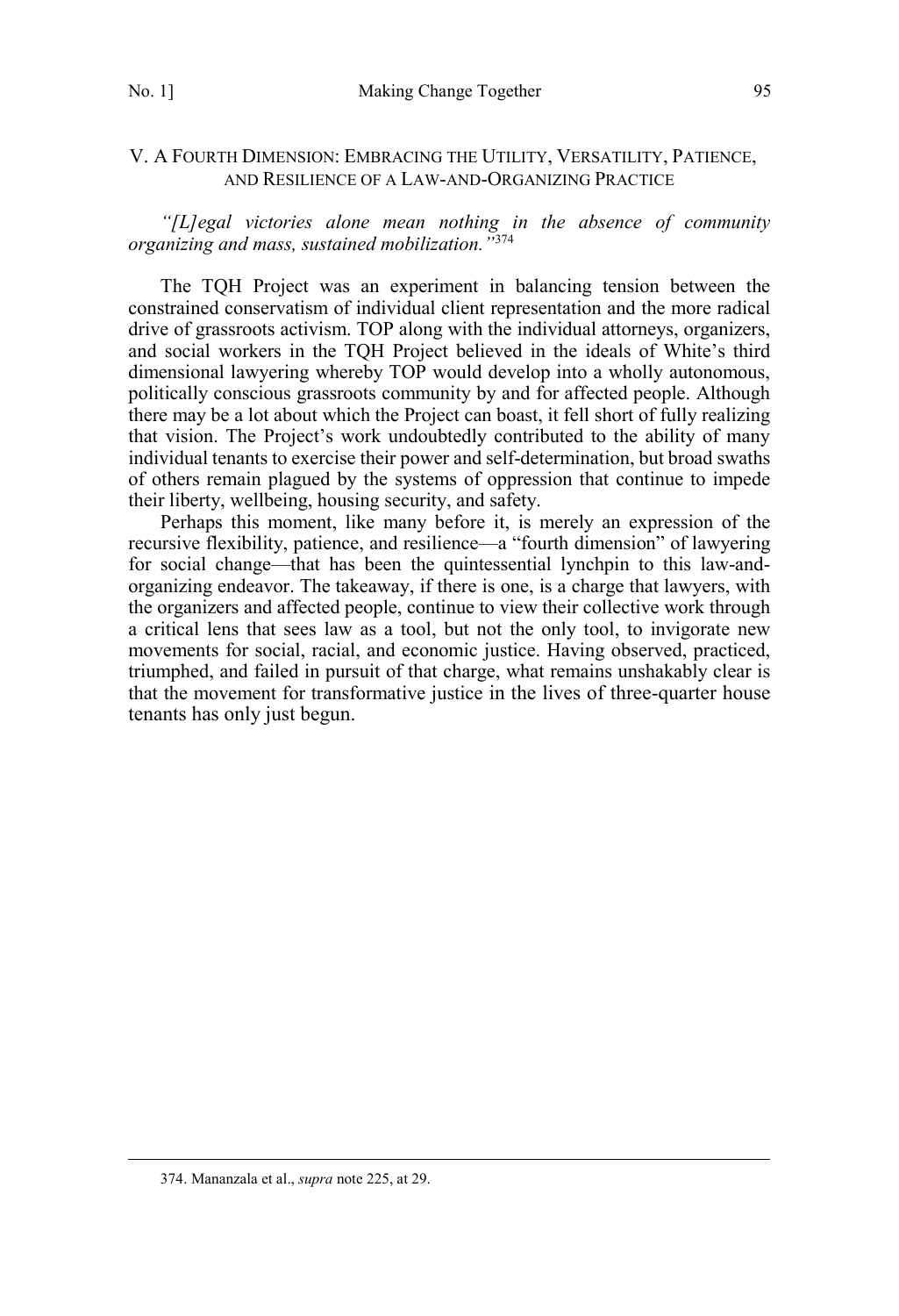## V. A FOURTH DIMENSION: EMBRACING THE UTILITY, VERSATILITY, PATIENCE, AND RESILIENCE OF A LAW-AND-ORGANIZING PRACTICE

*"[L]egal victories alone mean nothing in the absence of community organizing and mass, sustained mobilization."*[374]

The TQH Project was an experiment in balancing tension between the constrained conservatism of individual client representation and the more radical drive of grassroots activism. TOP along with the individual attorneys, organizers, and social workers in the TQH Project believed in the ideals of White's third dimensional lawyering whereby TOP would develop into a wholly autonomous, politically conscious grassroots community by and for affected people. Although there may be a lot about which the Project can boast, it fell short of fully realizing that vision. The Project's work undoubtedly contributed to the ability of many individual tenants to exercise their power and self-determination, but broad swaths of others remain plagued by the systems of oppression that continue to impede their liberty, wellbeing, housing security, and safety.

Perhaps this moment, like many before it, is merely an expression of the recursive flexibility, patience, and resilience—a "fourth dimension" of lawyering for social change—that has been the quintessential lynchpin to this law-and-organizing endeavor. The takeaway, if there is one, is a charge that lawyers, with the organizers and affected people, continue to view their collective work through a critical lens that sees law as a tool, but not the only tool, to invigorate new movements for social, racial, and economic justice. Having observed, practiced, triumphed, and failed in pursuit of that charge, what remains unshakably clear is that the movement for transformative justice in the lives of three-quarter house tenants has only just begun.

---

374. Mananzala et al., *supra* note 225, at 29.